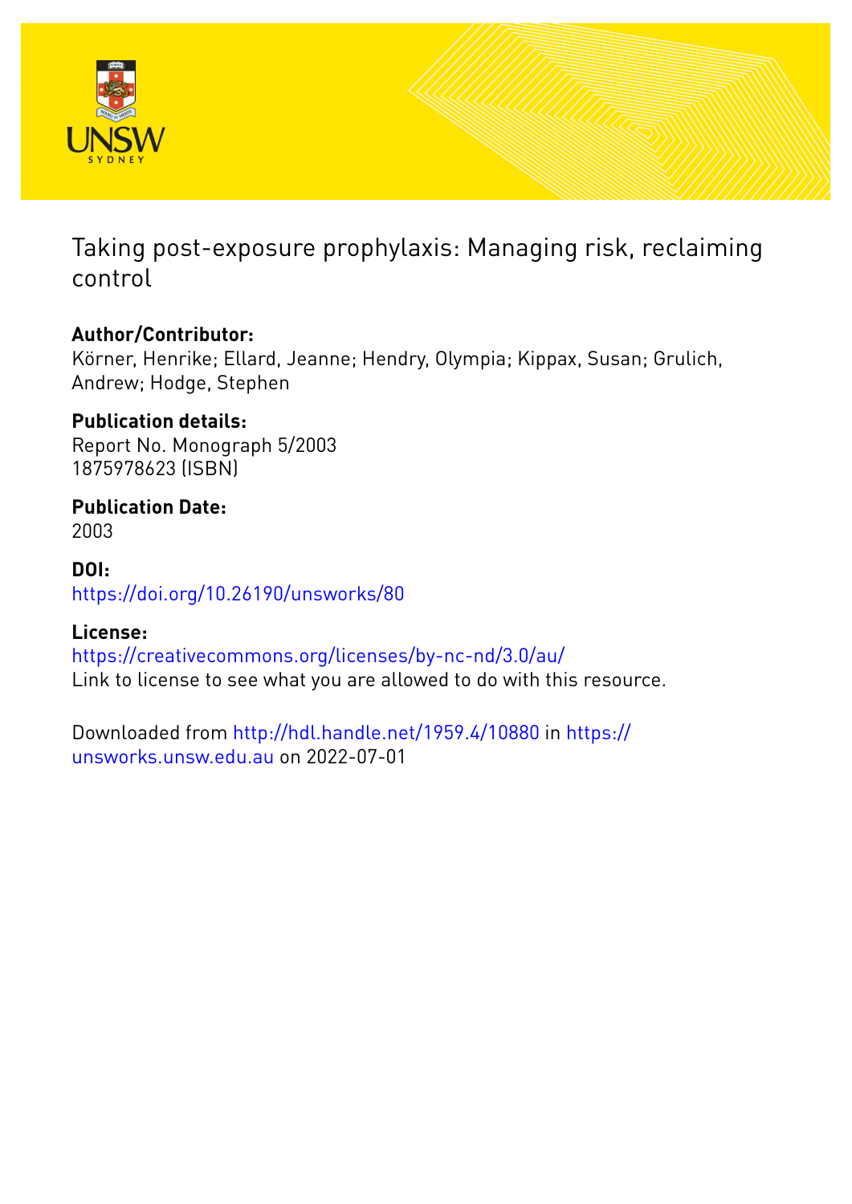# Taking post-exposure prophylaxis: Managing risk, reclaiming control

**Author/Contributor:**
Körner, Henrike; Ellard, Jeanne; Hendry, Olympia; Kippax, Susan; Grulich, Andrew; Hodge, Stephen

**Publication details:**
Report No. Monograph 5/2003
1875978623 (ISBN)

**Publication Date:**
2003

**DOI:**
https://doi.org/10.26190/unsworks/80

**License:**
https://creativecommons.org/licenses/by-nc-nd/3.0/au/
Link to license to see what you are allowed to do with this resource.

Downloaded from http://hdl.handle.net/1959.4/10880 in https://unsworks.unsw.edu.au on 2022-07-01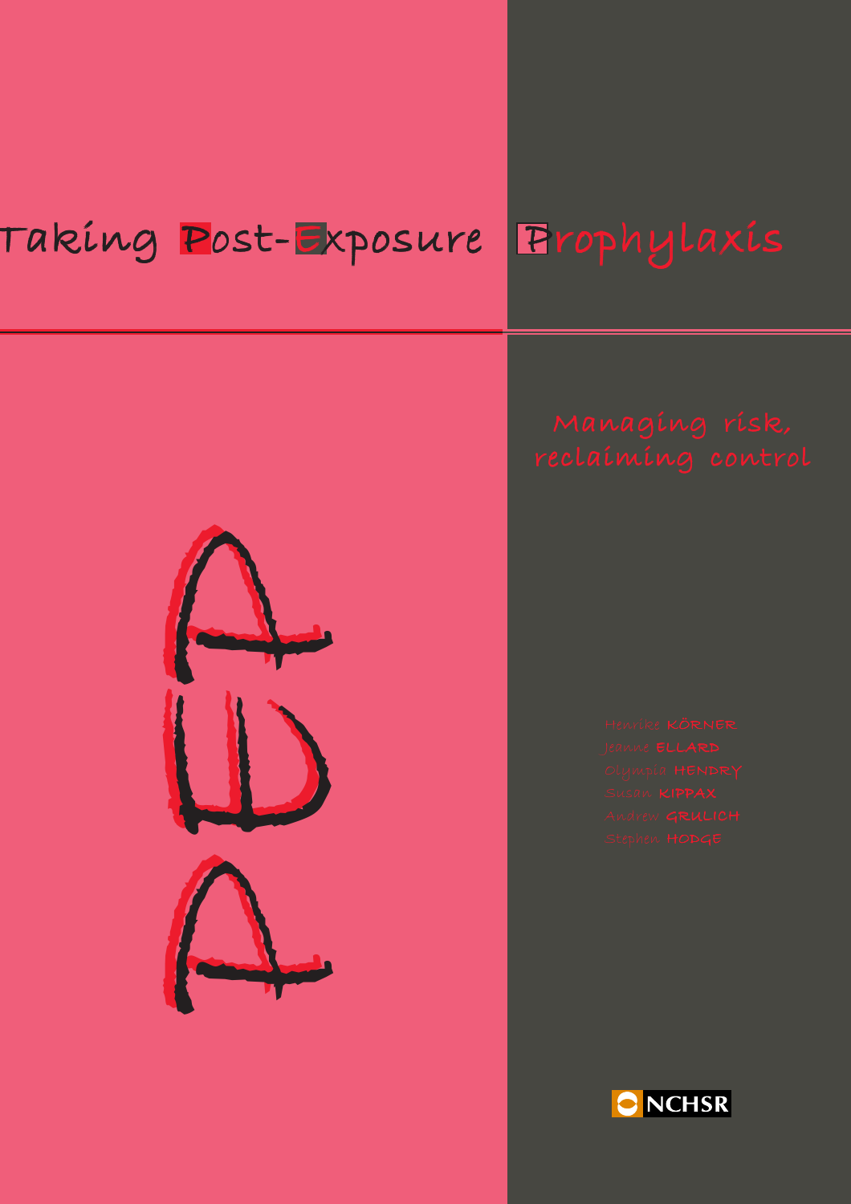# Taking Post-Exposure Prophylaxis

## Managing risk, reclaiming control

PEP

Henrike KÖRNER
Jeanne ELLARD
Olympia HENDRY
Susan KIPPAX
Andrew GRULICH
Stephen HODGE

NCHSR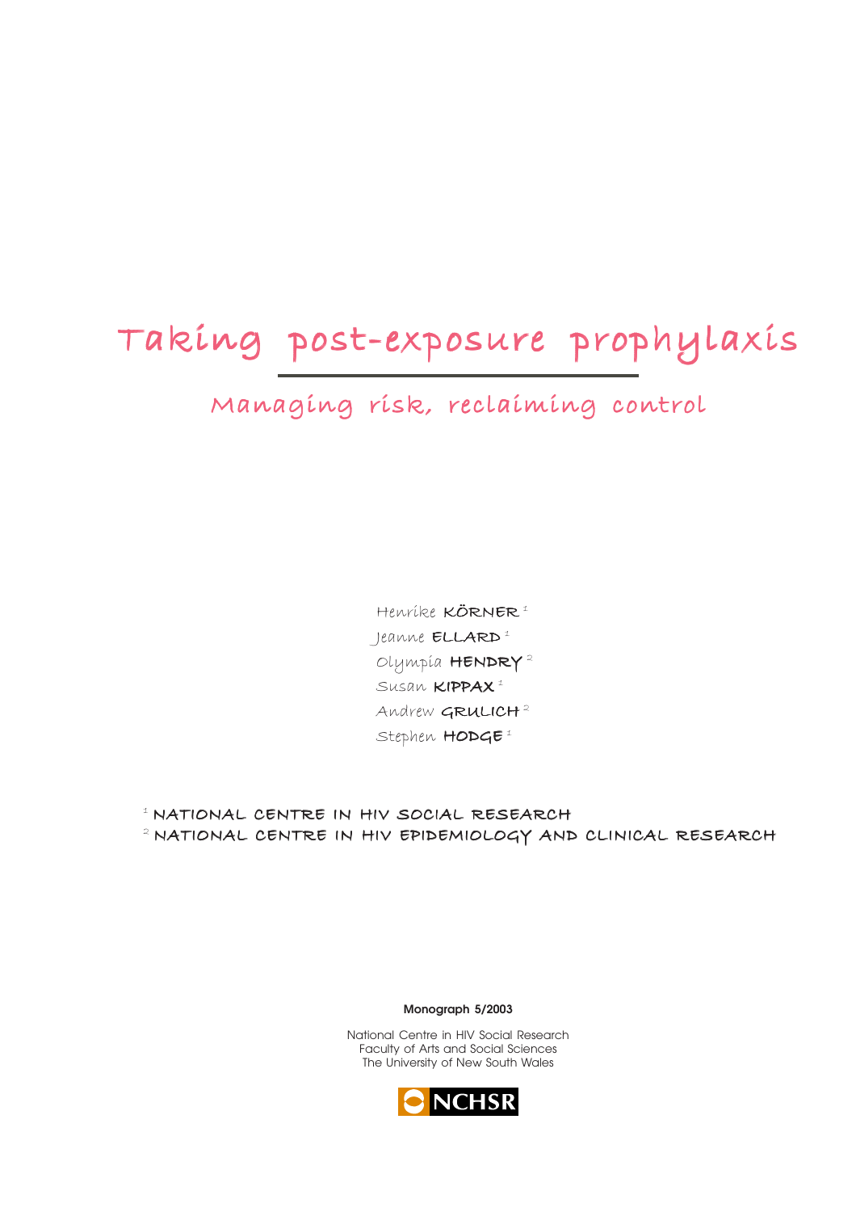# Taking post-exposure prophylaxis

## Managing risk, reclaiming control

Henrike **KÖRNER** [1]
Jeanne **ELLARD** [1]
Olympia **HENDRY** [2]
Susan **KIPPAX** [1]
Andrew **GRULICH** [2]
Stephen **HODGE** [1]

[1] NATIONAL CENTRE IN HIV SOCIAL RESEARCH
[2] NATIONAL CENTRE IN HIV EPIDEMIOLOGY AND CLINICAL RESEARCH

**Monograph 5/2003**

National Centre in HIV Social Research
Faculty of Arts and Social Sciences
The University of New South Wales

NCHSR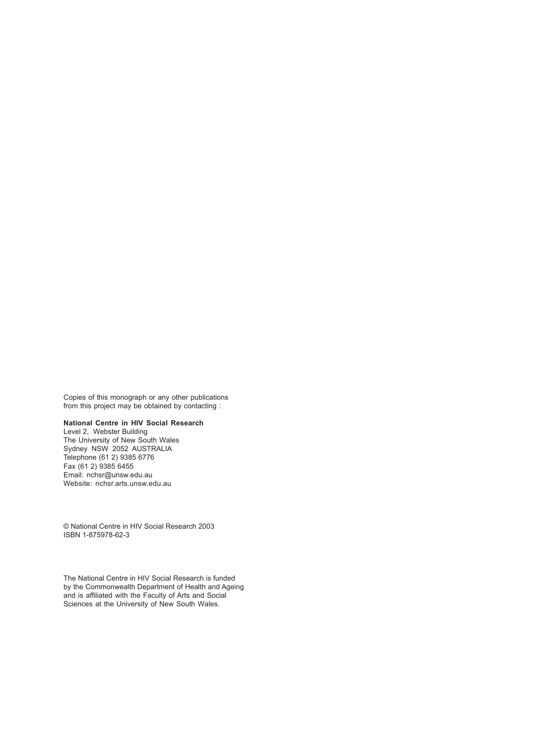Copies of this monograph or any other publications from this project may be obtained by contacting :

**National Centre in HIV Social Research**
Level 2, Webster Building
The University of New South Wales
Sydney NSW 2052 AUSTRALIA
Telephone (61 2) 9385 6776
Fax (61 2) 9385 6455
Email: nchsr@unsw.edu.au
Website: nchsr.arts.unsw.edu.au

© National Centre in HIV Social Research 2003
ISBN 1-875978-62-3

The National Centre in HIV Social Research is funded by the Commonwealth Department of Health and Ageing and is affiliated with the Faculty of Arts and Social Sciences at the University of New South Wales.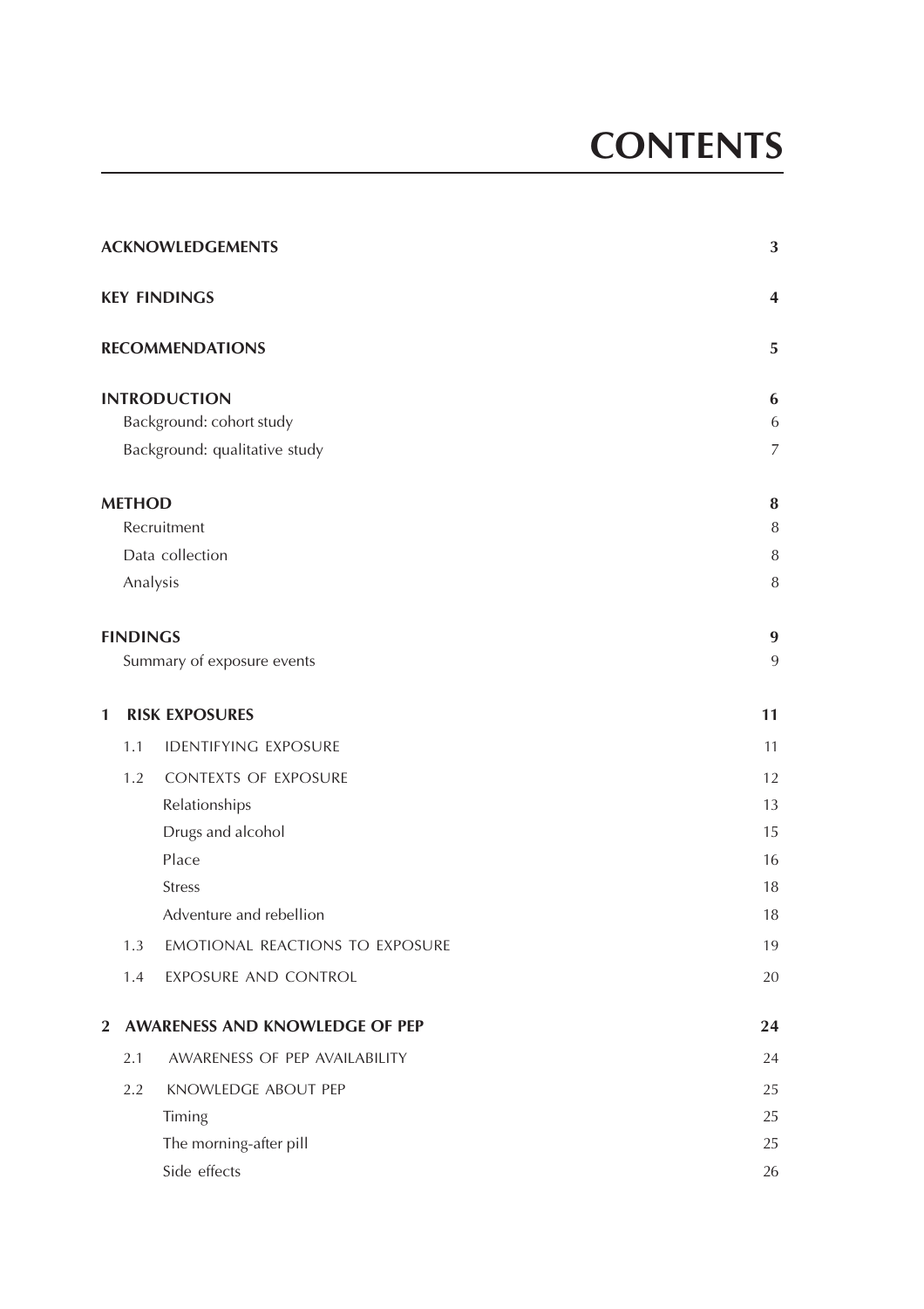# CONTENTS

| | |
|---|---|
| **ACKNOWLEDGEMENTS** | **3** |
| **KEY FINDINGS** | **4** |
| **RECOMMENDATIONS** | **5** |
| **INTRODUCTION** | **6** |
| Background: cohort study | 6 |
| Background: qualitative study | 7 |
| **METHOD** | **8** |
| Recruitment | 8 |
| Data collection | 8 |
| Analysis | 8 |
| **FINDINGS** | **9** |
| Summary of exposure events | 9 |
| **1 RISK EXPOSURES** | **11** |
| 1.1 IDENTIFYING EXPOSURE | 11 |
| 1.2 CONTEXTS OF EXPOSURE | 12 |
| Relationships | 13 |
| Drugs and alcohol | 15 |
| Place | 16 |
| Stress | 18 |
| Adventure and rebellion | 18 |
| 1.3 EMOTIONAL REACTIONS TO EXPOSURE | 19 |
| 1.4 EXPOSURE AND CONTROL | 20 |
| **2 AWARENESS AND KNOWLEDGE OF PEP** | **24** |
| 2.1 AWARENESS OF PEP AVAILABILITY | 24 |
| 2.2 KNOWLEDGE ABOUT PEP | 25 |
| Timing | 25 |
| The morning-after pill | 25 |
| Side effects | 26 |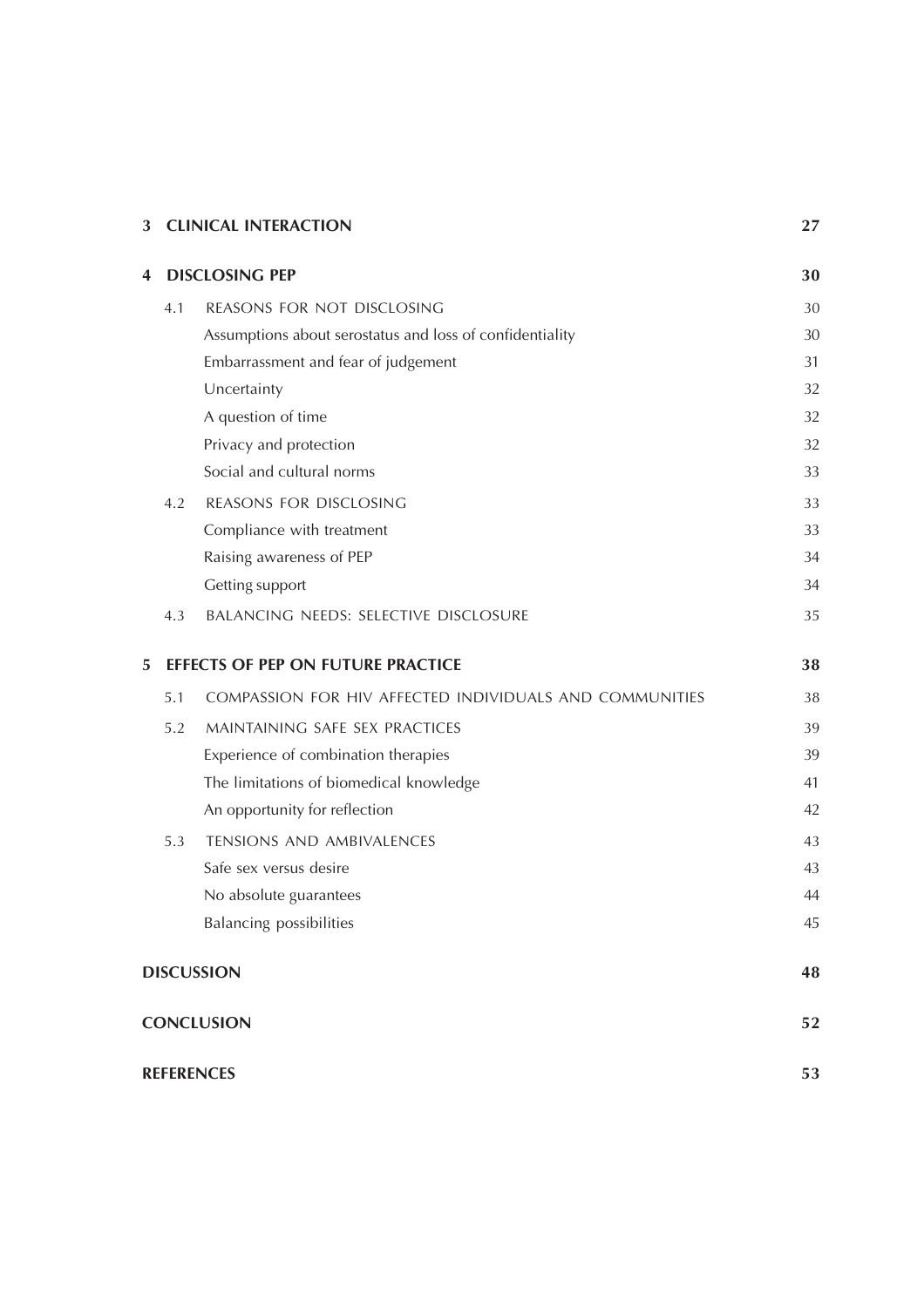| | | |
|---|---|---|
| **3** | **CLINICAL INTERACTION** | **27** |
| **4** | **DISCLOSING PEP** | **30** |
| 4.1 | REASONS FOR NOT DISCLOSING | 30 |
| | Assumptions about serostatus and loss of confidentiality | 30 |
| | Embarrassment and fear of judgement | 31 |
| | Uncertainty | 32 |
| | A question of time | 32 |
| | Privacy and protection | 32 |
| | Social and cultural norms | 33 |
| 4.2 | REASONS FOR DISCLOSING | 33 |
| | Compliance with treatment | 33 |
| | Raising awareness of PEP | 34 |
| | Getting support | 34 |
| 4.3 | BALANCING NEEDS: SELECTIVE DISCLOSURE | 35 |
| **5** | **EFFECTS OF PEP ON FUTURE PRACTICE** | **38** |
| 5.1 | COMPASSION FOR HIV AFFECTED INDIVIDUALS AND COMMUNITIES | 38 |
| 5.2 | MAINTAINING SAFE SEX PRACTICES | 39 |
| | Experience of combination therapies | 39 |
| | The limitations of biomedical knowledge | 41 |
| | An opportunity for reflection | 42 |
| 5.3 | TENSIONS AND AMBIVALENCES | 43 |
| | Safe sex versus desire | 43 |
| | No absolute guarantees | 44 |
| | Balancing possibilities | 45 |
| | **DISCUSSION** | **48** |
| | **CONCLUSION** | **52** |
| | **REFERENCES** | **53** |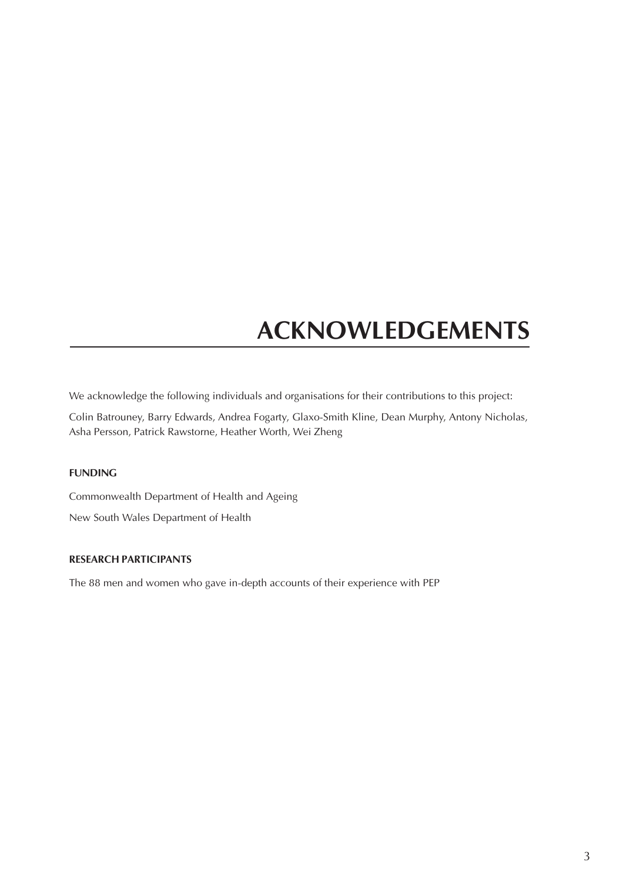# ACKNOWLEDGEMENTS

We acknowledge the following individuals and organisations for their contributions to this project:

Colin Batrouney, Barry Edwards, Andrea Fogarty, Glaxo-Smith Kline, Dean Murphy, Antony Nicholas, Asha Persson, Patrick Rawstorne, Heather Worth, Wei Zheng

### FUNDING

Commonwealth Department of Health and Ageing

New South Wales Department of Health

### RESEARCH PARTICIPANTS

The 88 men and women who gave in-depth accounts of their experience with PEP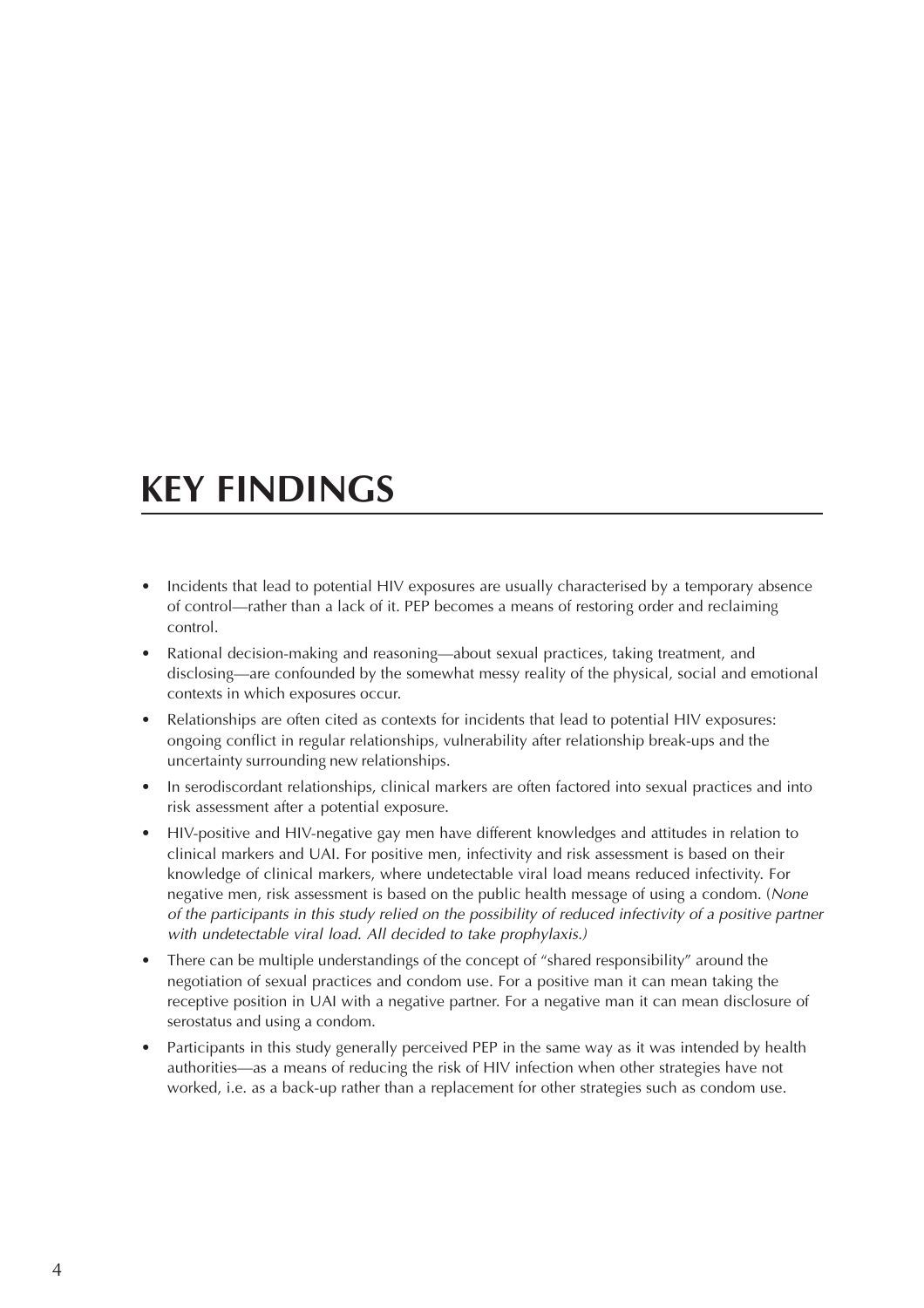# KEY FINDINGS

- Incidents that lead to potential HIV exposures are usually characterised by a temporary absence of control—rather than a lack of it. PEP becomes a means of restoring order and reclaiming control.
- Rational decision-making and reasoning—about sexual practices, taking treatment, and disclosing—are confounded by the somewhat messy reality of the physical, social and emotional contexts in which exposures occur.
- Relationships are often cited as contexts for incidents that lead to potential HIV exposures: ongoing conflict in regular relationships, vulnerability after relationship break-ups and the uncertainty surrounding new relationships.
- In serodiscordant relationships, clinical markers are often factored into sexual practices and into risk assessment after a potential exposure.
- HIV-positive and HIV-negative gay men have different knowledges and attitudes in relation to clinical markers and UAI. For positive men, infectivity and risk assessment is based on their knowledge of clinical markers, where undetectable viral load means reduced infectivity. For negative men, risk assessment is based on the public health message of using a condom. (*None of the participants in this study relied on the possibility of reduced infectivity of a positive partner with undetectable viral load. All decided to take prophylaxis.)*
- There can be multiple understandings of the concept of "shared responsibility" around the negotiation of sexual practices and condom use. For a positive man it can mean taking the receptive position in UAI with a negative partner. For a negative man it can mean disclosure of serostatus and using a condom.
- Participants in this study generally perceived PEP in the same way as it was intended by health authorities—as a means of reducing the risk of HIV infection when other strategies have not worked, i.e. as a back-up rather than a replacement for other strategies such as condom use.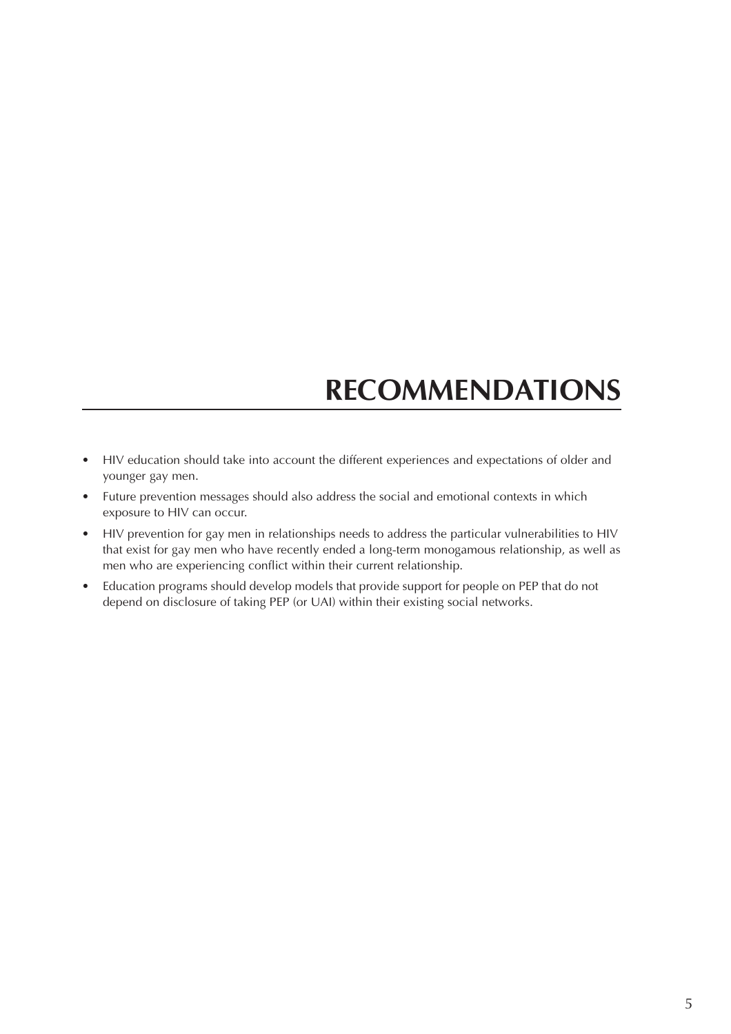# RECOMMENDATIONS

- HIV education should take into account the different experiences and expectations of older and younger gay men.
- Future prevention messages should also address the social and emotional contexts in which exposure to HIV can occur.
- HIV prevention for gay men in relationships needs to address the particular vulnerabilities to HIV that exist for gay men who have recently ended a long-term monogamous relationship, as well as men who are experiencing conflict within their current relationship.
- Education programs should develop models that provide support for people on PEP that do not depend on disclosure of taking PEP (or UAI) within their existing social networks.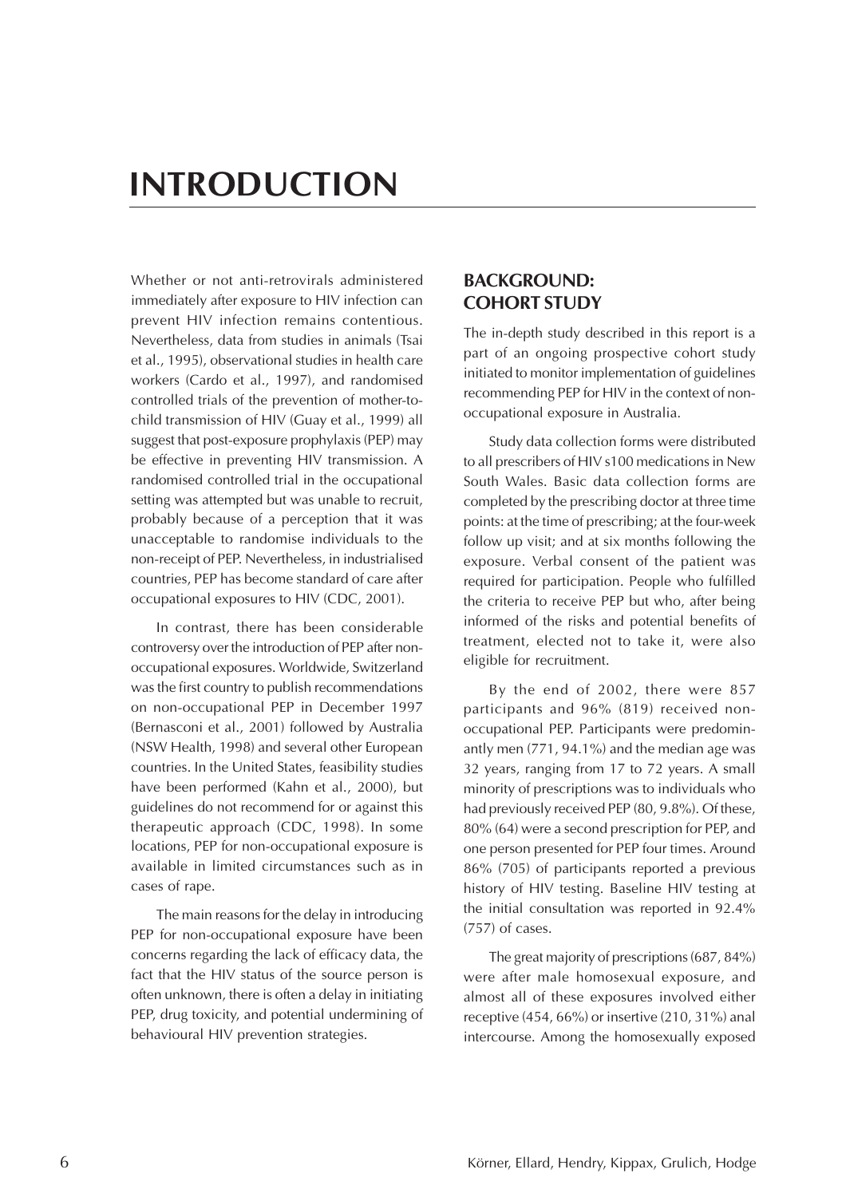# INTRODUCTION

Whether or not anti-retrovirals administered immediately after exposure to HIV infection can prevent HIV infection remains contentious. Nevertheless, data from studies in animals (Tsai et al., 1995), observational studies in health care workers (Cardo et al., 1997), and randomised controlled trials of the prevention of mother-to-child transmission of HIV (Guay et al., 1999) all suggest that post-exposure prophylaxis (PEP) may be effective in preventing HIV transmission. A randomised controlled trial in the occupational setting was attempted but was unable to recruit, probably because of a perception that it was unacceptable to randomise individuals to the non-receipt of PEP. Nevertheless, in industrialised countries, PEP has become standard of care after occupational exposures to HIV (CDC, 2001).

In contrast, there has been considerable controversy over the introduction of PEP after non-occupational exposures. Worldwide, Switzerland was the first country to publish recommendations on non-occupational PEP in December 1997 (Bernasconi et al., 2001) followed by Australia (NSW Health, 1998) and several other European countries. In the United States, feasibility studies have been performed (Kahn et al., 2000), but guidelines do not recommend for or against this therapeutic approach (CDC, 1998). In some locations, PEP for non-occupational exposure is available in limited circumstances such as in cases of rape.

The main reasons for the delay in introducing PEP for non-occupational exposure have been concerns regarding the lack of efficacy data, the fact that the HIV status of the source person is often unknown, there is often a delay in initiating PEP, drug toxicity, and potential undermining of behavioural HIV prevention strategies.

## BACKGROUND: COHORT STUDY

The in-depth study described in this report is a part of an ongoing prospective cohort study initiated to monitor implementation of guidelines recommending PEP for HIV in the context of non-occupational exposure in Australia.

Study data collection forms were distributed to all prescribers of HIV s100 medications in New South Wales. Basic data collection forms are completed by the prescribing doctor at three time points: at the time of prescribing; at the four-week follow up visit; and at six months following the exposure. Verbal consent of the patient was required for participation. People who fulfilled the criteria to receive PEP but who, after being informed of the risks and potential benefits of treatment, elected not to take it, were also eligible for recruitment.

By the end of 2002, there were 857 participants and 96% (819) received non-occupational PEP. Participants were predominantly men (771, 94.1%) and the median age was 32 years, ranging from 17 to 72 years. A small minority of prescriptions was to individuals who had previously received PEP (80, 9.8%). Of these, 80% (64) were a second prescription for PEP, and one person presented for PEP four times. Around 86% (705) of participants reported a previous history of HIV testing. Baseline HIV testing at the initial consultation was reported in 92.4% (757) of cases.

The great majority of prescriptions (687, 84%) were after male homosexual exposure, and almost all of these exposures involved either receptive (454, 66%) or insertive (210, 31%) anal intercourse. Among the homosexually exposed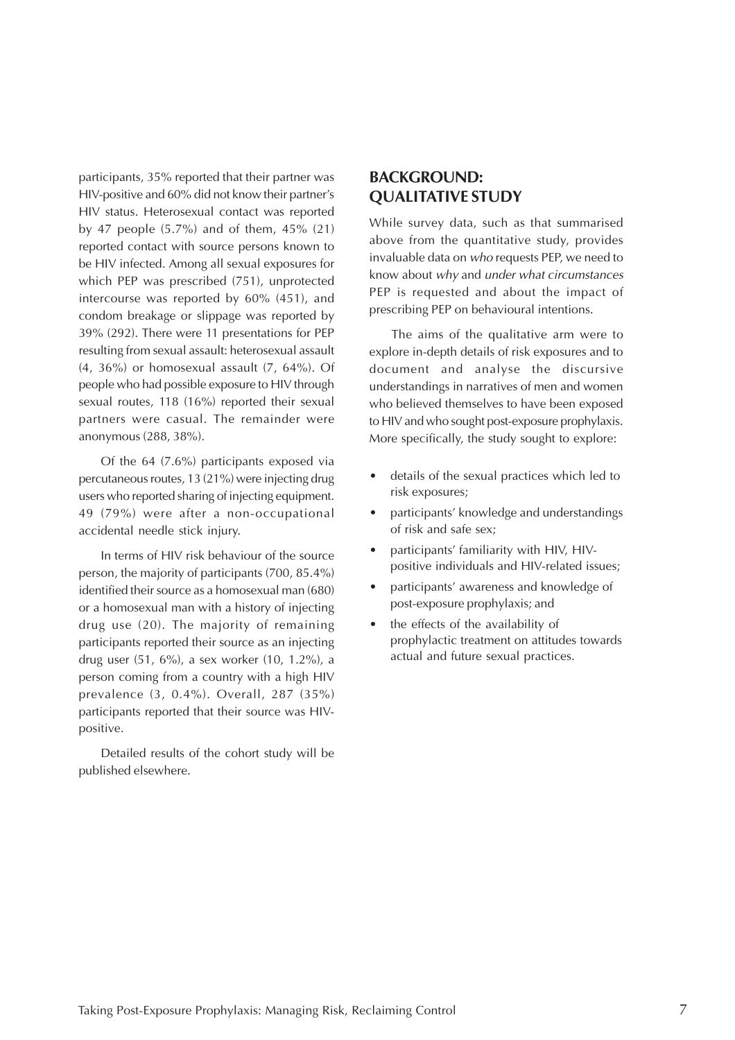participants, 35% reported that their partner was HIV-positive and 60% did not know their partner's HIV status. Heterosexual contact was reported by 47 people (5.7%) and of them, 45% (21) reported contact with source persons known to be HIV infected. Among all sexual exposures for which PEP was prescribed (751), unprotected intercourse was reported by 60% (451), and condom breakage or slippage was reported by 39% (292). There were 11 presentations for PEP resulting from sexual assault: heterosexual assault (4, 36%) or homosexual assault (7, 64%). Of people who had possible exposure to HIV through sexual routes, 118 (16%) reported their sexual partners were casual. The remainder were anonymous (288, 38%).

Of the 64 (7.6%) participants exposed via percutaneous routes, 13 (21%) were injecting drug users who reported sharing of injecting equipment. 49 (79%) were after a non-occupational accidental needle stick injury.

In terms of HIV risk behaviour of the source person, the majority of participants (700, 85.4%) identified their source as a homosexual man (680) or a homosexual man with a history of injecting drug use (20). The majority of remaining participants reported their source as an injecting drug user (51, 6%), a sex worker (10, 1.2%), a person coming from a country with a high HIV prevalence (3, 0.4%). Overall, 287 (35%) participants reported that their source was HIV-positive.

Detailed results of the cohort study will be published elsewhere.

## BACKGROUND: QUALITATIVE STUDY

While survey data, such as that summarised above from the quantitative study, provides invaluable data on *who* requests PEP, we need to know about *why* and *under what circumstances* PEP is requested and about the impact of prescribing PEP on behavioural intentions.

The aims of the qualitative arm were to explore in-depth details of risk exposures and to document and analyse the discursive understandings in narratives of men and women who believed themselves to have been exposed to HIV and who sought post-exposure prophylaxis. More specifically, the study sought to explore:

- details of the sexual practices which led to risk exposures;
- participants' knowledge and understandings of risk and safe sex;
- participants' familiarity with HIV, HIV-positive individuals and HIV-related issues;
- participants' awareness and knowledge of post-exposure prophylaxis; and
- the effects of the availability of prophylactic treatment on attitudes towards actual and future sexual practices.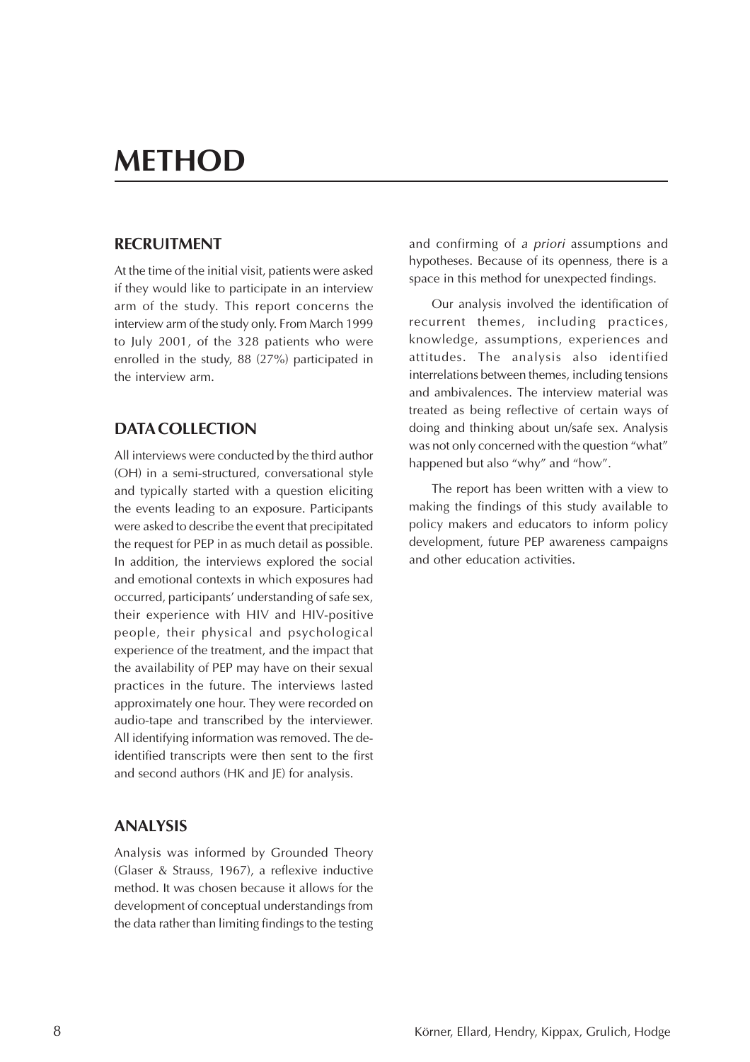# METHOD

## RECRUITMENT

At the time of the initial visit, patients were asked if they would like to participate in an interview arm of the study. This report concerns the interview arm of the study only. From March 1999 to July 2001, of the 328 patients who were enrolled in the study, 88 (27%) participated in the interview arm.

## DATA COLLECTION

All interviews were conducted by the third author (OH) in a semi-structured, conversational style and typically started with a question eliciting the events leading to an exposure. Participants were asked to describe the event that precipitated the request for PEP in as much detail as possible. In addition, the interviews explored the social and emotional contexts in which exposures had occurred, participants' understanding of safe sex, their experience with HIV and HIV-positive people, their physical and psychological experience of the treatment, and the impact that the availability of PEP may have on their sexual practices in the future. The interviews lasted approximately one hour. They were recorded on audio-tape and transcribed by the interviewer. All identifying information was removed. The de-identified transcripts were then sent to the first and second authors (HK and JE) for analysis.

## ANALYSIS

Analysis was informed by Grounded Theory (Glaser & Strauss, 1967), a reflexive inductive method. It was chosen because it allows for the development of conceptual understandings from the data rather than limiting findings to the testing and confirming of *a priori* assumptions and hypotheses. Because of its openness, there is a space in this method for unexpected findings.

Our analysis involved the identification of recurrent themes, including practices, knowledge, assumptions, experiences and attitudes. The analysis also identified interrelations between themes, including tensions and ambivalences. The interview material was treated as being reflective of certain ways of doing and thinking about un/safe sex. Analysis was not only concerned with the question "what" happened but also "why" and "how".

The report has been written with a view to making the findings of this study available to policy makers and educators to inform policy development, future PEP awareness campaigns and other education activities.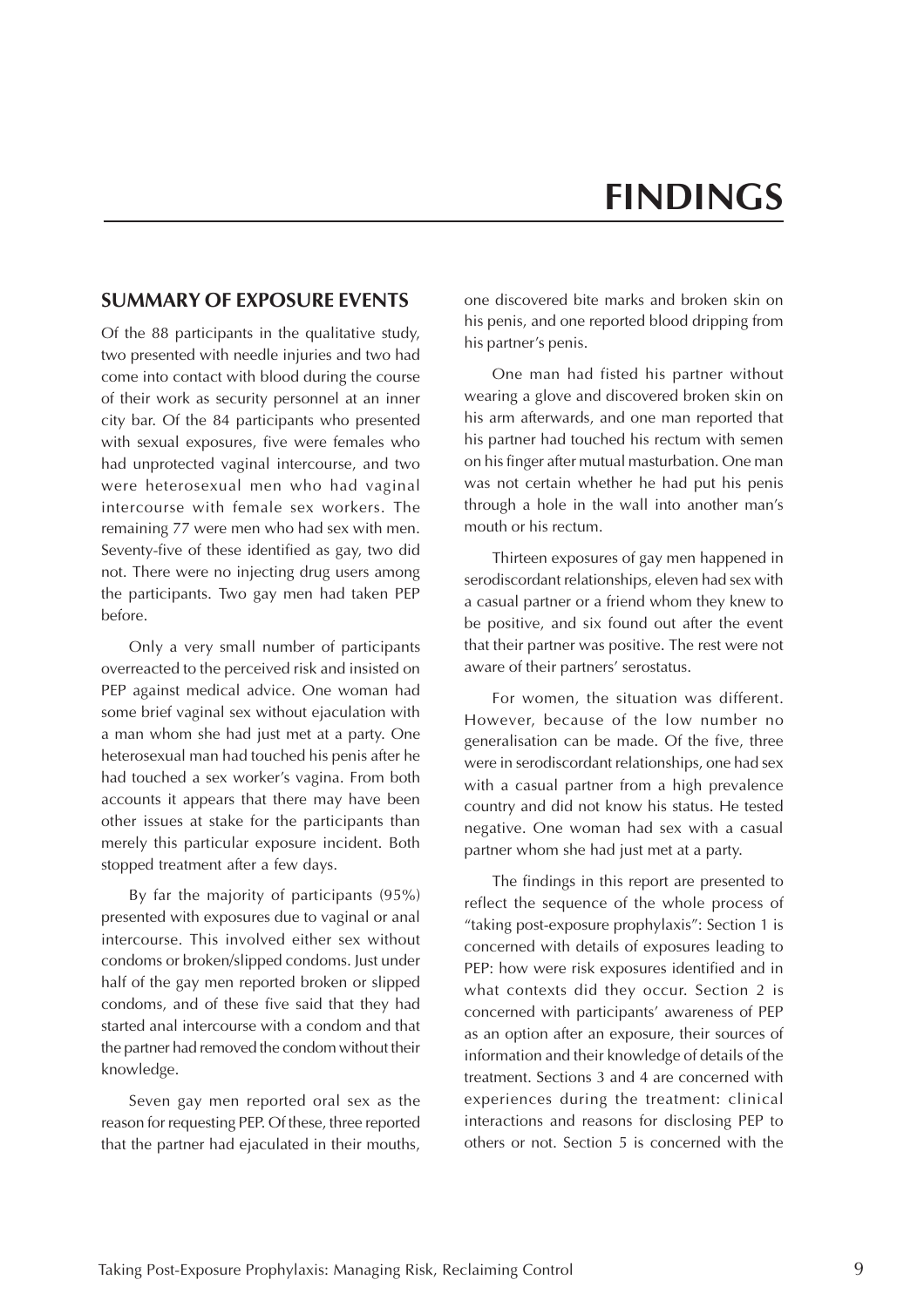# FINDINGS

## SUMMARY OF EXPOSURE EVENTS

Of the 88 participants in the qualitative study, two presented with needle injuries and two had come into contact with blood during the course of their work as security personnel at an inner city bar. Of the 84 participants who presented with sexual exposures, five were females who had unprotected vaginal intercourse, and two were heterosexual men who had vaginal intercourse with female sex workers. The remaining 77 were men who had sex with men. Seventy-five of these identified as gay, two did not. There were no injecting drug users among the participants. Two gay men had taken PEP before.

Only a very small number of participants overreacted to the perceived risk and insisted on PEP against medical advice. One woman had some brief vaginal sex without ejaculation with a man whom she had just met at a party. One heterosexual man had touched his penis after he had touched a sex worker's vagina. From both accounts it appears that there may have been other issues at stake for the participants than merely this particular exposure incident. Both stopped treatment after a few days.

By far the majority of participants (95%) presented with exposures due to vaginal or anal intercourse. This involved either sex without condoms or broken/slipped condoms. Just under half of the gay men reported broken or slipped condoms, and of these five said that they had started anal intercourse with a condom and that the partner had removed the condom without their knowledge.

Seven gay men reported oral sex as the reason for requesting PEP. Of these, three reported that the partner had ejaculated in their mouths, one discovered bite marks and broken skin on his penis, and one reported blood dripping from his partner's penis.

One man had fisted his partner without wearing a glove and discovered broken skin on his arm afterwards, and one man reported that his partner had touched his rectum with semen on his finger after mutual masturbation. One man was not certain whether he had put his penis through a hole in the wall into another man's mouth or his rectum.

Thirteen exposures of gay men happened in serodiscordant relationships, eleven had sex with a casual partner or a friend whom they knew to be positive, and six found out after the event that their partner was positive. The rest were not aware of their partners' serostatus.

For women, the situation was different. However, because of the low number no generalisation can be made. Of the five, three were in serodiscordant relationships, one had sex with a casual partner from a high prevalence country and did not know his status. He tested negative. One woman had sex with a casual partner whom she had just met at a party.

The findings in this report are presented to reflect the sequence of the whole process of "taking post-exposure prophylaxis": Section 1 is concerned with details of exposures leading to PEP: how were risk exposures identified and in what contexts did they occur. Section 2 is concerned with participants' awareness of PEP as an option after an exposure, their sources of information and their knowledge of details of the treatment. Sections 3 and 4 are concerned with experiences during the treatment: clinical interactions and reasons for disclosing PEP to others or not. Section 5 is concerned with the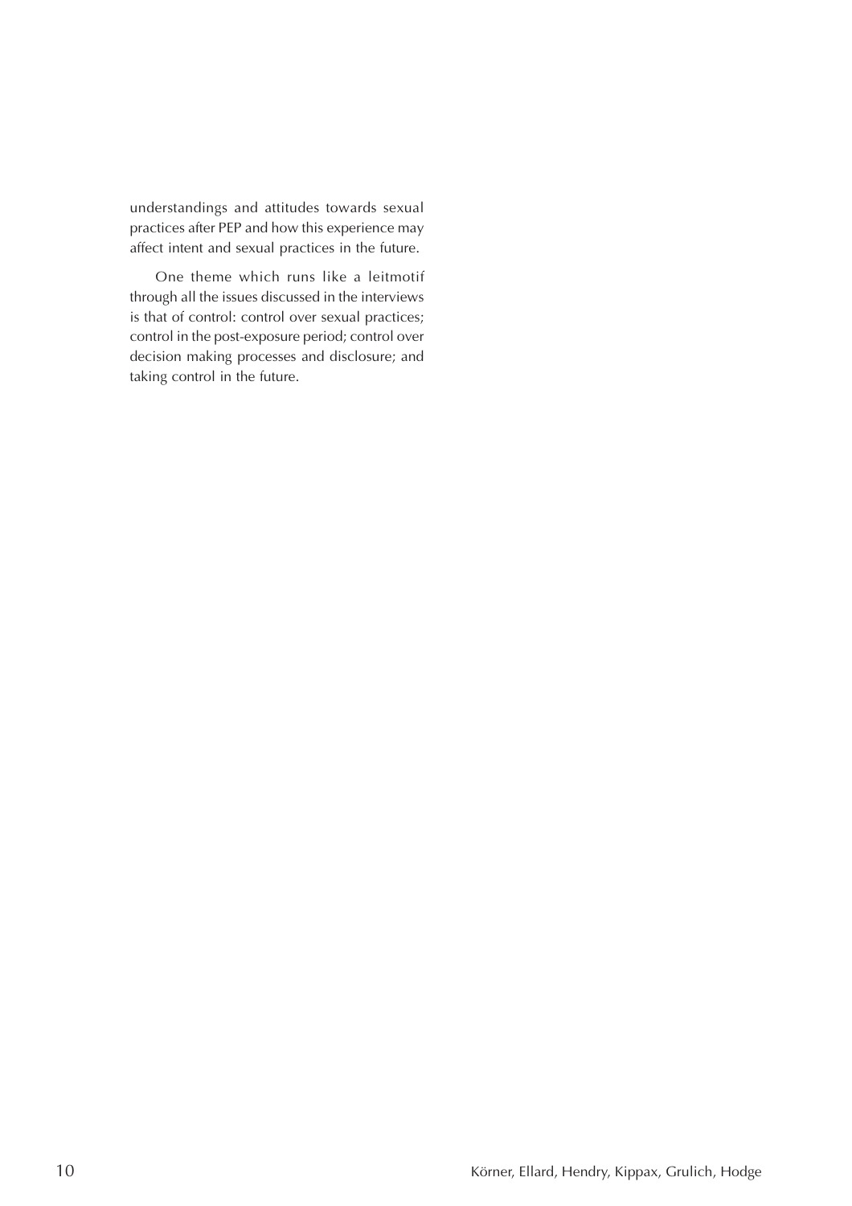understandings and attitudes towards sexual practices after PEP and how this experience may affect intent and sexual practices in the future.

One theme which runs like a leitmotif through all the issues discussed in the interviews is that of control: control over sexual practices; control in the post-exposure period; control over decision making processes and disclosure; and taking control in the future.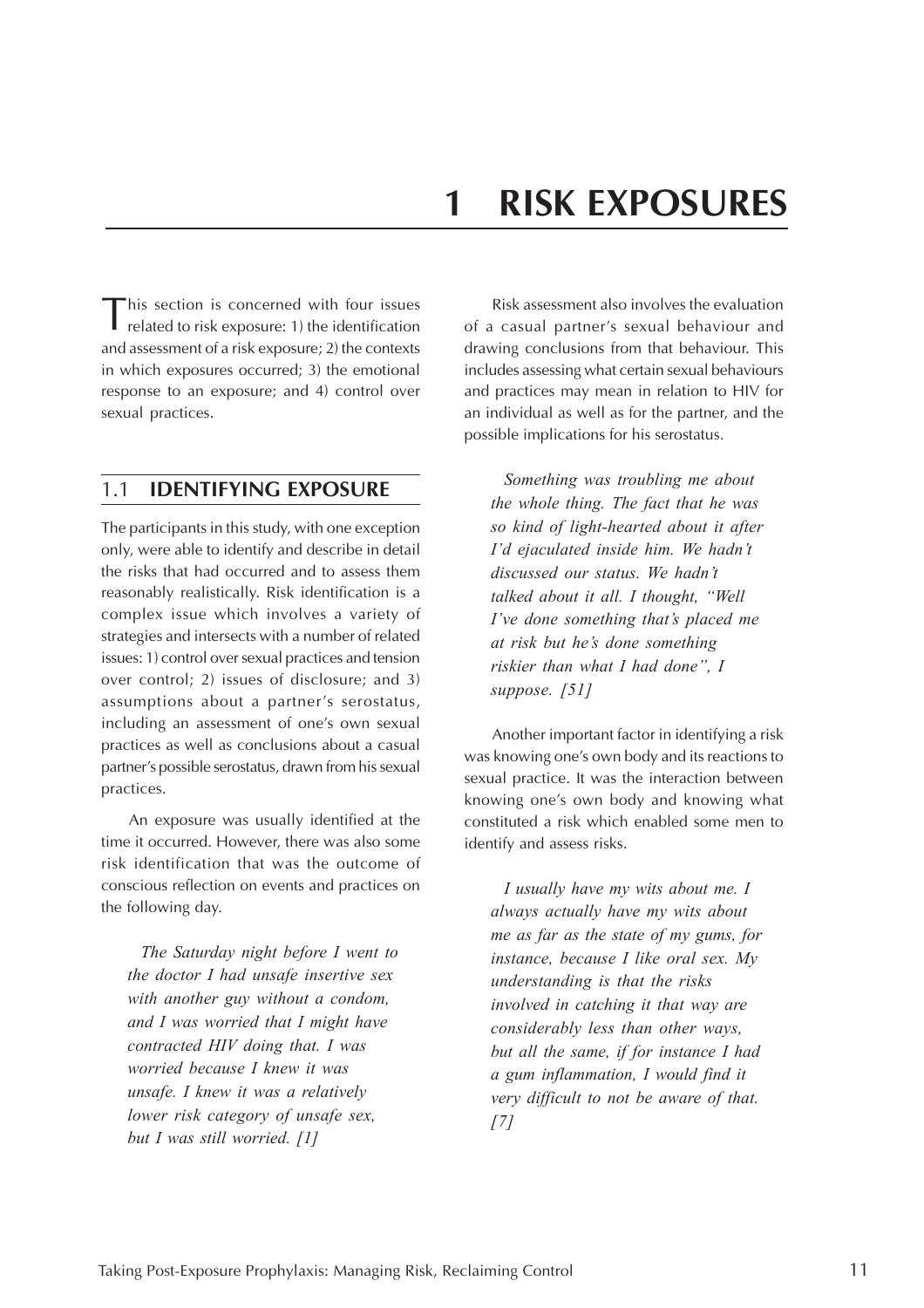# 1 RISK EXPOSURES

This section is concerned with four issues related to risk exposure: 1) the identification and assessment of a risk exposure; 2) the contexts in which exposures occurred; 3) the emotional response to an exposure; and 4) control over sexual practices.

## 1.1 IDENTIFYING EXPOSURE

The participants in this study, with one exception only, were able to identify and describe in detail the risks that had occurred and to assess them reasonably realistically. Risk identification is a complex issue which involves a variety of strategies and intersects with a number of related issues: 1) control over sexual practices and tension over control; 2) issues of disclosure; and 3) assumptions about a partner's serostatus, including an assessment of one's own sexual practices as well as conclusions about a casual partner's possible serostatus, drawn from his sexual practices.

An exposure was usually identified at the time it occurred. However, there was also some risk identification that was the outcome of conscious reflection on events and practices on the following day.

> *The Saturday night before I went to the doctor I had unsafe insertive sex with another guy without a condom, and I was worried that I might have contracted HIV doing that. I was worried because I knew it was unsafe. I knew it was a relatively lower risk category of unsafe sex, but I was still worried. [1]*

Risk assessment also involves the evaluation of a casual partner's sexual behaviour and drawing conclusions from that behaviour. This includes assessing what certain sexual behaviours and practices may mean in relation to HIV for an individual as well as for the partner, and the possible implications for his serostatus.

> *Something was troubling me about the whole thing. The fact that he was so kind of light-hearted about it after I'd ejaculated inside him. We hadn't discussed our status. We hadn't talked about it all. I thought, "Well I've done something that's placed me at risk but he's done something riskier than what I had done", I suppose. [51]*

Another important factor in identifying a risk was knowing one's own body and its reactions to sexual practice. It was the interaction between knowing one's own body and knowing what constituted a risk which enabled some men to identify and assess risks.

> *I usually have my wits about me. I always actually have my wits about me as far as the state of my gums, for instance, because I like oral sex. My understanding is that the risks involved in catching it that way are considerably less than other ways, but all the same, if for instance I had a gum inflammation, I would find it very difficult to not be aware of that. [7]*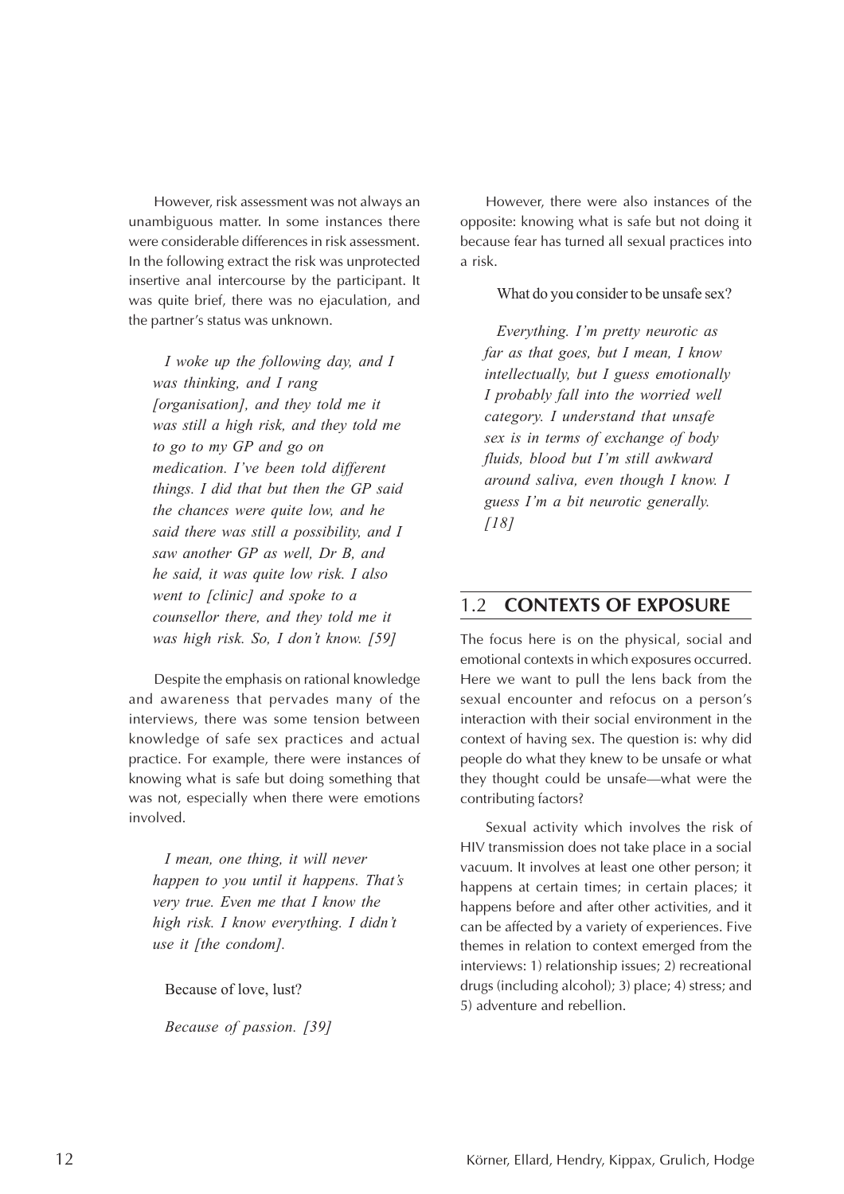However, risk assessment was not always an unambiguous matter. In some instances there were considerable differences in risk assessment. In the following extract the risk was unprotected insertive anal intercourse by the participant. It was quite brief, there was no ejaculation, and the partner's status was unknown.

> *I woke up the following day, and I was thinking, and I rang [organisation], and they told me it was still a high risk, and they told me to go to my GP and go on medication. I've been told different things. I did that but then the GP said the chances were quite low, and he said there was still a possibility, and I saw another GP as well, Dr B, and he said, it was quite low risk. I also went to [clinic] and spoke to a counsellor there, and they told me it was high risk. So, I don't know. [59]*

Despite the emphasis on rational knowledge and awareness that pervades many of the interviews, there was some tension between knowledge of safe sex practices and actual practice. For example, there were instances of knowing what is safe but doing something that was not, especially when there were emotions involved.

> *I mean, one thing, it will never happen to you until it happens. That's very true. Even me that I know the high risk. I know everything. I didn't use it [the condom].*
>
> Because of love, lust?
>
> *Because of passion. [39]*

However, there were also instances of the opposite: knowing what is safe but not doing it because fear has turned all sexual practices into a risk.

> What do you consider to be unsafe sex?
>
> *Everything. I'm pretty neurotic as far as that goes, but I mean, I know intellectually, but I guess emotionally I probably fall into the worried well category. I understand that unsafe sex is in terms of exchange of body fluids, blood but I'm still awkward around saliva, even though I know. I guess I'm a bit neurotic generally. [18]*

## 1.2 CONTEXTS OF EXPOSURE

The focus here is on the physical, social and emotional contexts in which exposures occurred. Here we want to pull the lens back from the sexual encounter and refocus on a person's interaction with their social environment in the context of having sex. The question is: why did people do what they knew to be unsafe or what they thought could be unsafe—what were the contributing factors?

Sexual activity which involves the risk of HIV transmission does not take place in a social vacuum. It involves at least one other person; it happens at certain times; in certain places; it happens before and after other activities, and it can be affected by a variety of experiences. Five themes in relation to context emerged from the interviews: 1) relationship issues; 2) recreational drugs (including alcohol); 3) place; 4) stress; and 5) adventure and rebellion.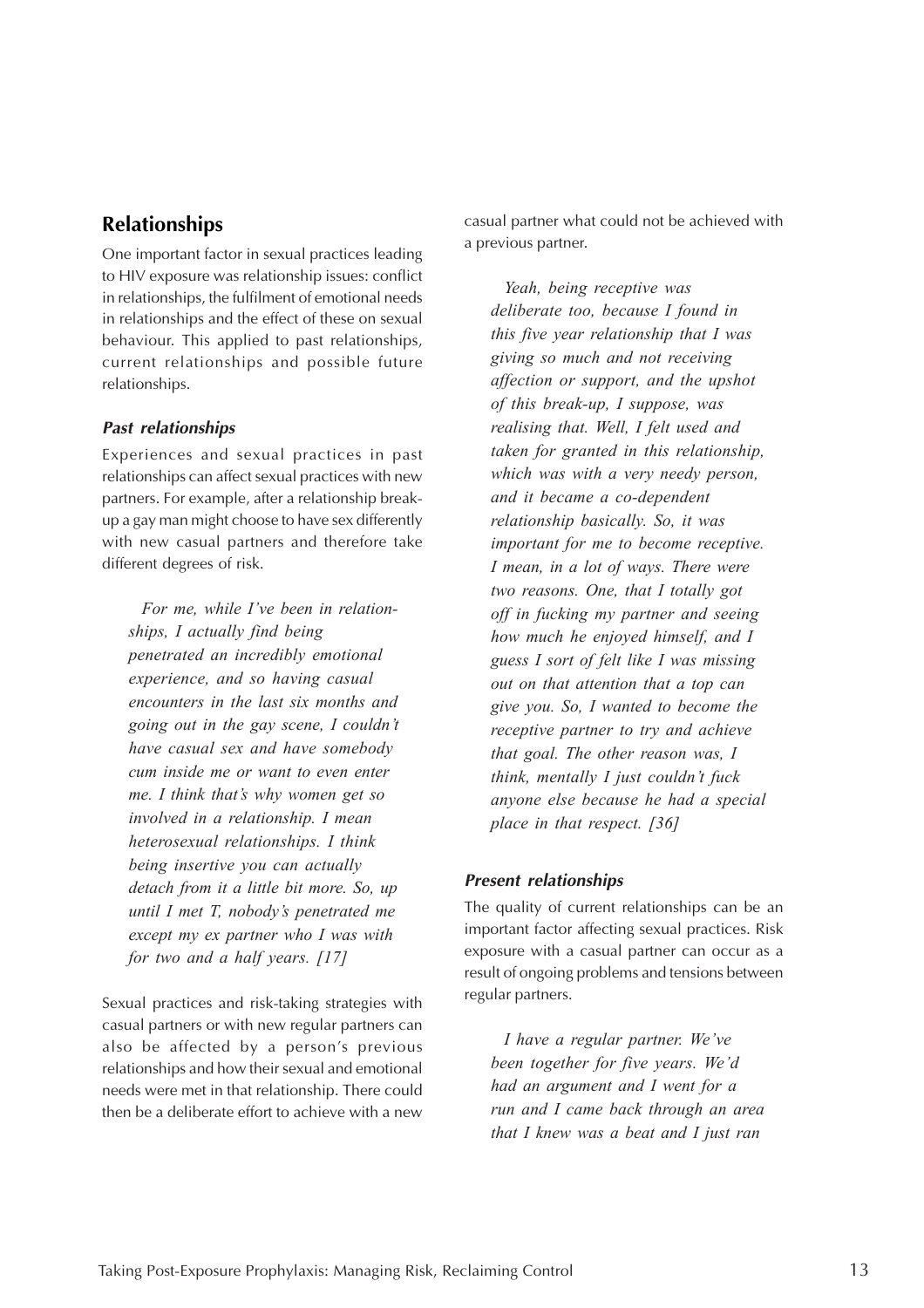## Relationships

One important factor in sexual practices leading to HIV exposure was relationship issues: conflict in relationships, the fulfilment of emotional needs in relationships and the effect of these on sexual behaviour. This applied to past relationships, current relationships and possible future relationships.

### *Past relationships*

Experiences and sexual practices in past relationships can affect sexual practices with new partners. For example, after a relationship break-up a gay man might choose to have sex differently with new casual partners and therefore take different degrees of risk.

> *For me, while I've been in relationships, I actually find being penetrated an incredibly emotional experience, and so having casual encounters in the last six months and going out in the gay scene, I couldn't have casual sex and have somebody cum inside me or want to even enter me. I think that's why women get so involved in a relationship. I mean heterosexual relationships. I think being insertive you can actually detach from it a little bit more. So, up until I met T, nobody's penetrated me except my ex partner who I was with for two and a half years. [17]*

Sexual practices and risk-taking strategies with casual partners or with new regular partners can also be affected by a person's previous relationships and how their sexual and emotional needs were met in that relationship. There could then be a deliberate effort to achieve with a new casual partner what could not be achieved with a previous partner.

> *Yeah, being receptive was deliberate too, because I found in this five year relationship that I was giving so much and not receiving affection or support, and the upshot of this break-up, I suppose, was realising that. Well, I felt used and taken for granted in this relationship, which was with a very needy person, and it became a co-dependent relationship basically. So, it was important for me to become receptive. I mean, in a lot of ways. There were two reasons. One, that I totally got off in fucking my partner and seeing how much he enjoyed himself, and I guess I sort of felt like I was missing out on that attention that a top can give you. So, I wanted to become the receptive partner to try and achieve that goal. The other reason was, I think, mentally I just couldn't fuck anyone else because he had a special place in that respect. [36]*

### *Present relationships*

The quality of current relationships can be an important factor affecting sexual practices. Risk exposure with a casual partner can occur as a result of ongoing problems and tensions between regular partners.

> *I have a regular partner. We've been together for five years. We'd had an argument and I went for a run and I came back through an area that I knew was a beat and I just ran*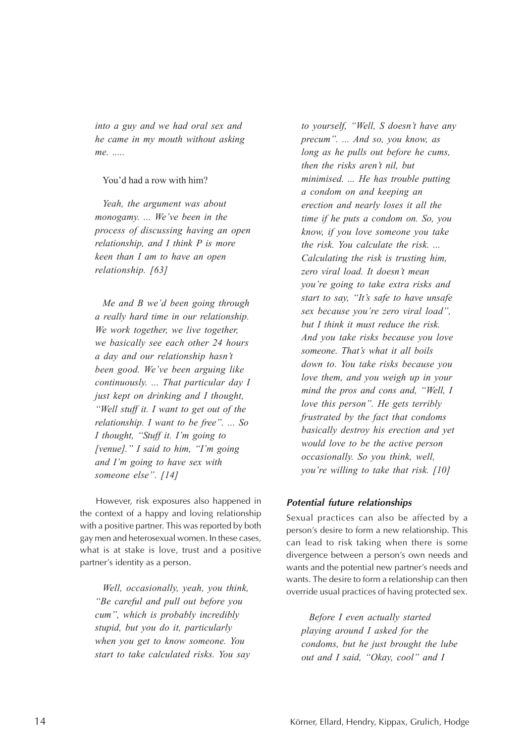*into a guy and we had oral sex and he came in my mouth without asking me. .....*

You'd had a row with him?

*Yeah, the argument was about monogamy. ... We've been in the process of discussing having an open relationship, and I think P is more keen than I am to have an open relationship. [63]*

*Me and B we'd been going through a really hard time in our relationship. We work together, we live together, we basically see each other 24 hours a day and our relationship hasn't been good. We've been arguing like continuously. ... That particular day I just kept on drinking and I thought, "Well stuff it. I want to get out of the relationship. I want to be free". ... So I thought, "Stuff it. I'm going to [venue]." I said to him, "I'm going and I'm going to have sex with someone else". [14]*

However, risk exposures also happened in the context of a happy and loving relationship with a positive partner. This was reported by both gay men and heterosexual women. In these cases, what is at stake is love, trust and a positive partner's identity as a person.

*Well, occasionally, yeah, you think, "Be careful and pull out before you cum", which is probably incredibly stupid, but you do it, particularly when you get to know someone. You start to take calculated risks. You say to yourself, "Well, S doesn't have any precum". ... And so, you know, as long as he pulls out before he cums, then the risks aren't nil, but minimised. ... He has trouble putting a condom on and keeping an erection and nearly loses it all the time if he puts a condom on. So, you know, if you love someone you take the risk. You calculate the risk. ... Calculating the risk is trusting him, zero viral load. It doesn't mean you're going to take extra risks and start to say, "It's safe to have unsafe sex because you're zero viral load", but I think it must reduce the risk. And you take risks because you love someone. That's what it all boils down to. You take risks because you love them, and you weigh up in your mind the pros and cons and, "Well, I love this person". He gets terribly frustrated by the fact that condoms basically destroy his erection and yet would love to be the active person occasionally. So you think, well, you're willing to take that risk. [10]*

### Potential future relationships

Sexual practices can also be affected by a person's desire to form a new relationship. This can lead to risk taking when there is some divergence between a person's own needs and wants and the potential new partner's needs and wants. The desire to form a relationship can then override usual practices of having protected sex.

*Before I even actually started playing around I asked for the condoms, but he just brought the lube out and I said, "Okay, cool" and I*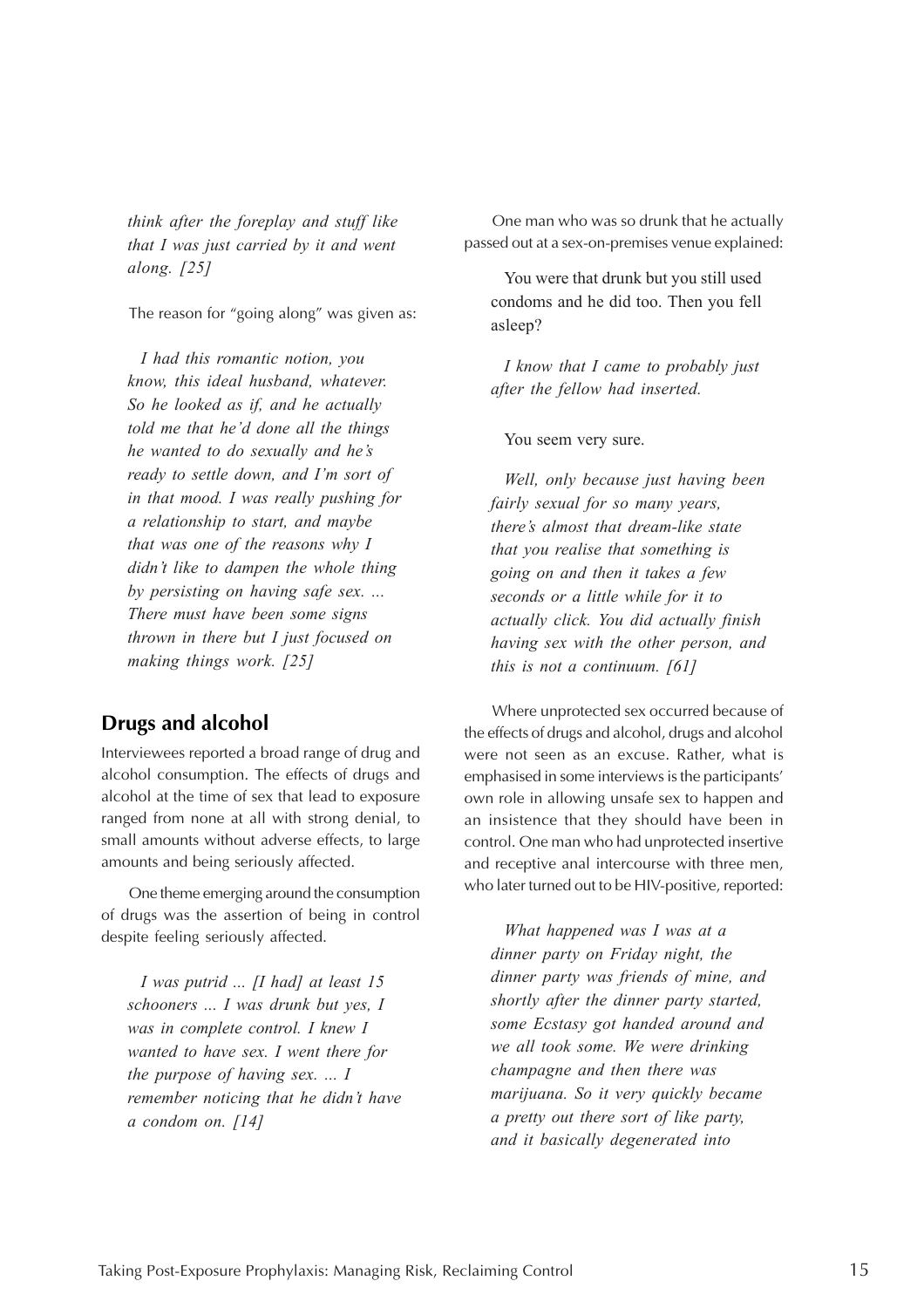*think after the foreplay and stuff like that I was just carried by it and went along. [25]*

The reason for "going along" was given as:

*I had this romantic notion, you know, this ideal husband, whatever. So he looked as if, and he actually told me that he'd done all the things he wanted to do sexually and he's ready to settle down, and I'm sort of in that mood. I was really pushing for a relationship to start, and maybe that was one of the reasons why I didn't like to dampen the whole thing by persisting on having safe sex. ... There must have been some signs thrown in there but I just focused on making things work. [25]*

## Drugs and alcohol

Interviewees reported a broad range of drug and alcohol consumption. The effects of drugs and alcohol at the time of sex that lead to exposure ranged from none at all with strong denial, to small amounts without adverse effects, to large amounts and being seriously affected.

One theme emerging around the consumption of drugs was the assertion of being in control despite feeling seriously affected.

*I was putrid ... [I had] at least 15 schooners ... I was drunk but yes, I was in complete control. I knew I wanted to have sex. I went there for the purpose of having sex. ... I remember noticing that he didn't have a condom on. [14]*

One man who was so drunk that he actually passed out at a sex-on-premises venue explained:

You were that drunk but you still used condoms and he did too. Then you fell asleep?

*I know that I came to probably just after the fellow had inserted.*

You seem very sure.

*Well, only because just having been fairly sexual for so many years, there's almost that dream-like state that you realise that something is going on and then it takes a few seconds or a little while for it to actually click. You did actually finish having sex with the other person, and this is not a continuum. [61]*

Where unprotected sex occurred because of the effects of drugs and alcohol, drugs and alcohol were not seen as an excuse. Rather, what is emphasised in some interviews is the participants' own role in allowing unsafe sex to happen and an insistence that they should have been in control. One man who had unprotected insertive and receptive anal intercourse with three men, who later turned out to be HIV-positive, reported:

*What happened was I was at a dinner party on Friday night, the dinner party was friends of mine, and shortly after the dinner party started, some Ecstasy got handed around and we all took some. We were drinking champagne and then there was marijuana. So it very quickly became a pretty out there sort of like party, and it basically degenerated into*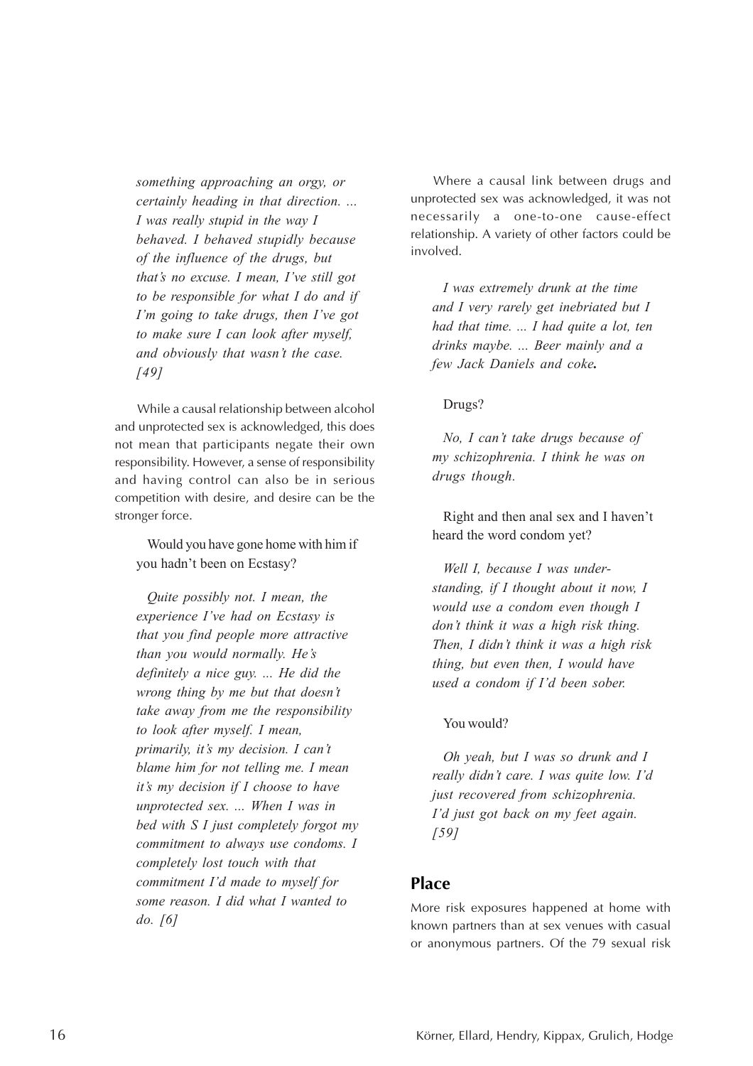*something approaching an orgy, or certainly heading in that direction. ... I was really stupid in the way I behaved. I behaved stupidly because of the influence of the drugs, but that's no excuse. I mean, I've still got to be responsible for what I do and if I'm going to take drugs, then I've got to make sure I can look after myself, and obviously that wasn't the case. [49]*

While a causal relationship between alcohol and unprotected sex is acknowledged, this does not mean that participants negate their own responsibility. However, a sense of responsibility and having control can also be in serious competition with desire, and desire can be the stronger force.

Would you have gone home with him if you hadn't been on Ecstasy?

*Quite possibly not. I mean, the experience I've had on Ecstasy is that you find people more attractive than you would normally. He's definitely a nice guy. ... He did the wrong thing by me but that doesn't take away from me the responsibility to look after myself. I mean, primarily, it's my decision. I can't blame him for not telling me. I mean it's my decision if I choose to have unprotected sex. ... When I was in bed with S I just completely forgot my commitment to always use condoms. I completely lost touch with that commitment I'd made to myself for some reason. I did what I wanted to do. [6]*

Where a causal link between drugs and unprotected sex was acknowledged, it was not necessarily a one-to-one cause-effect relationship. A variety of other factors could be involved.

*I was extremely drunk at the time and I very rarely get inebriated but I had that time. ... I had quite a lot, ten drinks maybe. ... Beer mainly and a few Jack Daniels and coke.*

Drugs?

*No, I can't take drugs because of my schizophrenia. I think he was on drugs though.*

Right and then anal sex and I haven't heard the word condom yet?

*Well I, because I was understanding, if I thought about it now, I would use a condom even though I don't think it was a high risk thing. Then, I didn't think it was a high risk thing, but even then, I would have used a condom if I'd been sober.*

You would?

*Oh yeah, but I was so drunk and I really didn't care. I was quite low. I'd just recovered from schizophrenia. I'd just got back on my feet again. [59]*

## Place

More risk exposures happened at home with known partners than at sex venues with casual or anonymous partners. Of the 79 sexual risk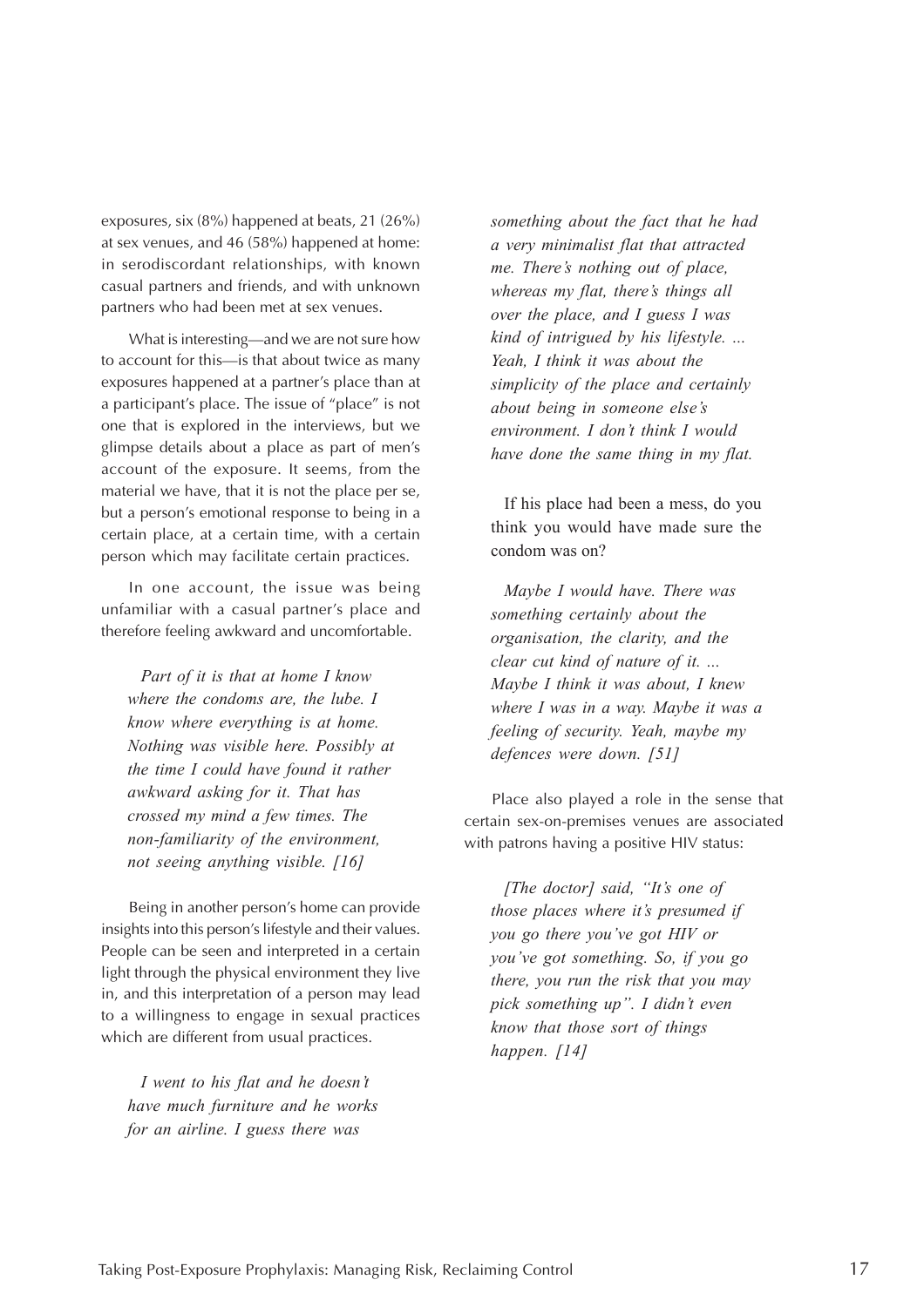exposures, six (8%) happened at beats, 21 (26%) at sex venues, and 46 (58%) happened at home: in serodiscordant relationships, with known casual partners and friends, and with unknown partners who had been met at sex venues.

What is interesting—and we are not sure how to account for this—is that about twice as many exposures happened at a partner's place than at a participant's place. The issue of "place" is not one that is explored in the interviews, but we glimpse details about a place as part of men's account of the exposure. It seems, from the material we have, that it is not the place per se, but a person's emotional response to being in a certain place, at a certain time, with a certain person which may facilitate certain practices.

In one account, the issue was being unfamiliar with a casual partner's place and therefore feeling awkward and uncomfortable.

> *Part of it is that at home I know where the condoms are, the lube. I know where everything is at home. Nothing was visible here. Possibly at the time I could have found it rather awkward asking for it. That has crossed my mind a few times. The non-familiarity of the environment, not seeing anything visible. [16]*

Being in another person's home can provide insights into this person's lifestyle and their values. People can be seen and interpreted in a certain light through the physical environment they live in, and this interpretation of a person may lead to a willingness to engage in sexual practices which are different from usual practices.

> *I went to his flat and he doesn't have much furniture and he works for an airline. I guess there was something about the fact that he had a very minimalist flat that attracted me. There's nothing out of place, whereas my flat, there's things all over the place, and I guess I was kind of intrigued by his lifestyle. ... Yeah, I think it was about the simplicity of the place and certainly about being in someone else's environment. I don't think I would have done the same thing in my flat.*
>
> If his place had been a mess, do you think you would have made sure the condom was on?
>
> *Maybe I would have. There was something certainly about the organisation, the clarity, and the clear cut kind of nature of it. ... Maybe I think it was about, I knew where I was in a way. Maybe it was a feeling of security. Yeah, maybe my defences were down. [51]*

Place also played a role in the sense that certain sex-on-premises venues are associated with patrons having a positive HIV status:

> *[The doctor] said, "It's one of those places where it's presumed if you go there you've got HIV or you've got something. So, if you go there, you run the risk that you may pick something up". I didn't even know that those sort of things happen. [14]*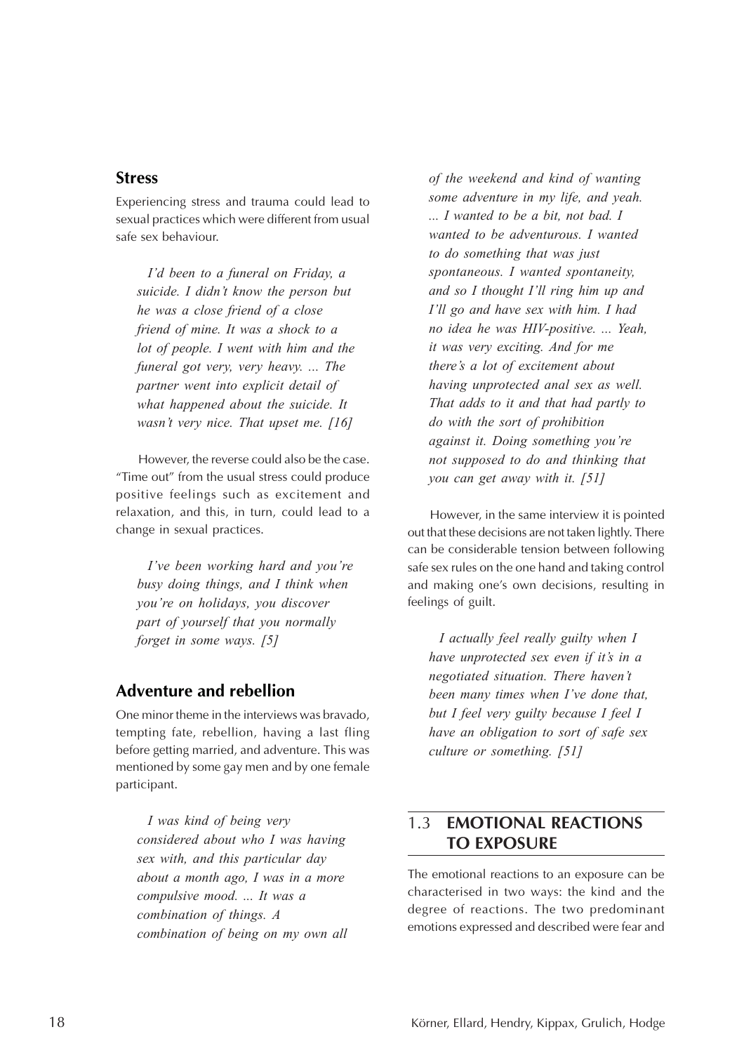### Stress

Experiencing stress and trauma could lead to sexual practices which were different from usual safe sex behaviour.

> *I'd been to a funeral on Friday, a suicide. I didn't know the person but he was a close friend of a close friend of mine. It was a shock to a lot of people. I went with him and the funeral got very, very heavy. ... The partner went into explicit detail of what happened about the suicide. It wasn't very nice. That upset me. [16]*

However, the reverse could also be the case. "Time out" from the usual stress could produce positive feelings such as excitement and relaxation, and this, in turn, could lead to a change in sexual practices.

> *I've been working hard and you're busy doing things, and I think when you're on holidays, you discover part of yourself that you normally forget in some ways. [5]*

### Adventure and rebellion

One minor theme in the interviews was bravado, tempting fate, rebellion, having a last fling before getting married, and adventure. This was mentioned by some gay men and by one female participant.

> *I was kind of being very considered about who I was having sex with, and this particular day about a month ago, I was in a more compulsive mood. ... It was a combination of things. A combination of being on my own all of the weekend and kind of wanting some adventure in my life, and yeah. ... I wanted to be a bit, not bad. I wanted to be adventurous. I wanted to do something that was just spontaneous. I wanted spontaneity, and so I thought I'll ring him up and I'll go and have sex with him. I had no idea he was HIV-positive. ... Yeah, it was very exciting. And for me there's a lot of excitement about having unprotected anal sex as well. That adds to it and that had partly to do with the sort of prohibition against it. Doing something you're not supposed to do and thinking that you can get away with it. [51]*

However, in the same interview it is pointed out that these decisions are not taken lightly. There can be considerable tension between following safe sex rules on the one hand and taking control and making one's own decisions, resulting in feelings of guilt.

> *I actually feel really guilty when I have unprotected sex even if it's in a negotiated situation. There haven't been many times when I've done that, but I feel very guilty because I feel I have an obligation to sort of safe sex culture or something. [51]*

## 1.3 EMOTIONAL REACTIONS TO EXPOSURE

The emotional reactions to an exposure can be characterised in two ways: the kind and the degree of reactions. The two predominant emotions expressed and described were fear and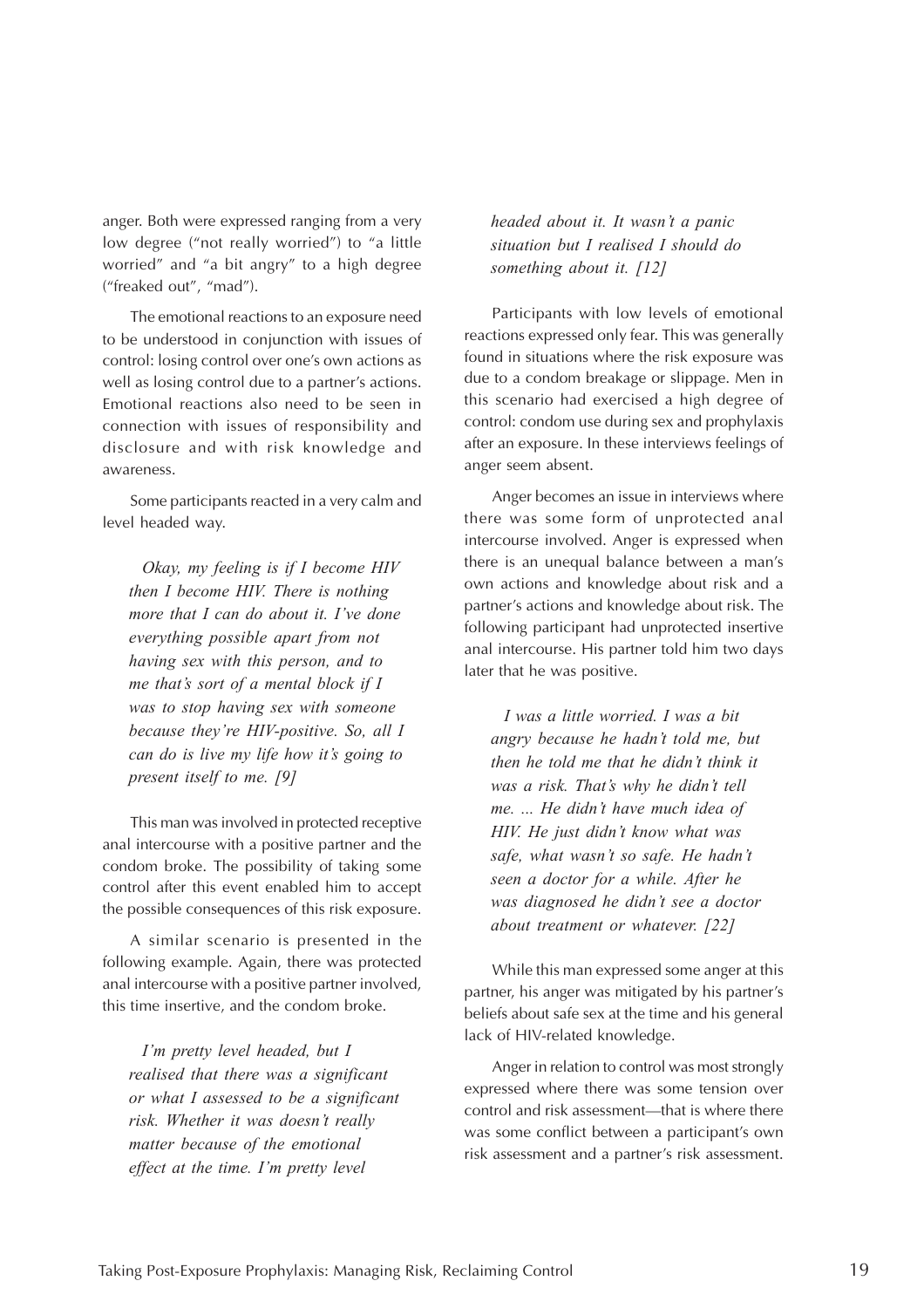anger. Both were expressed ranging from a very low degree ("not really worried") to "a little worried" and "a bit angry" to a high degree ("freaked out", "mad").

The emotional reactions to an exposure need to be understood in conjunction with issues of control: losing control over one's own actions as well as losing control due to a partner's actions. Emotional reactions also need to be seen in connection with issues of responsibility and disclosure and with risk knowledge and awareness.

Some participants reacted in a very calm and level headed way.

> *Okay, my feeling is if I become HIV then I become HIV. There is nothing more that I can do about it. I've done everything possible apart from not having sex with this person, and to me that's sort of a mental block if I was to stop having sex with someone because they're HIV-positive. So, all I can do is live my life how it's going to present itself to me. [9]*

This man was involved in protected receptive anal intercourse with a positive partner and the condom broke. The possibility of taking some control after this event enabled him to accept the possible consequences of this risk exposure.

A similar scenario is presented in the following example. Again, there was protected anal intercourse with a positive partner involved, this time insertive, and the condom broke.

> *I'm pretty level headed, but I realised that there was a significant or what I assessed to be a significant risk. Whether it was doesn't really matter because of the emotional effect at the time. I'm pretty level headed about it. It wasn't a panic situation but I realised I should do something about it. [12]*

Participants with low levels of emotional reactions expressed only fear. This was generally found in situations where the risk exposure was due to a condom breakage or slippage. Men in this scenario had exercised a high degree of control: condom use during sex and prophylaxis after an exposure. In these interviews feelings of anger seem absent.

Anger becomes an issue in interviews where there was some form of unprotected anal intercourse involved. Anger is expressed when there is an unequal balance between a man's own actions and knowledge about risk and a partner's actions and knowledge about risk. The following participant had unprotected insertive anal intercourse. His partner told him two days later that he was positive.

> *I was a little worried. I was a bit angry because he hadn't told me, but then he told me that he didn't think it was a risk. That's why he didn't tell me. ... He didn't have much idea of HIV. He just didn't know what was safe, what wasn't so safe. He hadn't seen a doctor for a while. After he was diagnosed he didn't see a doctor about treatment or whatever. [22]*

While this man expressed some anger at this partner, his anger was mitigated by his partner's beliefs about safe sex at the time and his general lack of HIV-related knowledge.

Anger in relation to control was most strongly expressed where there was some tension over control and risk assessment—that is where there was some conflict between a participant's own risk assessment and a partner's risk assessment.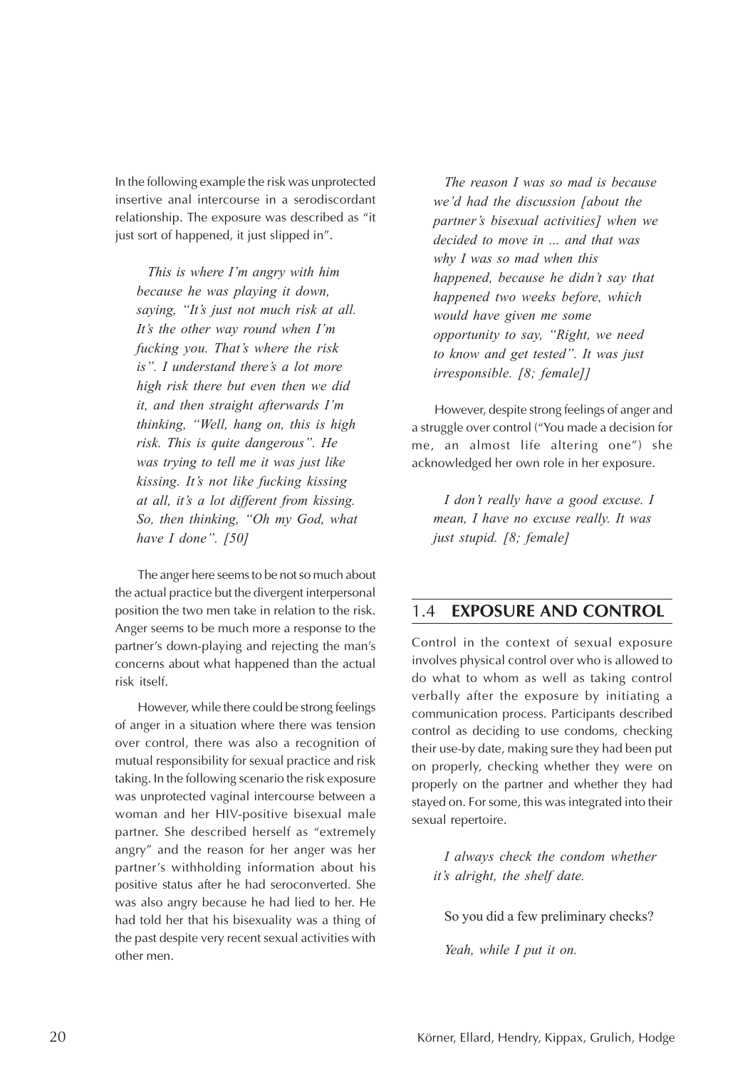In the following example the risk was unprotected insertive anal intercourse in a serodiscordant relationship. The exposure was described as "it just sort of happened, it just slipped in".

> *This is where I'm angry with him because he was playing it down, saying, "It's just not much risk at all. It's the other way round when I'm fucking you. That's where the risk is". I understand there's a lot more high risk there but even then we did it, and then straight afterwards I'm thinking, "Well, hang on, this is high risk. This is quite dangerous". He was trying to tell me it was just like kissing. It's not like fucking kissing at all, it's a lot different from kissing. So, then thinking, "Oh my God, what have I done". [50]*

The anger here seems to be not so much about the actual practice but the divergent interpersonal position the two men take in relation to the risk. Anger seems to be much more a response to the partner's down-playing and rejecting the man's concerns about what happened than the actual risk itself.

However, while there could be strong feelings of anger in a situation where there was tension over control, there was also a recognition of mutual responsibility for sexual practice and risk taking. In the following scenario the risk exposure was unprotected vaginal intercourse between a woman and her HIV-positive bisexual male partner. She described herself as "extremely angry" and the reason for her anger was her partner's withholding information about his positive status after he had seroconverted. She was also angry because he had lied to her. He had told her that his bisexuality was a thing of the past despite very recent sexual activities with other men.

> *The reason I was so mad is because we'd had the discussion [about the partner's bisexual activities] when we decided to move in ... and that was why I was so mad when this happened, because he didn't say that happened two weeks before, which would have given me some opportunity to say, "Right, we need to know and get tested". It was just irresponsible. [8; female]]*

However, despite strong feelings of anger and a struggle over control ("You made a decision for me, an almost life altering one") she acknowledged her own role in her exposure.

> *I don't really have a good excuse. I mean, I have no excuse really. It was just stupid. [8; female]*

## 1.4 EXPOSURE AND CONTROL

Control in the context of sexual exposure involves physical control over who is allowed to do what to whom as well as taking control verbally after the exposure by initiating a communication process. Participants described control as deciding to use condoms, checking their use-by date, making sure they had been put on properly, checking whether they were on properly on the partner and whether they had stayed on. For some, this was integrated into their sexual repertoire.

> *I always check the condom whether it's alright, the shelf date.*
>
> So you did a few preliminary checks?
>
> *Yeah, while I put it on.*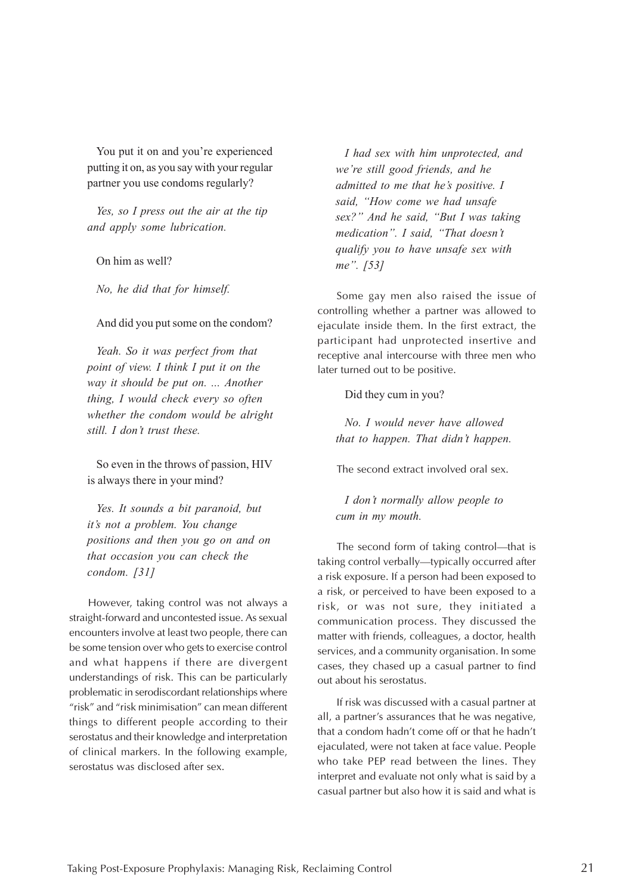You put it on and you're experienced putting it on, as you say with your regular partner you use condoms regularly?

*Yes, so I press out the air at the tip and apply some lubrication.*

On him as well?

*No, he did that for himself.*

And did you put some on the condom?

*Yeah. So it was perfect from that point of view. I think I put it on the way it should be put on. ... Another thing, I would check every so often whether the condom would be alright still. I don't trust these.*

So even in the throws of passion, HIV is always there in your mind?

*Yes. It sounds a bit paranoid, but it's not a problem. You change positions and then you go on and on that occasion you can check the condom. [31]*

However, taking control was not always a straight-forward and uncontested issue. As sexual encounters involve at least two people, there can be some tension over who gets to exercise control and what happens if there are divergent understandings of risk. This can be particularly problematic in serodiscordant relationships where "risk" and "risk minimisation" can mean different things to different people according to their serostatus and their knowledge and interpretation of clinical markers. In the following example, serostatus was disclosed after sex.

*I had sex with him unprotected, and we're still good friends, and he admitted to me that he's positive. I said, "How come we had unsafe sex?" And he said, "But I was taking medication". I said, "That doesn't qualify you to have unsafe sex with me". [53]*

Some gay men also raised the issue of controlling whether a partner was allowed to ejaculate inside them. In the first extract, the participant had unprotected insertive and receptive anal intercourse with three men who later turned out to be positive.

Did they cum in you?

*No. I would never have allowed that to happen. That didn't happen.*

The second extract involved oral sex.

*I don't normally allow people to cum in my mouth.*

The second form of taking control—that is taking control verbally—typically occurred after a risk exposure. If a person had been exposed to a risk, or perceived to have been exposed to a risk, or was not sure, they initiated a communication process. They discussed the matter with friends, colleagues, a doctor, health services, and a community organisation. In some cases, they chased up a casual partner to find out about his serostatus.

If risk was discussed with a casual partner at all, a partner's assurances that he was negative, that a condom hadn't come off or that he hadn't ejaculated, were not taken at face value. People who take PEP read between the lines. They interpret and evaluate not only what is said by a casual partner but also how it is said and what is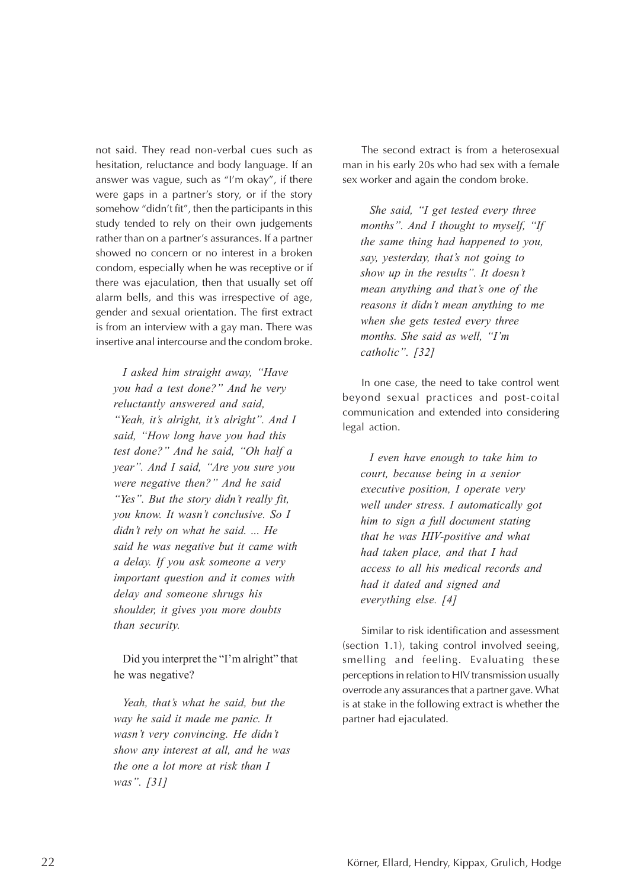not said. They read non-verbal cues such as hesitation, reluctance and body language. If an answer was vague, such as "I'm okay", if there were gaps in a partner's story, or if the story somehow "didn't fit", then the participants in this study tended to rely on their own judgements rather than on a partner's assurances. If a partner showed no concern or no interest in a broken condom, especially when he was receptive or if there was ejaculation, then that usually set off alarm bells, and this was irrespective of age, gender and sexual orientation. The first extract is from an interview with a gay man. There was insertive anal intercourse and the condom broke.

> *I asked him straight away, "Have you had a test done?" And he very reluctantly answered and said, "Yeah, it's alright, it's alright". And I said, "How long have you had this test done?" And he said, "Oh half a year". And I said, "Are you sure you were negative then?" And he said "Yes". But the story didn't really fit, you know. It wasn't conclusive. So I didn't rely on what he said. ... He said he was negative but it came with a delay. If you ask someone a very important question and it comes with delay and someone shrugs his shoulder, it gives you more doubts than security.*

> Did you interpret the "I'm alright" that he was negative?

> *Yeah, that's what he said, but the way he said it made me panic. It wasn't very convincing. He didn't show any interest at all, and he was the one a lot more at risk than I was". [31]*

The second extract is from a heterosexual man in his early 20s who had sex with a female sex worker and again the condom broke.

> *She said, "I get tested every three months". And I thought to myself, "If the same thing had happened to you, say, yesterday, that's not going to show up in the results". It doesn't mean anything and that's one of the reasons it didn't mean anything to me when she gets tested every three months. She said as well, "I'm catholic". [32]*

In one case, the need to take control went beyond sexual practices and post-coital communication and extended into considering legal action.

> *I even have enough to take him to court, because being in a senior executive position, I operate very well under stress. I automatically got him to sign a full document stating that he was HIV-positive and what had taken place, and that I had access to all his medical records and had it dated and signed and everything else. [4]*

Similar to risk identification and assessment (section 1.1), taking control involved seeing, smelling and feeling. Evaluating these perceptions in relation to HIV transmission usually overrode any assurances that a partner gave. What is at stake in the following extract is whether the partner had ejaculated.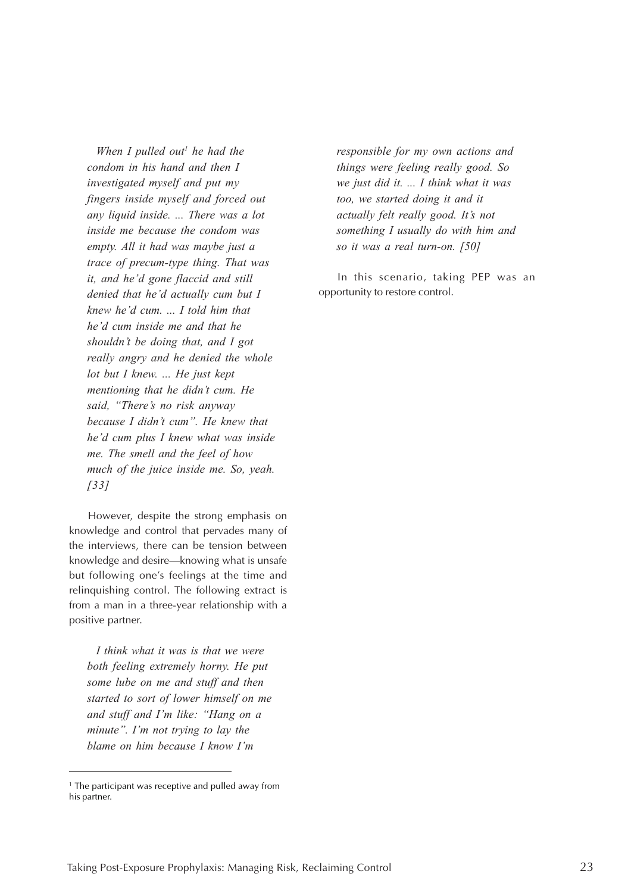*When I pulled out[1] he had the condom in his hand and then I investigated myself and put my fingers inside myself and forced out any liquid inside. ... There was a lot inside me because the condom was empty. All it had was maybe just a trace of precum-type thing. That was it, and he'd gone flaccid and still denied that he'd actually cum but I knew he'd cum. ... I told him that he'd cum inside me and that he shouldn't be doing that, and I got really angry and he denied the whole lot but I knew. ... He just kept mentioning that he didn't cum. He said, "There's no risk anyway because I didn't cum". He knew that he'd cum plus I knew what was inside me. The smell and the feel of how much of the juice inside me. So, yeah. [33]*

However, despite the strong emphasis on knowledge and control that pervades many of the interviews, there can be tension between knowledge and desire—knowing what is unsafe but following one's feelings at the time and relinquishing control. The following extract is from a man in a three-year relationship with a positive partner.

*I think what it was is that we were both feeling extremely horny. He put some lube on me and stuff and then started to sort of lower himself on me and stuff and I'm like: "Hang on a minute". I'm not trying to lay the blame on him because I know I'm responsible for my own actions and things were feeling really good. So we just did it. ... I think what it was too, we started doing it and it actually felt really good. It's not something I usually do with him and so it was a real turn-on. [50]*

In this scenario, taking PEP was an opportunity to restore control.

---

[1] The participant was receptive and pulled away from his partner.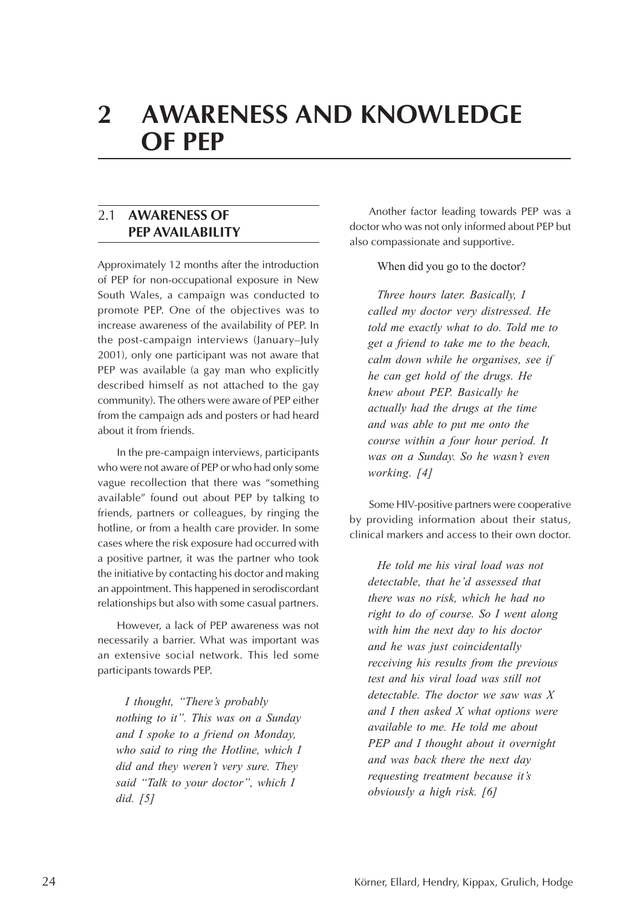# 2 AWARENESS AND KNOWLEDGE OF PEP

## 2.1 AWARENESS OF PEP AVAILABILITY

Approximately 12 months after the introduction of PEP for non-occupational exposure in New South Wales, a campaign was conducted to promote PEP. One of the objectives was to increase awareness of the availability of PEP. In the post-campaign interviews (January–July 2001), only one participant was not aware that PEP was available (a gay man who explicitly described himself as not attached to the gay community). The others were aware of PEP either from the campaign ads and posters or had heard about it from friends.

In the pre-campaign interviews, participants who were not aware of PEP or who had only some vague recollection that there was "something available" found out about PEP by talking to friends, partners or colleagues, by ringing the hotline, or from a health care provider. In some cases where the risk exposure had occurred with a positive partner, it was the partner who took the initiative by contacting his doctor and making an appointment. This happened in serodiscordant relationships but also with some casual partners.

However, a lack of PEP awareness was not necessarily a barrier. What was important was an extensive social network. This led some participants towards PEP.

> *I thought, "There's probably nothing to it". This was on a Sunday and I spoke to a friend on Monday, who said to ring the Hotline, which I did and they weren't very sure. They said "Talk to your doctor", which I did. [5]*

Another factor leading towards PEP was a doctor who was not only informed about PEP but also compassionate and supportive.

> When did you go to the doctor?
>
> *Three hours later. Basically, I called my doctor very distressed. He told me exactly what to do. Told me to get a friend to take me to the beach, calm down while he organises, see if he can get hold of the drugs. He knew about PEP. Basically he actually had the drugs at the time and was able to put me onto the course within a four hour period. It was on a Sunday. So he wasn't even working. [4]*

Some HIV-positive partners were cooperative by providing information about their status, clinical markers and access to their own doctor.

> *He told me his viral load was not detectable, that he'd assessed that there was no risk, which he had no right to do of course. So I went along with him the next day to his doctor and he was just coincidentally receiving his results from the previous test and his viral load was still not detectable. The doctor we saw was X and I then asked X what options were available to me. He told me about PEP and I thought about it overnight and was back there the next day requesting treatment because it's obviously a high risk. [6]*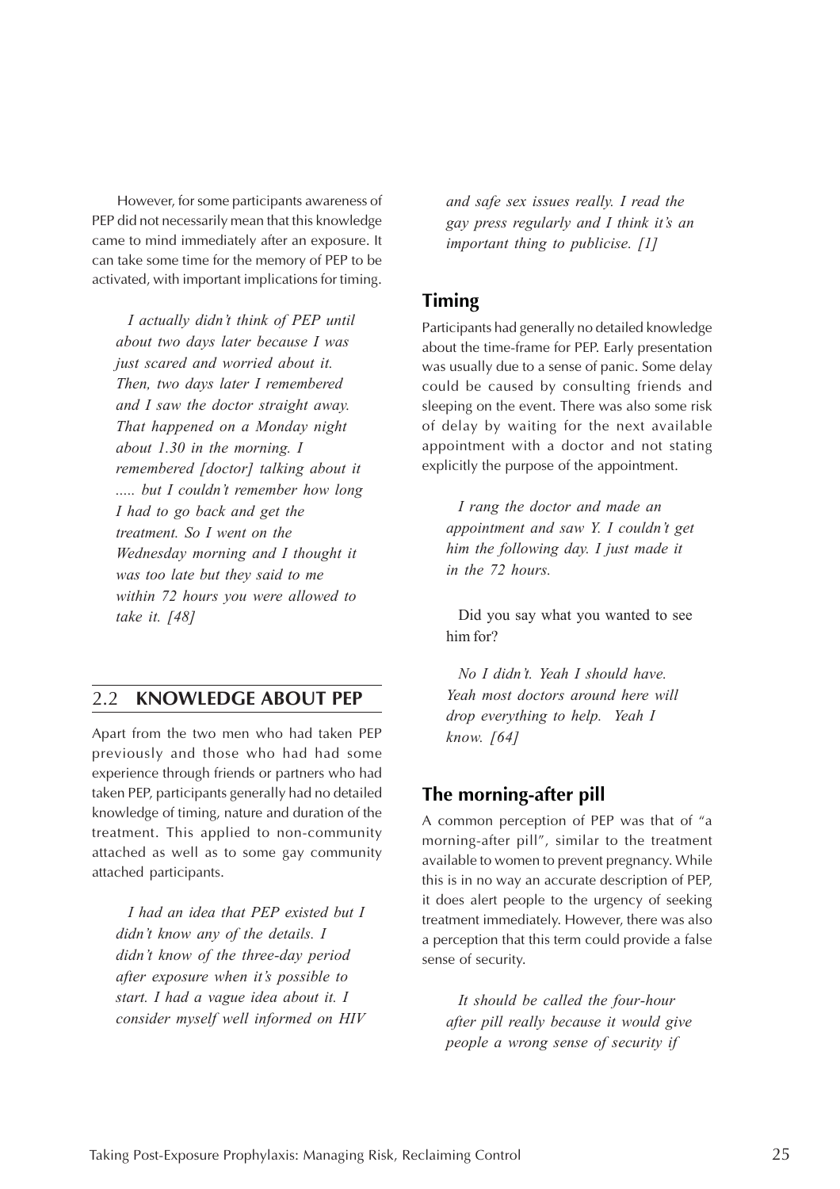However, for some participants awareness of PEP did not necessarily mean that this knowledge came to mind immediately after an exposure. It can take some time for the memory of PEP to be activated, with important implications for timing.

> *I actually didn't think of PEP until about two days later because I was just scared and worried about it. Then, two days later I remembered and I saw the doctor straight away. That happened on a Monday night about 1.30 in the morning. I remembered [doctor] talking about it ..... but I couldn't remember how long I had to go back and get the treatment. So I went on the Wednesday morning and I thought it was too late but they said to me within 72 hours you were allowed to take it. [48]*

## 2.2 KNOWLEDGE ABOUT PEP

Apart from the two men who had taken PEP previously and those who had had some experience through friends or partners who had taken PEP, participants generally had no detailed knowledge of timing, nature and duration of the treatment. This applied to non-community attached as well as to some gay community attached participants.

> *I had an idea that PEP existed but I didn't know any of the details. I didn't know of the three-day period after exposure when it's possible to start. I had a vague idea about it. I consider myself well informed on HIV and safe sex issues really. I read the gay press regularly and I think it's an important thing to publicise. [1]*

### Timing

Participants had generally no detailed knowledge about the time-frame for PEP. Early presentation was usually due to a sense of panic. Some delay could be caused by consulting friends and sleeping on the event. There was also some risk of delay by waiting for the next available appointment with a doctor and not stating explicitly the purpose of the appointment.

> *I rang the doctor and made an appointment and saw Y. I couldn't get him the following day. I just made it in the 72 hours.*
>
> Did you say what you wanted to see him for?
>
> *No I didn't. Yeah I should have. Yeah most doctors around here will drop everything to help. Yeah I know. [64]*

### The morning-after pill

A common perception of PEP was that of "a morning-after pill", similar to the treatment available to women to prevent pregnancy. While this is in no way an accurate description of PEP, it does alert people to the urgency of seeking treatment immediately. However, there was also a perception that this term could provide a false sense of security.

> *It should be called the four-hour after pill really because it would give people a wrong sense of security if*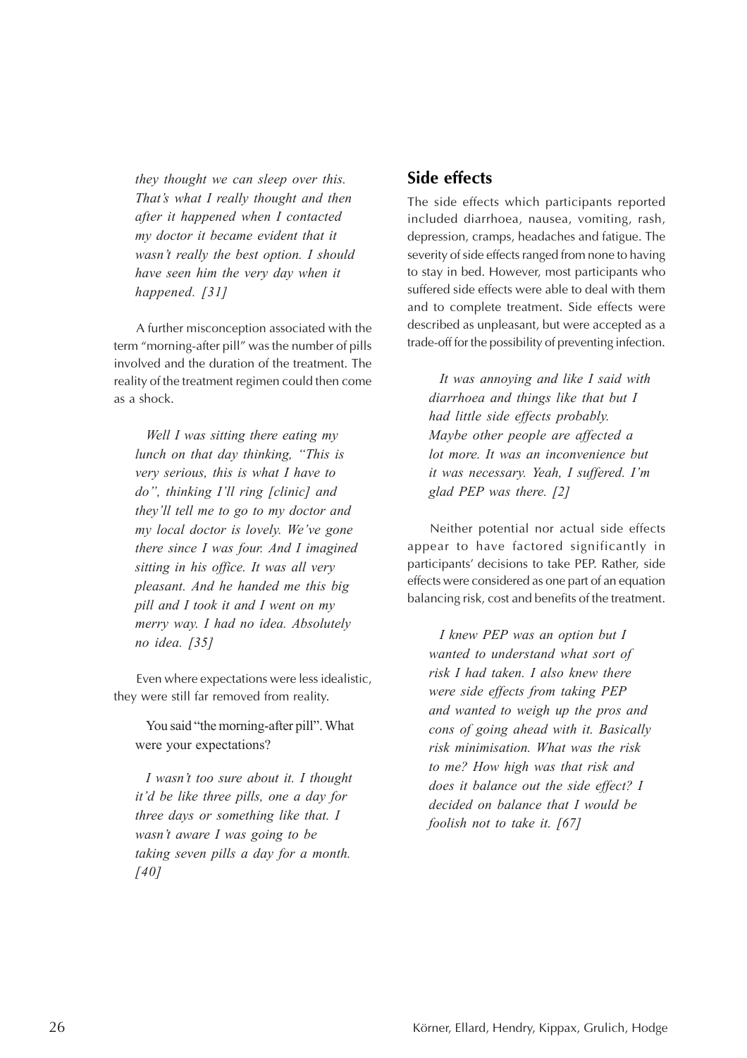*they thought we can sleep over this. That's what I really thought and then after it happened when I contacted my doctor it became evident that it wasn't really the best option. I should have seen him the very day when it happened. [31]*

A further misconception associated with the term "morning-after pill" was the number of pills involved and the duration of the treatment. The reality of the treatment regimen could then come as a shock.

*Well I was sitting there eating my lunch on that day thinking, "This is very serious, this is what I have to do", thinking I'll ring [clinic] and they'll tell me to go to my doctor and my local doctor is lovely. We've gone there since I was four. And I imagined sitting in his office. It was all very pleasant. And he handed me this big pill and I took it and I went on my merry way. I had no idea. Absolutely no idea. [35]*

Even where expectations were less idealistic, they were still far removed from reality.

You said "the morning-after pill". What were your expectations?

*I wasn't too sure about it. I thought it'd be like three pills, one a day for three days or something like that. I wasn't aware I was going to be taking seven pills a day for a month. [40]*

## Side effects

The side effects which participants reported included diarrhoea, nausea, vomiting, rash, depression, cramps, headaches and fatigue. The severity of side effects ranged from none to having to stay in bed. However, most participants who suffered side effects were able to deal with them and to complete treatment. Side effects were described as unpleasant, but were accepted as a trade-off for the possibility of preventing infection.

*It was annoying and like I said with diarrhoea and things like that but I had little side effects probably. Maybe other people are affected a lot more. It was an inconvenience but it was necessary. Yeah, I suffered. I'm glad PEP was there. [2]*

Neither potential nor actual side effects appear to have factored significantly in participants' decisions to take PEP. Rather, side effects were considered as one part of an equation balancing risk, cost and benefits of the treatment.

*I knew PEP was an option but I wanted to understand what sort of risk I had taken. I also knew there were side effects from taking PEP and wanted to weigh up the pros and cons of going ahead with it. Basically risk minimisation. What was the risk to me? How high was that risk and does it balance out the side effect? I decided on balance that I would be foolish not to take it. [67]*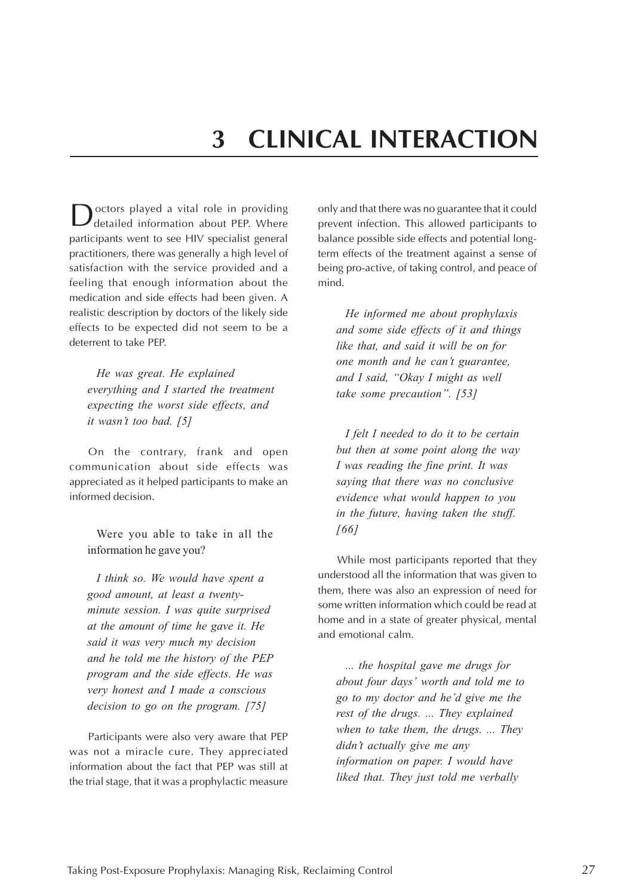# 3 CLINICAL INTERACTION

Doctors played a vital role in providing detailed information about PEP. Where participants went to see HIV specialist general practitioners, there was generally a high level of satisfaction with the service provided and a feeling that enough information about the medication and side effects had been given. A realistic description by doctors of the likely side effects to be expected did not seem to be a deterrent to take PEP.

> *He was great. He explained everything and I started the treatment expecting the worst side effects, and it wasn't too bad. [5]*

On the contrary, frank and open communication about side effects was appreciated as it helped participants to make an informed decision.

> Were you able to take in all the information he gave you?
>
> *I think so. We would have spent a good amount, at least a twenty-minute session. I was quite surprised at the amount of time he gave it. He said it was very much my decision and he told me the history of the PEP program and the side effects. He was very honest and I made a conscious decision to go on the program. [75]*

Participants were also very aware that PEP was not a miracle cure. They appreciated information about the fact that PEP was still at the trial stage, that it was a prophylactic measure only and that there was no guarantee that it could prevent infection. This allowed participants to balance possible side effects and potential long-term effects of the treatment against a sense of being pro-active, of taking control, and peace of mind.

> *He informed me about prophylaxis and some side effects of it and things like that, and said it will be on for one month and he can't guarantee, and I said, "Okay I might as well take some precaution". [53]*

> *I felt I needed to do it to be certain but then at some point along the way I was reading the fine print. It was saying that there was no conclusive evidence what would happen to you in the future, having taken the stuff. [66]*

While most participants reported that they understood all the information that was given to them, there was also an expression of need for some written information which could be read at home and in a state of greater physical, mental and emotional calm.

> *... the hospital gave me drugs for about four days' worth and told me to go to my doctor and he'd give me the rest of the drugs. ... They explained when to take them, the drugs. ... They didn't actually give me any information on paper. I would have liked that. They just told me verbally*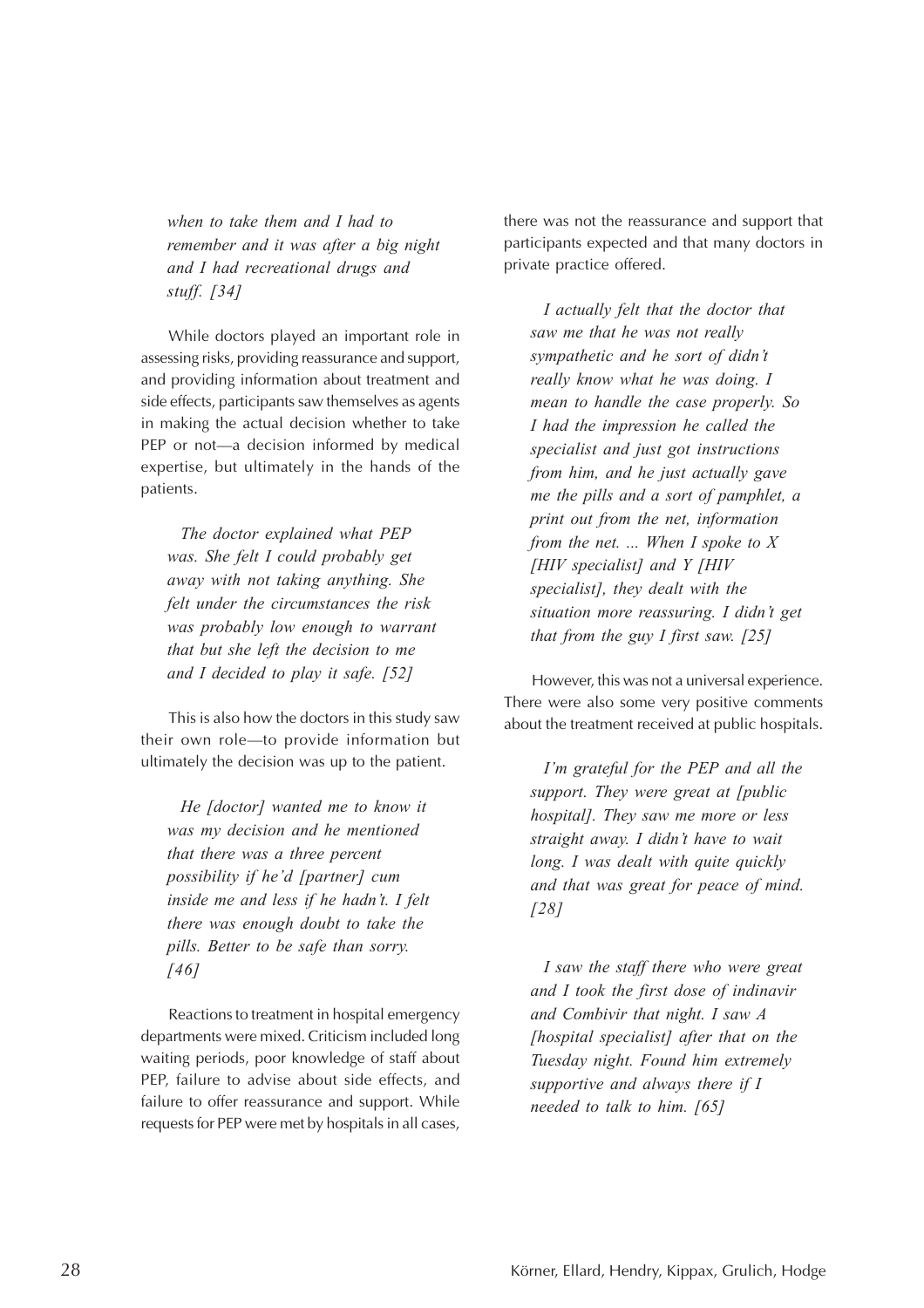*when to take them and I had to remember and it was after a big night and I had recreational drugs and stuff. [34]*

While doctors played an important role in assessing risks, providing reassurance and support, and providing information about treatment and side effects, participants saw themselves as agents in making the actual decision whether to take PEP or not—a decision informed by medical expertise, but ultimately in the hands of the patients.

*The doctor explained what PEP was. She felt I could probably get away with not taking anything. She felt under the circumstances the risk was probably low enough to warrant that but she left the decision to me and I decided to play it safe. [52]*

This is also how the doctors in this study saw their own role—to provide information but ultimately the decision was up to the patient.

*He [doctor] wanted me to know it was my decision and he mentioned that there was a three percent possibility if he'd [partner] cum inside me and less if he hadn't. I felt there was enough doubt to take the pills. Better to be safe than sorry. [46]*

Reactions to treatment in hospital emergency departments were mixed. Criticism included long waiting periods, poor knowledge of staff about PEP, failure to advise about side effects, and failure to offer reassurance and support. While requests for PEP were met by hospitals in all cases, there was not the reassurance and support that participants expected and that many doctors in private practice offered.

*I actually felt that the doctor that saw me that he was not really sympathetic and he sort of didn't really know what he was doing. I mean to handle the case properly. So I had the impression he called the specialist and just got instructions from him, and he just actually gave me the pills and a sort of pamphlet, a print out from the net, information from the net. ... When I spoke to X [HIV specialist] and Y [HIV specialist], they dealt with the situation more reassuring. I didn't get that from the guy I first saw. [25]*

However, this was not a universal experience. There were also some very positive comments about the treatment received at public hospitals.

*I'm grateful for the PEP and all the support. They were great at [public hospital]. They saw me more or less straight away. I didn't have to wait long. I was dealt with quite quickly and that was great for peace of mind. [28]*

*I saw the staff there who were great and I took the first dose of indinavir and Combivir that night. I saw A [hospital specialist] after that on the Tuesday night. Found him extremely supportive and always there if I needed to talk to him. [65]*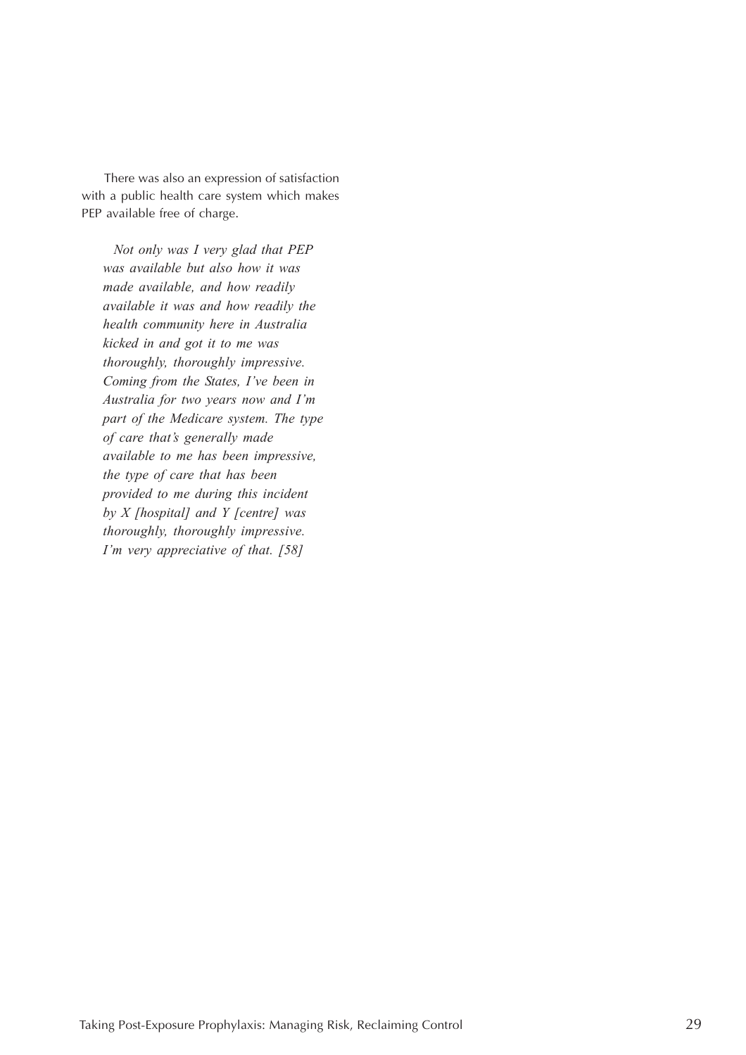There was also an expression of satisfaction with a public health care system which makes PEP available free of charge.

> *Not only was I very glad that PEP was available but also how it was made available, and how readily available it was and how readily the health community here in Australia kicked in and got it to me was thoroughly, thoroughly impressive. Coming from the States, I've been in Australia for two years now and I'm part of the Medicare system. The type of care that's generally made available to me has been impressive, the type of care that has been provided to me during this incident by X [hospital] and Y [centre] was thoroughly, thoroughly impressive. I'm very appreciative of that. [58]*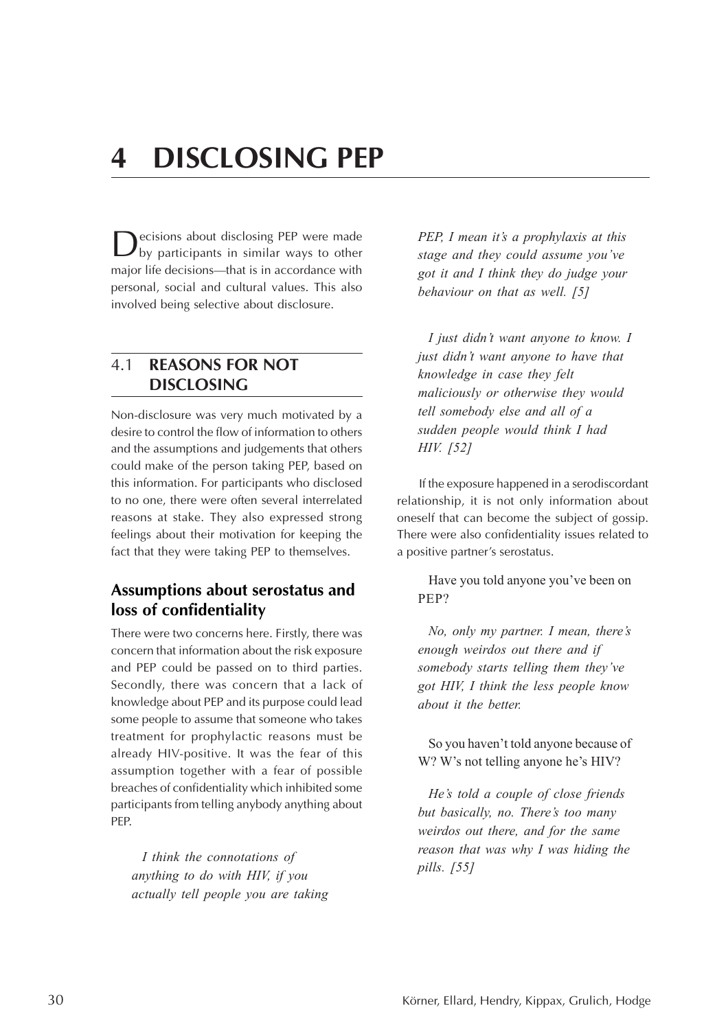# 4 DISCLOSING PEP

Decisions about disclosing PEP were made by participants in similar ways to other major life decisions—that is in accordance with personal, social and cultural values. This also involved being selective about disclosure.

## 4.1 REASONS FOR NOT DISCLOSING

Non-disclosure was very much motivated by a desire to control the flow of information to others and the assumptions and judgements that others could make of the person taking PEP, based on this information. For participants who disclosed to no one, there were often several interrelated reasons at stake. They also expressed strong feelings about their motivation for keeping the fact that they were taking PEP to themselves.

### Assumptions about serostatus and loss of confidentiality

There were two concerns here. Firstly, there was concern that information about the risk exposure and PEP could be passed on to third parties. Secondly, there was concern that a lack of knowledge about PEP and its purpose could lead some people to assume that someone who takes treatment for prophylactic reasons must be already HIV-positive. It was the fear of this assumption together with a fear of possible breaches of confidentiality which inhibited some participants from telling anybody anything about PEP.

> *I think the connotations of anything to do with HIV, if you actually tell people you are taking PEP, I mean it's a prophylaxis at this stage and they could assume you've got it and I think they do judge your behaviour on that as well. [5]*

> *I just didn't want anyone to know. I just didn't want anyone to have that knowledge in case they felt maliciously or otherwise they would tell somebody else and all of a sudden people would think I had HIV. [52]*

If the exposure happened in a serodiscordant relationship, it is not only information about oneself that can become the subject of gossip. There were also confidentiality issues related to a positive partner's serostatus.

> Have you told anyone you've been on PEP?
>
> *No, only my partner. I mean, there's enough weirdos out there and if somebody starts telling them they've got HIV, I think the less people know about it the better.*
>
> So you haven't told anyone because of W? W's not telling anyone he's HIV?
>
> *He's told a couple of close friends but basically, no. There's too many weirdos out there, and for the same reason that was why I was hiding the pills. [55]*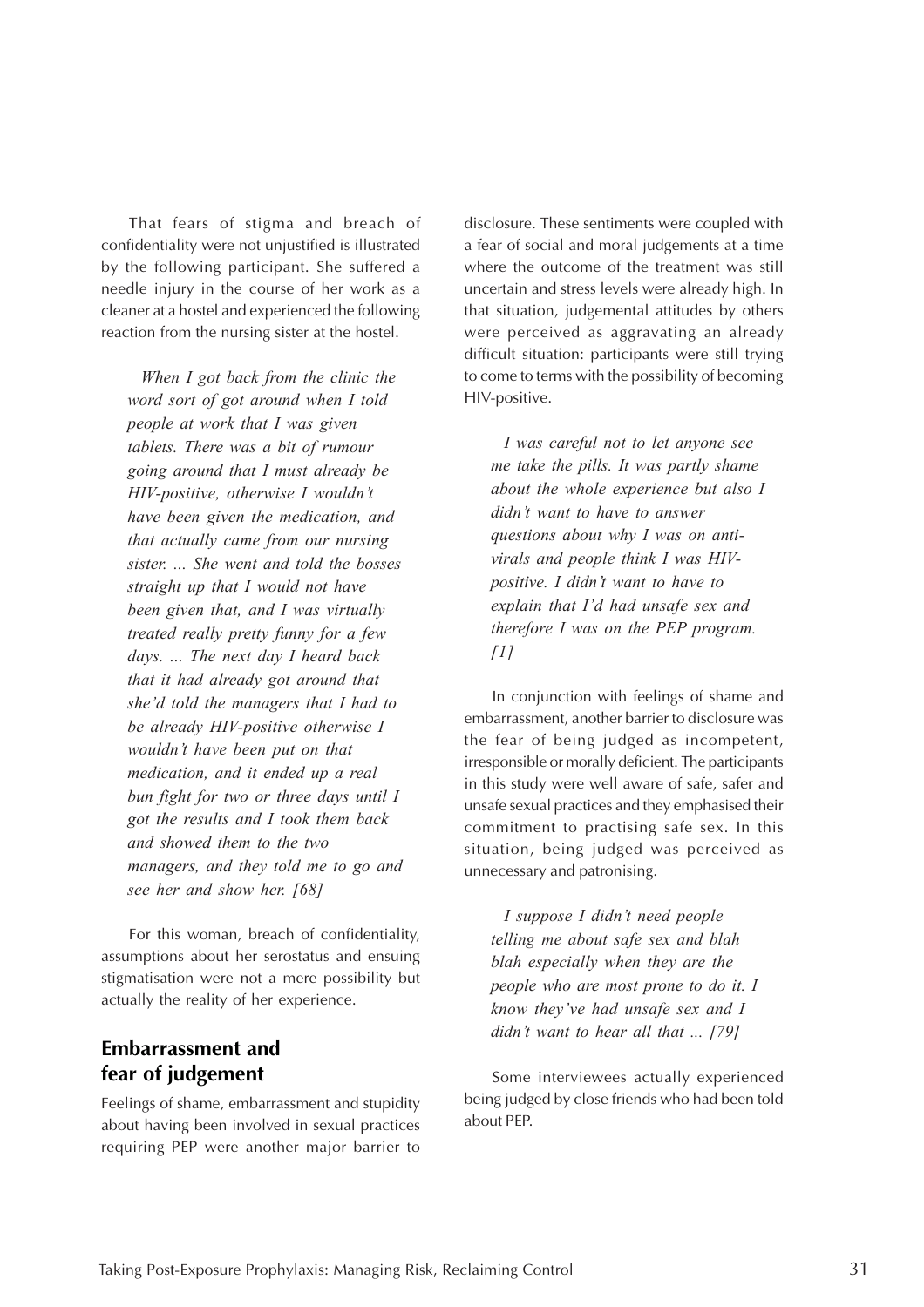That fears of stigma and breach of confidentiality were not unjustified is illustrated by the following participant. She suffered a needle injury in the course of her work as a cleaner at a hostel and experienced the following reaction from the nursing sister at the hostel.

> *When I got back from the clinic the word sort of got around when I told people at work that I was given tablets. There was a bit of rumour going around that I must already be HIV-positive, otherwise I wouldn't have been given the medication, and that actually came from our nursing sister. ... She went and told the bosses straight up that I would not have been given that, and I was virtually treated really pretty funny for a few days. ... The next day I heard back that it had already got around that she'd told the managers that I had to be already HIV-positive otherwise I wouldn't have been put on that medication, and it ended up a real bun fight for two or three days until I got the results and I took them back and showed them to the two managers, and they told me to go and see her and show her. [68]*

For this woman, breach of confidentiality, assumptions about her serostatus and ensuing stigmatisation were not a mere possibility but actually the reality of her experience.

## Embarrassment and fear of judgement

Feelings of shame, embarrassment and stupidity about having been involved in sexual practices requiring PEP were another major barrier to disclosure. These sentiments were coupled with a fear of social and moral judgements at a time where the outcome of the treatment was still uncertain and stress levels were already high. In that situation, judgemental attitudes by others were perceived as aggravating an already difficult situation: participants were still trying to come to terms with the possibility of becoming HIV-positive.

> *I was careful not to let anyone see me take the pills. It was partly shame about the whole experience but also I didn't want to have to answer questions about why I was on anti-virals and people think I was HIV-positive. I didn't want to have to explain that I'd had unsafe sex and therefore I was on the PEP program. [1]*

In conjunction with feelings of shame and embarrassment, another barrier to disclosure was the fear of being judged as incompetent, irresponsible or morally deficient. The participants in this study were well aware of safe, safer and unsafe sexual practices and they emphasised their commitment to practising safe sex. In this situation, being judged was perceived as unnecessary and patronising.

> *I suppose I didn't need people telling me about safe sex and blah blah especially when they are the people who are most prone to do it. I know they've had unsafe sex and I didn't want to hear all that ... [79]*

Some interviewees actually experienced being judged by close friends who had been told about PEP.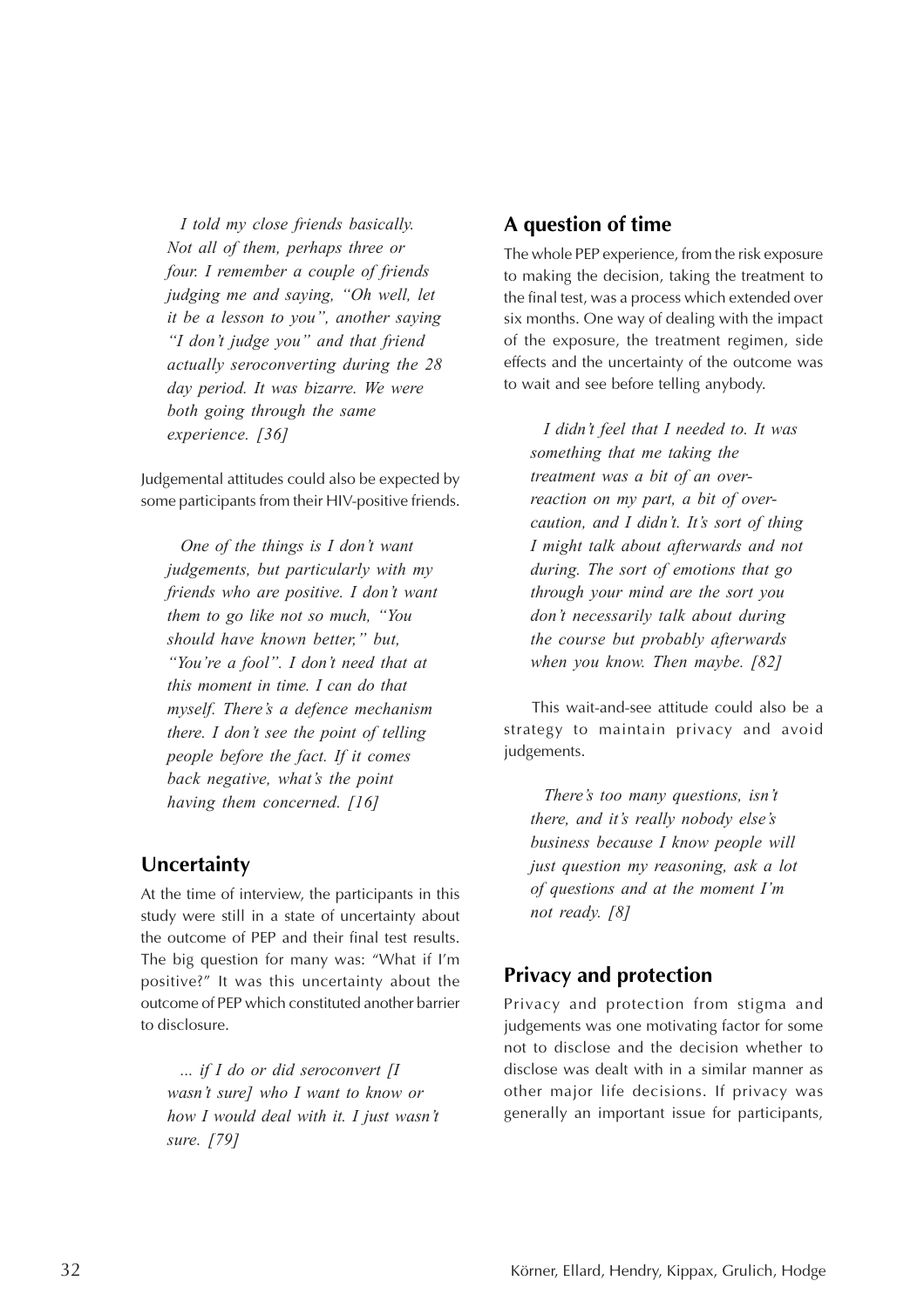*I told my close friends basically. Not all of them, perhaps three or four. I remember a couple of friends judging me and saying, "Oh well, let it be a lesson to you", another saying "I don't judge you" and that friend actually seroconverting during the 28 day period. It was bizarre. We were both going through the same experience. [36]*

Judgemental attitudes could also be expected by some participants from their HIV-positive friends.

*One of the things is I don't want judgements, but particularly with my friends who are positive. I don't want them to go like not so much, "You should have known better," but, "You're a fool". I don't need that at this moment in time. I can do that myself. There's a defence mechanism there. I don't see the point of telling people before the fact. If it comes back negative, what's the point having them concerned. [16]*

## Uncertainty

At the time of interview, the participants in this study were still in a state of uncertainty about the outcome of PEP and their final test results. The big question for many was: "What if I'm positive?" It was this uncertainty about the outcome of PEP which constituted another barrier to disclosure.

*... if I do or did seroconvert [I wasn't sure] who I want to know or how I would deal with it. I just wasn't sure. [79]*

## A question of time

The whole PEP experience, from the risk exposure to making the decision, taking the treatment to the final test, was a process which extended over six months. One way of dealing with the impact of the exposure, the treatment regimen, side effects and the uncertainty of the outcome was to wait and see before telling anybody.

*I didn't feel that I needed to. It was something that me taking the treatment was a bit of an over-reaction on my part, a bit of over-caution, and I didn't. It's sort of thing I might talk about afterwards and not during. The sort of emotions that go through your mind are the sort you don't necessarily talk about during the course but probably afterwards when you know. Then maybe. [82]*

This wait-and-see attitude could also be a strategy to maintain privacy and avoid judgements.

*There's too many questions, isn't there, and it's really nobody else's business because I know people will just question my reasoning, ask a lot of questions and at the moment I'm not ready. [8]*

## Privacy and protection

Privacy and protection from stigma and judgements was one motivating factor for some not to disclose and the decision whether to disclose was dealt with in a similar manner as other major life decisions. If privacy was generally an important issue for participants,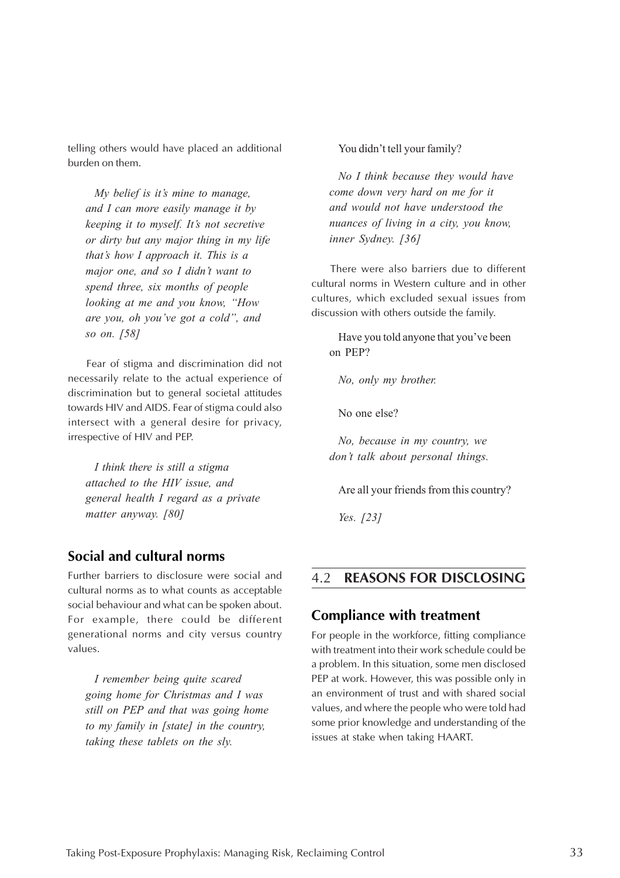telling others would have placed an additional burden on them.

> *My belief is it's mine to manage, and I can more easily manage it by keeping it to myself. It's not secretive or dirty but any major thing in my life that's how I approach it. This is a major one, and so I didn't want to spend three, six months of people looking at me and you know, "How are you, oh you've got a cold", and so on. [58]*

Fear of stigma and discrimination did not necessarily relate to the actual experience of discrimination but to general societal attitudes towards HIV and AIDS. Fear of stigma could also intersect with a general desire for privacy, irrespective of HIV and PEP.

> *I think there is still a stigma attached to the HIV issue, and general health I regard as a private matter anyway. [80]*

### Social and cultural norms

Further barriers to disclosure were social and cultural norms as to what counts as acceptable social behaviour and what can be spoken about. For example, there could be different generational norms and city versus country values.

> *I remember being quite scared going home for Christmas and I was still on PEP and that was going home to my family in [state] in the country, taking these tablets on the sly.*
>
> You didn't tell your family?
>
> *No I think because they would have come down very hard on me for it and would not have understood the nuances of living in a city, you know, inner Sydney. [36]*

There were also barriers due to different cultural norms in Western culture and in other cultures, which excluded sexual issues from discussion with others outside the family.

> Have you told anyone that you've been on PEP?
>
> *No, only my brother.*
>
> No one else?
>
> *No, because in my country, we don't talk about personal things.*
>
> Are all your friends from this country?
>
> *Yes. [23]*

## 4.2 REASONS FOR DISCLOSING

### Compliance with treatment

For people in the workforce, fitting compliance with treatment into their work schedule could be a problem. In this situation, some men disclosed PEP at work. However, this was possible only in an environment of trust and with shared social values, and where the people who were told had some prior knowledge and understanding of the issues at stake when taking HAART.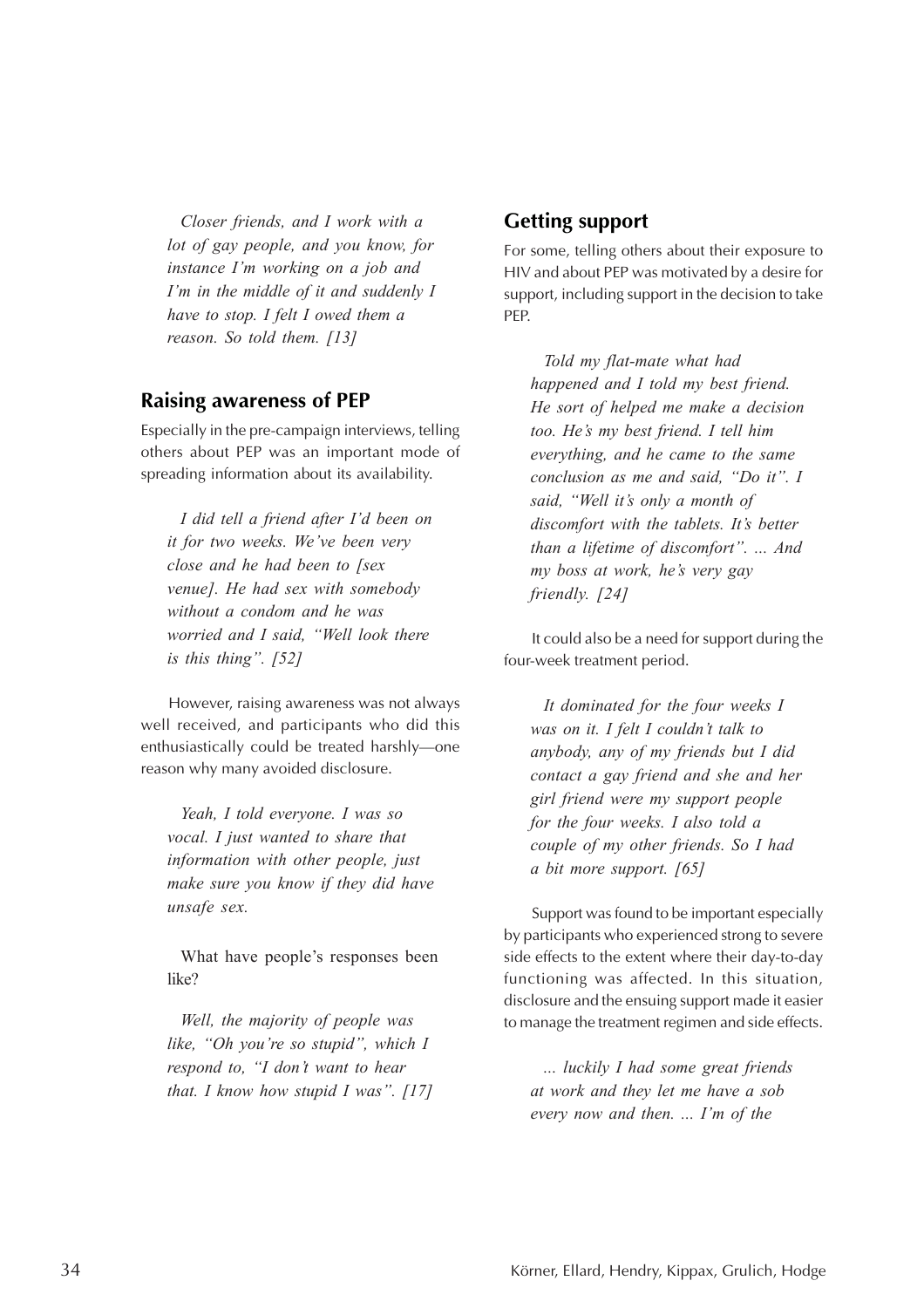*Closer friends, and I work with a lot of gay people, and you know, for instance I'm working on a job and I'm in the middle of it and suddenly I have to stop. I felt I owed them a reason. So told them. [13]*

## Raising awareness of PEP

Especially in the pre-campaign interviews, telling others about PEP was an important mode of spreading information about its availability.

*I did tell a friend after I'd been on it for two weeks. We've been very close and he had been to [sex venue]. He had sex with somebody without a condom and he was worried and I said, "Well look there is this thing". [52]*

However, raising awareness was not always well received, and participants who did this enthusiastically could be treated harshly—one reason why many avoided disclosure.

*Yeah, I told everyone. I was so vocal. I just wanted to share that information with other people, just make sure you know if they did have unsafe sex.*

What have people's responses been like?

*Well, the majority of people was like, "Oh you're so stupid", which I respond to, "I don't want to hear that. I know how stupid I was". [17]*

## Getting support

For some, telling others about their exposure to HIV and about PEP was motivated by a desire for support, including support in the decision to take PEP.

*Told my flat-mate what had happened and I told my best friend. He sort of helped me make a decision too. He's my best friend. I tell him everything, and he came to the same conclusion as me and said, "Do it". I said, "Well it's only a month of discomfort with the tablets. It's better than a lifetime of discomfort". ... And my boss at work, he's very gay friendly. [24]*

It could also be a need for support during the four-week treatment period.

*It dominated for the four weeks I was on it. I felt I couldn't talk to anybody, any of my friends but I did contact a gay friend and she and her girl friend were my support people for the four weeks. I also told a couple of my other friends. So I had a bit more support. [65]*

Support was found to be important especially by participants who experienced strong to severe side effects to the extent where their day-to-day functioning was affected. In this situation, disclosure and the ensuing support made it easier to manage the treatment regimen and side effects.

*... luckily I had some great friends at work and they let me have a sob every now and then. ... I'm of the*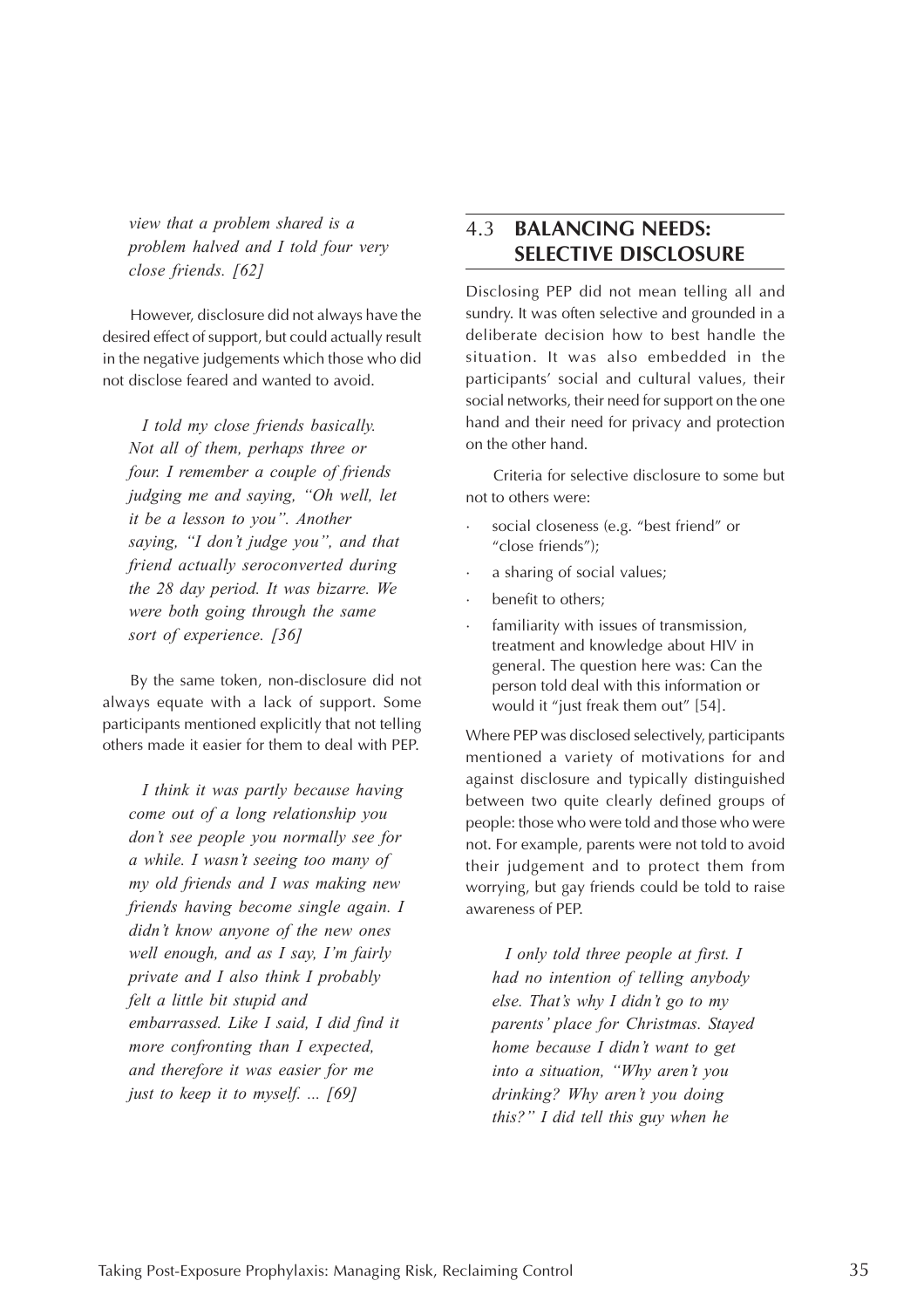*view that a problem shared is a problem halved and I told four very close friends. [62]*

However, disclosure did not always have the desired effect of support, but could actually result in the negative judgements which those who did not disclose feared and wanted to avoid.

> *I told my close friends basically. Not all of them, perhaps three or four. I remember a couple of friends judging me and saying, "Oh well, let it be a lesson to you". Another saying, "I don't judge you", and that friend actually seroconverted during the 28 day period. It was bizarre. We were both going through the same sort of experience. [36]*

By the same token, non-disclosure did not always equate with a lack of support. Some participants mentioned explicitly that not telling others made it easier for them to deal with PEP.

> *I think it was partly because having come out of a long relationship you don't see people you normally see for a while. I wasn't seeing too many of my old friends and I was making new friends having become single again. I didn't know anyone of the new ones well enough, and as I say, I'm fairly private and I also think I probably felt a little bit stupid and embarrassed. Like I said, I did find it more confronting than I expected, and therefore it was easier for me just to keep it to myself. ... [69]*

## 4.3 BALANCING NEEDS: SELECTIVE DISCLOSURE

Disclosing PEP did not mean telling all and sundry. It was often selective and grounded in a deliberate decision how to best handle the situation. It was also embedded in the participants' social and cultural values, their social networks, their need for support on the one hand and their need for privacy and protection on the other hand.

Criteria for selective disclosure to some but not to others were:

- social closeness (e.g. "best friend" or "close friends");
- a sharing of social values;
- benefit to others;
- familiarity with issues of transmission, treatment and knowledge about HIV in general. The question here was: Can the person told deal with this information or would it "just freak them out" [54].

Where PEP was disclosed selectively, participants mentioned a variety of motivations for and against disclosure and typically distinguished between two quite clearly defined groups of people: those who were told and those who were not. For example, parents were not told to avoid their judgement and to protect them from worrying, but gay friends could be told to raise awareness of PEP.

> *I only told three people at first. I had no intention of telling anybody else. That's why I didn't go to my parents' place for Christmas. Stayed home because I didn't want to get into a situation, "Why aren't you drinking? Why aren't you doing this?" I did tell this guy when he*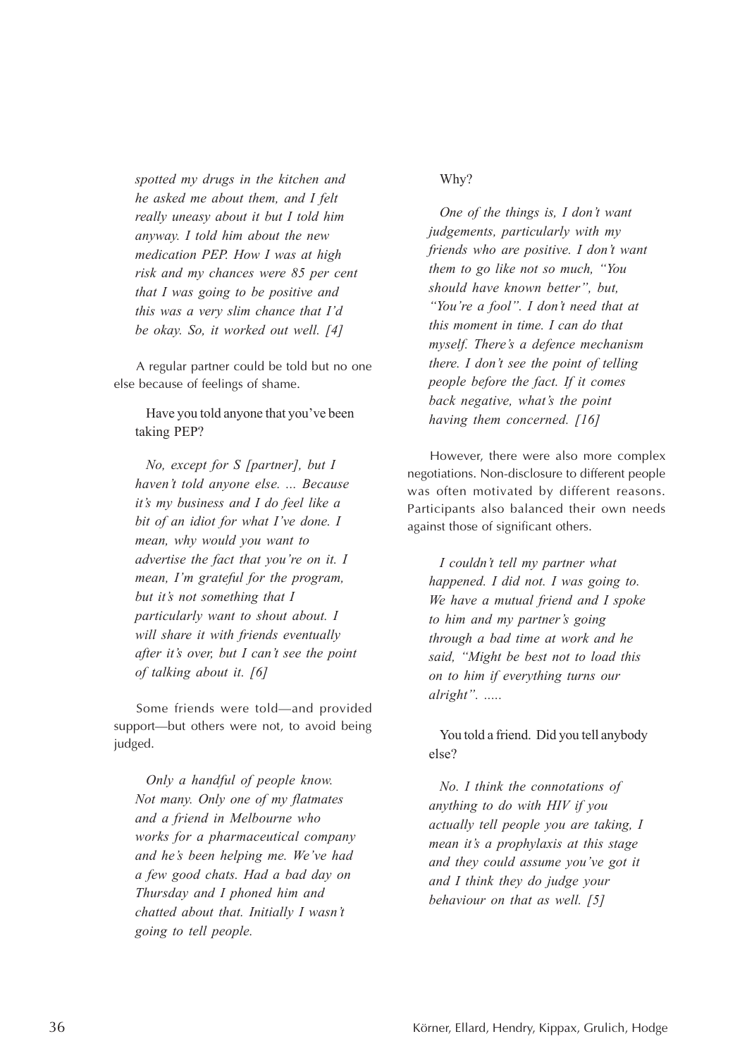*spotted my drugs in the kitchen and he asked me about them, and I felt really uneasy about it but I told him anyway. I told him about the new medication PEP. How I was at high risk and my chances were 85 per cent that I was going to be positive and this was a very slim chance that I'd be okay. So, it worked out well. [4]*

A regular partner could be told but no one else because of feelings of shame.

> Have you told anyone that you've been taking PEP?
>
> *No, except for S [partner], but I haven't told anyone else. ... Because it's my business and I do feel like a bit of an idiot for what I've done. I mean, why would you want to advertise the fact that you're on it. I mean, I'm grateful for the program, but it's not something that I particularly want to shout about. I will share it with friends eventually after it's over, but I can't see the point of talking about it. [6]*

Some friends were told—and provided support—but others were not, to avoid being judged.

> *Only a handful of people know. Not many. Only one of my flatmates and a friend in Melbourne who works for a pharmaceutical company and he's been helping me. We've had a few good chats. Had a bad day on Thursday and I phoned him and chatted about that. Initially I wasn't going to tell people.*
>
> Why?
>
> *One of the things is, I don't want judgements, particularly with my friends who are positive. I don't want them to go like not so much, "You should have known better", but, "You're a fool". I don't need that at this moment in time. I can do that myself. There's a defence mechanism there. I don't see the point of telling people before the fact. If it comes back negative, what's the point having them concerned. [16]*

However, there were also more complex negotiations. Non-disclosure to different people was often motivated by different reasons. Participants also balanced their own needs against those of significant others.

> *I couldn't tell my partner what happened. I did not. I was going to. We have a mutual friend and I spoke to him and my partner's going through a bad time at work and he said, "Might be best not to load this on to him if everything turns our alright". .....*
>
> You told a friend. Did you tell anybody else?
>
> *No. I think the connotations of anything to do with HIV if you actually tell people you are taking, I mean it's a prophylaxis at this stage and they could assume you've got it and I think they do judge your behaviour on that as well. [5]*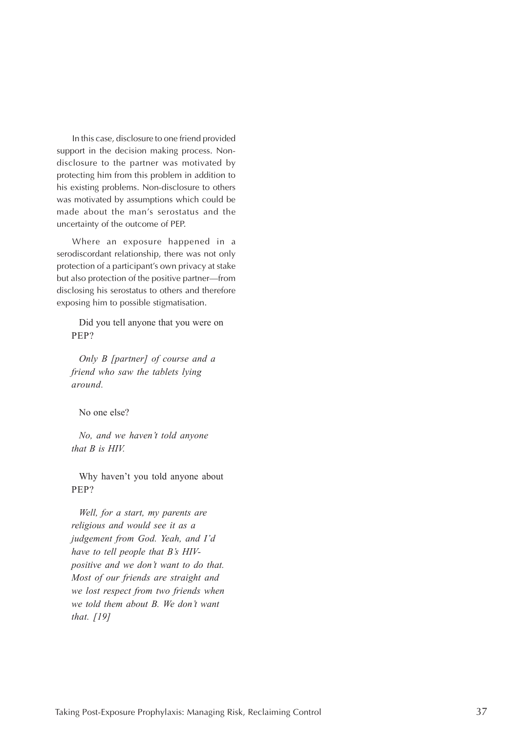In this case, disclosure to one friend provided support in the decision making process. Non-disclosure to the partner was motivated by protecting him from this problem in addition to his existing problems. Non-disclosure to others was motivated by assumptions which could be made about the man's serostatus and the uncertainty of the outcome of PEP.

Where an exposure happened in a serodiscordant relationship, there was not only protection of a participant's own privacy at stake but also protection of the positive partner—from disclosing his serostatus to others and therefore exposing him to possible stigmatisation.

> Did you tell anyone that you were on PEP?
>
> *Only B [partner] of course and a friend who saw the tablets lying around.*
>
> No one else?
>
> *No, and we haven't told anyone that B is HIV.*
>
> Why haven't you told anyone about PEP?
>
> *Well, for a start, my parents are religious and would see it as a judgement from God. Yeah, and I'd have to tell people that B's HIV-positive and we don't want to do that. Most of our friends are straight and we lost respect from two friends when we told them about B. We don't want that. [19]*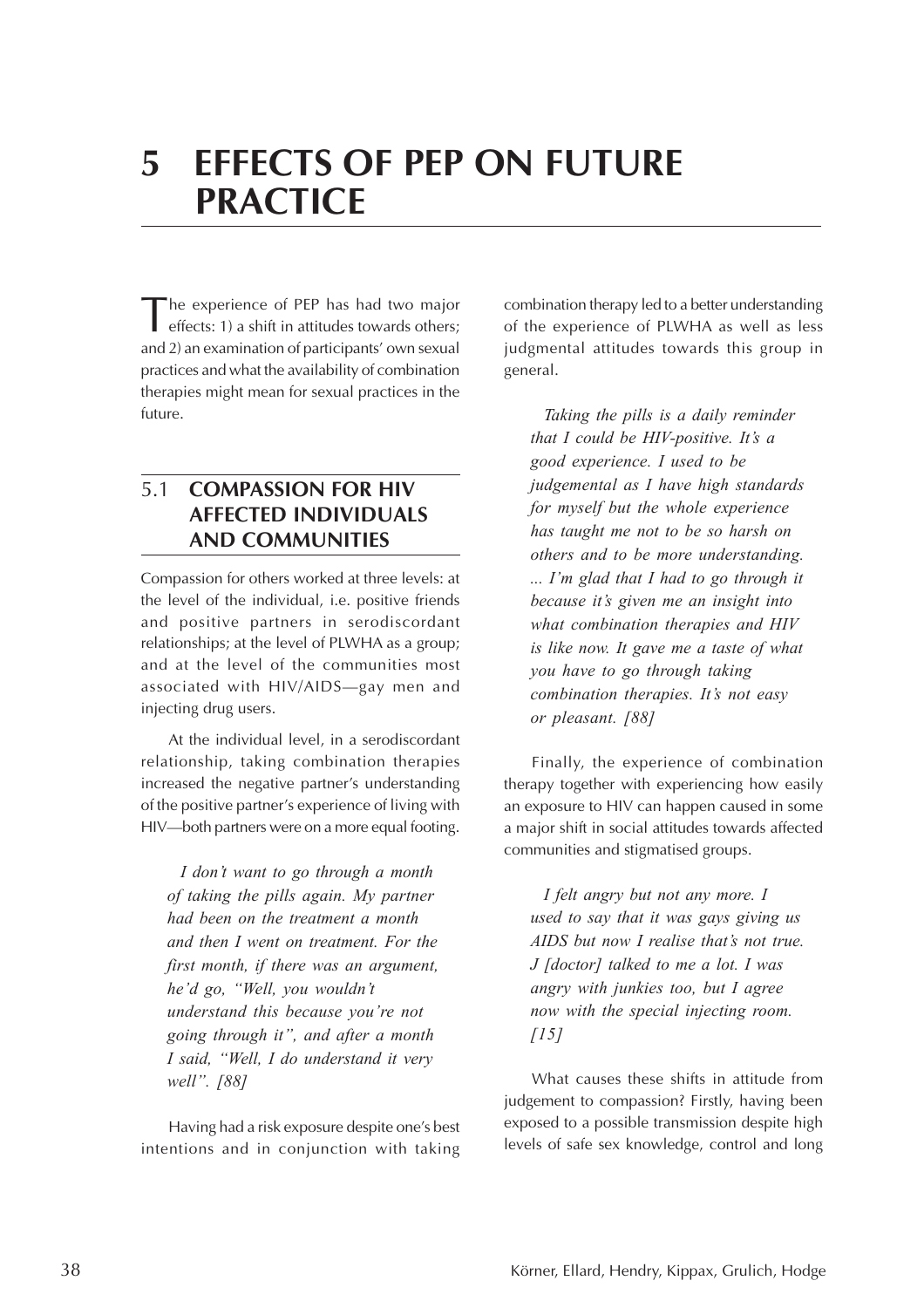# 5 EFFECTS OF PEP ON FUTURE PRACTICE

The experience of PEP has had two major effects: 1) a shift in attitudes towards others; and 2) an examination of participants' own sexual practices and what the availability of combination therapies might mean for sexual practices in the future.

## 5.1 COMPASSION FOR HIV AFFECTED INDIVIDUALS AND COMMUNITIES

Compassion for others worked at three levels: at the level of the individual, i.e. positive friends and positive partners in serodiscordant relationships; at the level of PLWHA as a group; and at the level of the communities most associated with HIV/AIDS—gay men and injecting drug users.

At the individual level, in a serodiscordant relationship, taking combination therapies increased the negative partner's understanding of the positive partner's experience of living with HIV—both partners were on a more equal footing.

> *I don't want to go through a month of taking the pills again. My partner had been on the treatment a month and then I went on treatment. For the first month, if there was an argument, he'd go, "Well, you wouldn't understand this because you're not going through it", and after a month I said, "Well, I do understand it very well". [88]*

Having had a risk exposure despite one's best intentions and in conjunction with taking combination therapy led to a better understanding of the experience of PLWHA as well as less judgmental attitudes towards this group in general.

> *Taking the pills is a daily reminder that I could be HIV-positive. It's a good experience. I used to be judgemental as I have high standards for myself but the whole experience has taught me not to be so harsh on others and to be more understanding. ... I'm glad that I had to go through it because it's given me an insight into what combination therapies and HIV is like now. It gave me a taste of what you have to go through taking combination therapies. It's not easy or pleasant. [88]*

Finally, the experience of combination therapy together with experiencing how easily an exposure to HIV can happen caused in some a major shift in social attitudes towards affected communities and stigmatised groups.

> *I felt angry but not any more. I used to say that it was gays giving us AIDS but now I realise that's not true. J [doctor] talked to me a lot. I was angry with junkies too, but I agree now with the special injecting room. [15]*

What causes these shifts in attitude from judgement to compassion? Firstly, having been exposed to a possible transmission despite high levels of safe sex knowledge, control and long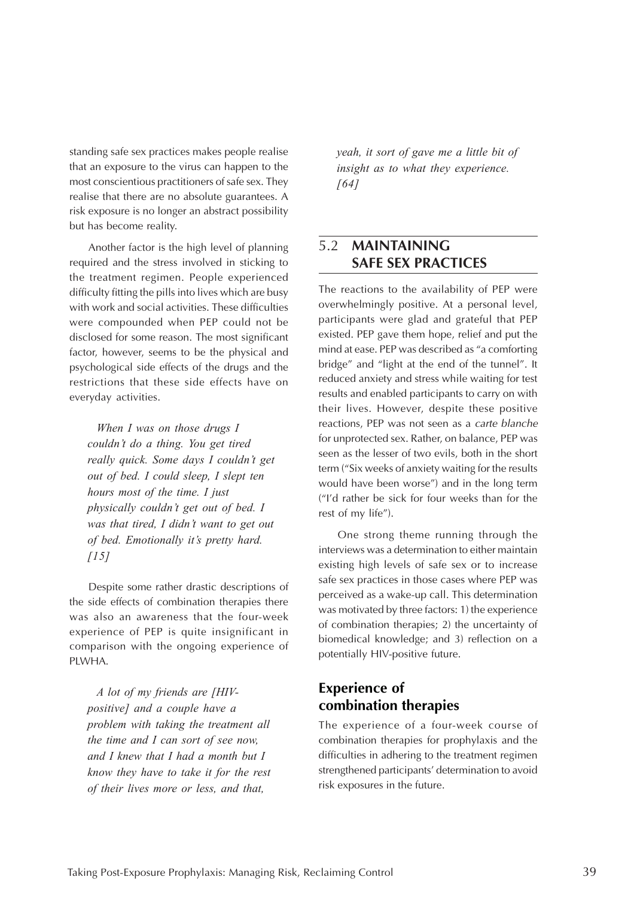standing safe sex practices makes people realise that an exposure to the virus can happen to the most conscientious practitioners of safe sex. They realise that there are no absolute guarantees. A risk exposure is no longer an abstract possibility but has become reality.

Another factor is the high level of planning required and the stress involved in sticking to the treatment regimen. People experienced difficulty fitting the pills into lives which are busy with work and social activities. These difficulties were compounded when PEP could not be disclosed for some reason. The most significant factor, however, seems to be the physical and psychological side effects of the drugs and the restrictions that these side effects have on everyday activities.

> *When I was on those drugs I couldn't do a thing. You get tired really quick. Some days I couldn't get out of bed. I could sleep, I slept ten hours most of the time. I just physically couldn't get out of bed. I was that tired, I didn't want to get out of bed. Emotionally it's pretty hard. [15]*

Despite some rather drastic descriptions of the side effects of combination therapies there was also an awareness that the four-week experience of PEP is quite insignificant in comparison with the ongoing experience of PLWHA.

> *A lot of my friends are [HIV-positive] and a couple have a problem with taking the treatment all the time and I can sort of see now, and I knew that I had a month but I know they have to take it for the rest of their lives more or less, and that, yeah, it sort of gave me a little bit of insight as to what they experience. [64]*

## 5.2 MAINTAINING SAFE SEX PRACTICES

The reactions to the availability of PEP were overwhelmingly positive. At a personal level, participants were glad and grateful that PEP existed. PEP gave them hope, relief and put the mind at ease. PEP was described as "a comforting bridge" and "light at the end of the tunnel". It reduced anxiety and stress while waiting for test results and enabled participants to carry on with their lives. However, despite these positive reactions, PEP was not seen as a *carte blanche* for unprotected sex. Rather, on balance, PEP was seen as the lesser of two evils, both in the short term ("Six weeks of anxiety waiting for the results would have been worse") and in the long term ("I'd rather be sick for four weeks than for the rest of my life").

One strong theme running through the interviews was a determination to either maintain existing high levels of safe sex or to increase safe sex practices in those cases where PEP was perceived as a wake-up call. This determination was motivated by three factors: 1) the experience of combination therapies; 2) the uncertainty of biomedical knowledge; and 3) reflection on a potentially HIV-positive future.

### Experience of combination therapies

The experience of a four-week course of combination therapies for prophylaxis and the difficulties in adhering to the treatment regimen strengthened participants' determination to avoid risk exposures in the future.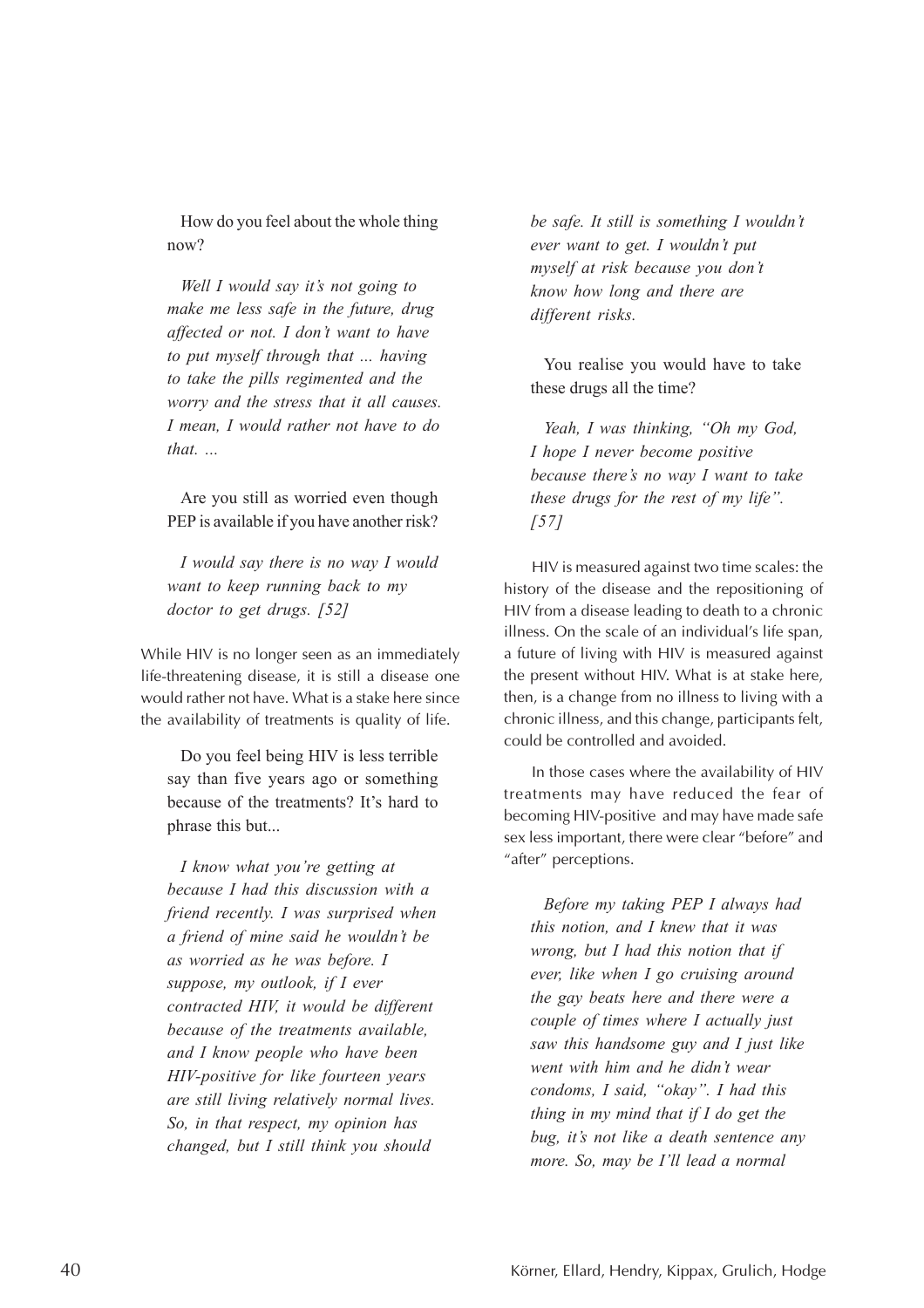How do you feel about the whole thing now?

*Well I would say it's not going to make me less safe in the future, drug affected or not. I don't want to have to put myself through that ... having to take the pills regimented and the worry and the stress that it all causes. I mean, I would rather not have to do that. ...*

Are you still as worried even though PEP is available if you have another risk?

*I would say there is no way I would want to keep running back to my doctor to get drugs. [52]*

While HIV is no longer seen as an immediately life-threatening disease, it is still a disease one would rather not have. What is a stake here since the availability of treatments is quality of life.

Do you feel being HIV is less terrible say than five years ago or something because of the treatments? It's hard to phrase this but...

*I know what you're getting at because I had this discussion with a friend recently. I was surprised when a friend of mine said he wouldn't be as worried as he was before. I suppose, my outlook, if I ever contracted HIV, it would be different because of the treatments available, and I know people who have been HIV-positive for like fourteen years are still living relatively normal lives. So, in that respect, my opinion has changed, but I still think you should be safe. It still is something I wouldn't ever want to get. I wouldn't put myself at risk because you don't know how long and there are different risks.*

You realise you would have to take these drugs all the time?

*Yeah, I was thinking, "Oh my God, I hope I never become positive because there's no way I want to take these drugs for the rest of my life". [57]*

HIV is measured against two time scales: the history of the disease and the repositioning of HIV from a disease leading to death to a chronic illness. On the scale of an individual's life span, a future of living with HIV is measured against the present without HIV. What is at stake here, then, is a change from no illness to living with a chronic illness, and this change, participants felt, could be controlled and avoided.

In those cases where the availability of HIV treatments may have reduced the fear of becoming HIV-positive and may have made safe sex less important, there were clear "before" and "after" perceptions.

*Before my taking PEP I always had this notion, and I knew that it was wrong, but I had this notion that if ever, like when I go cruising around the gay beats here and there were a couple of times where I actually just saw this handsome guy and I just like went with him and he didn't wear condoms, I said, "okay". I had this thing in my mind that if I do get the bug, it's not like a death sentence any more. So, may be I'll lead a normal*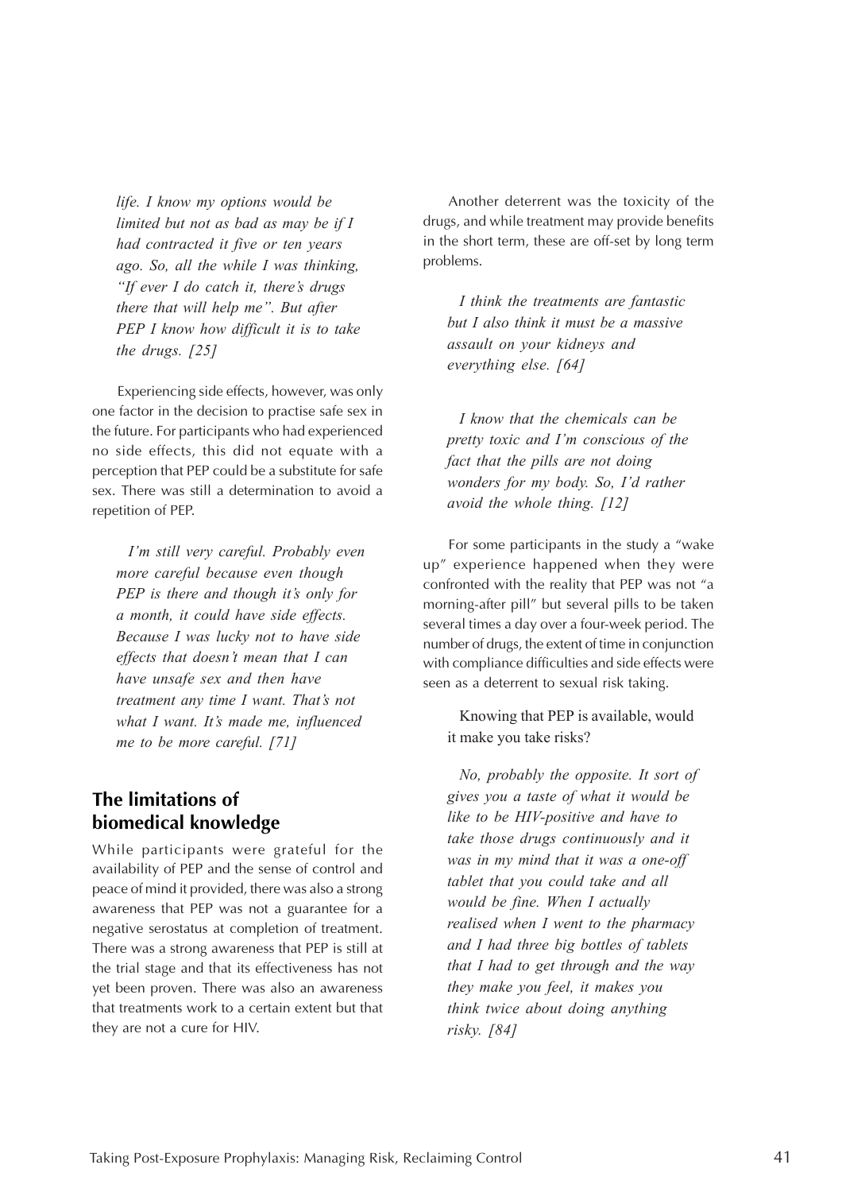*life. I know my options would be limited but not as bad as may be if I had contracted it five or ten years ago. So, all the while I was thinking, "If ever I do catch it, there's drugs there that will help me". But after PEP I know how difficult it is to take the drugs. [25]*

Experiencing side effects, however, was only one factor in the decision to practise safe sex in the future. For participants who had experienced no side effects, this did not equate with a perception that PEP could be a substitute for safe sex. There was still a determination to avoid a repetition of PEP.

> *I'm still very careful. Probably even more careful because even though PEP is there and though it's only for a month, it could have side effects. Because I was lucky not to have side effects that doesn't mean that I can have unsafe sex and then have treatment any time I want. That's not what I want. It's made me, influenced me to be more careful. [71]*

## The limitations of biomedical knowledge

While participants were grateful for the availability of PEP and the sense of control and peace of mind it provided, there was also a strong awareness that PEP was not a guarantee for a negative serostatus at completion of treatment. There was a strong awareness that PEP is still at the trial stage and that its effectiveness has not yet been proven. There was also an awareness that treatments work to a certain extent but that they are not a cure for HIV.

Another deterrent was the toxicity of the drugs, and while treatment may provide benefits in the short term, these are off-set by long term problems.

> *I think the treatments are fantastic but I also think it must be a massive assault on your kidneys and everything else. [64]*

> *I know that the chemicals can be pretty toxic and I'm conscious of the fact that the pills are not doing wonders for my body. So, I'd rather avoid the whole thing. [12]*

For some participants in the study a "wake up" experience happened when they were confronted with the reality that PEP was not "a morning-after pill" but several pills to be taken several times a day over a four-week period. The number of drugs, the extent of time in conjunction with compliance difficulties and side effects were seen as a deterrent to sexual risk taking.

> Knowing that PEP is available, would it make you take risks?
>
> *No, probably the opposite. It sort of gives you a taste of what it would be like to be HIV-positive and have to take those drugs continuously and it was in my mind that it was a one-off tablet that you could take and all would be fine. When I actually realised when I went to the pharmacy and I had three big bottles of tablets that I had to get through and the way they make you feel, it makes you think twice about doing anything risky. [84]*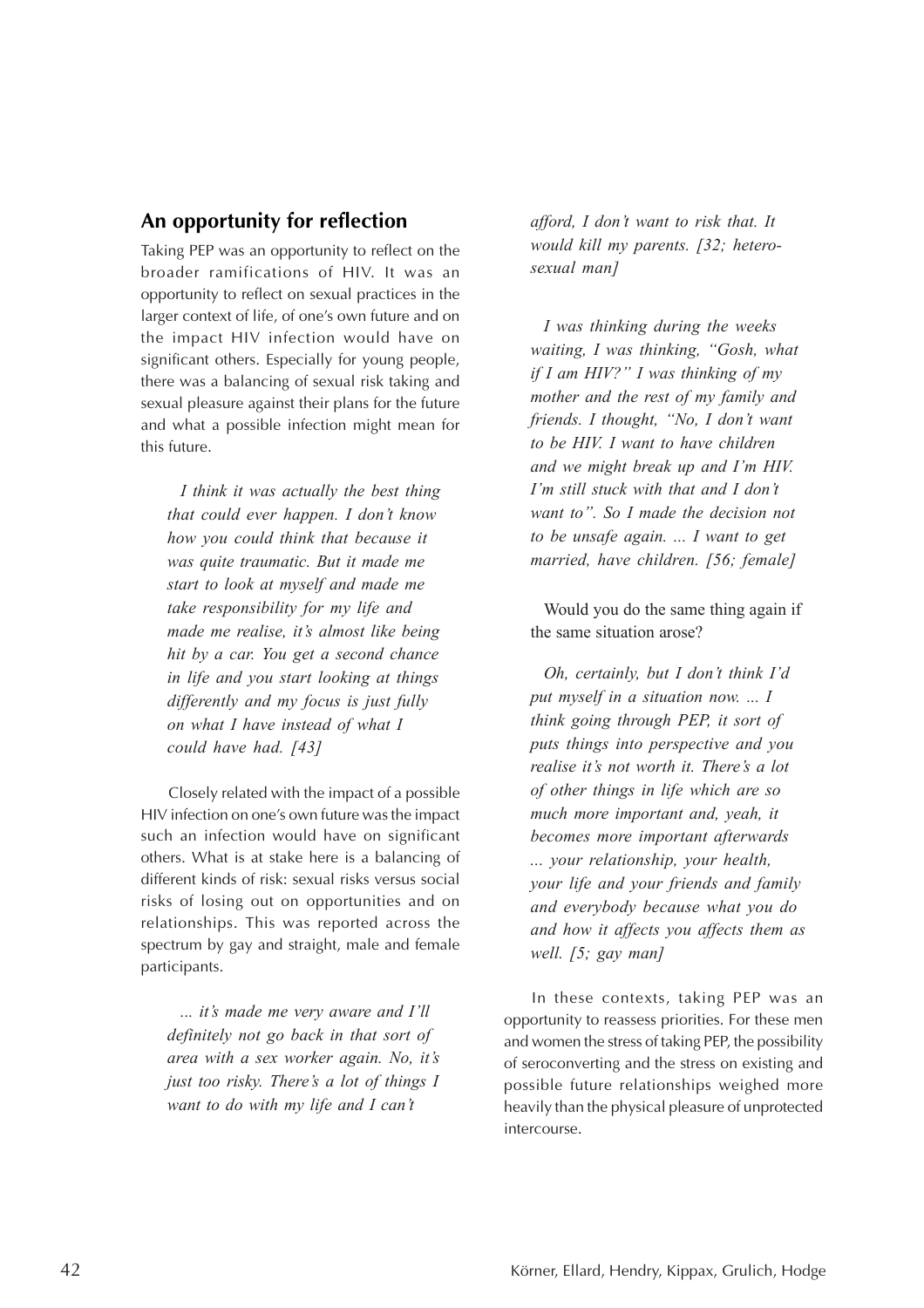## An opportunity for reflection

Taking PEP was an opportunity to reflect on the broader ramifications of HIV. It was an opportunity to reflect on sexual practices in the larger context of life, of one's own future and on the impact HIV infection would have on significant others. Especially for young people, there was a balancing of sexual risk taking and sexual pleasure against their plans for the future and what a possible infection might mean for this future.

> *I think it was actually the best thing that could ever happen. I don't know how you could think that because it was quite traumatic. But it made me start to look at myself and made me take responsibility for my life and made me realise, it's almost like being hit by a car. You get a second chance in life and you start looking at things differently and my focus is just fully on what I have instead of what I could have had. [43]*

Closely related with the impact of a possible HIV infection on one's own future was the impact such an infection would have on significant others. What is at stake here is a balancing of different kinds of risk: sexual risks versus social risks of losing out on opportunities and on relationships. This was reported across the spectrum by gay and straight, male and female participants.

> *... it's made me very aware and I'll definitely not go back in that sort of area with a sex worker again. No, it's just too risky. There's a lot of things I want to do with my life and I can't afford, I don't want to risk that. It would kill my parents. [32; heterosexual man]*

> *I was thinking during the weeks waiting, I was thinking, "Gosh, what if I am HIV?" I was thinking of my mother and the rest of my family and friends. I thought, "No, I don't want to be HIV. I want to have children and we might break up and I'm HIV. I'm still stuck with that and I don't want to". So I made the decision not to be unsafe again. ... I want to get married, have children. [56; female]*

> Would you do the same thing again if the same situation arose?
>
> *Oh, certainly, but I don't think I'd put myself in a situation now. ... I think going through PEP, it sort of puts things into perspective and you realise it's not worth it. There's a lot of other things in life which are so much more important and, yeah, it becomes more important afterwards ... your relationship, your health, your life and your friends and family and everybody because what you do and how it affects you affects them as well. [5; gay man]*

In these contexts, taking PEP was an opportunity to reassess priorities. For these men and women the stress of taking PEP, the possibility of seroconverting and the stress on existing and possible future relationships weighed more heavily than the physical pleasure of unprotected intercourse.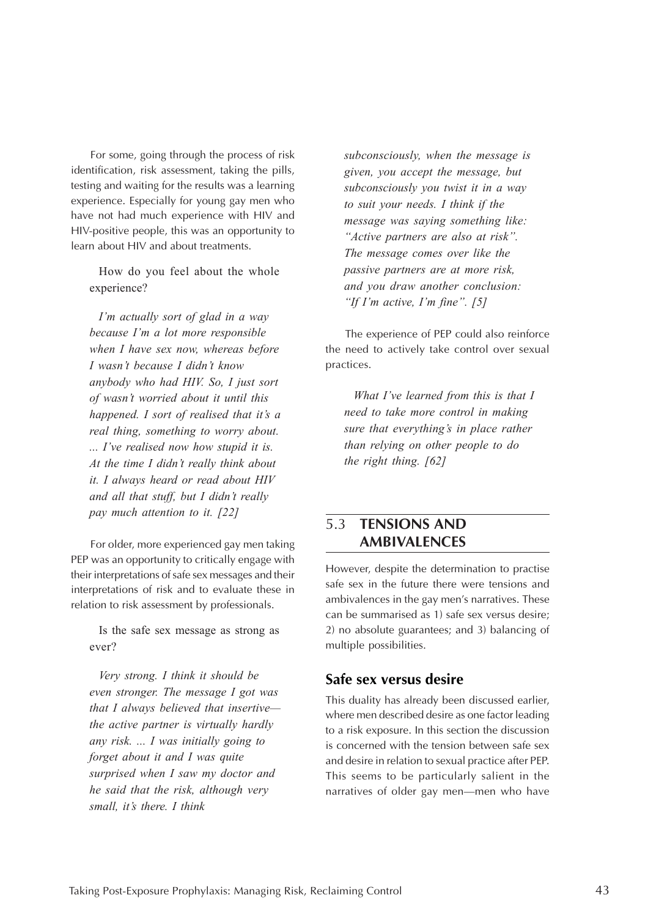For some, going through the process of risk identification, risk assessment, taking the pills, testing and waiting for the results was a learning experience. Especially for young gay men who have not had much experience with HIV and HIV-positive people, this was an opportunity to learn about HIV and about treatments.

> How do you feel about the whole experience?
>
> *I'm actually sort of glad in a way because I'm a lot more responsible when I have sex now, whereas before I wasn't because I didn't know anybody who had HIV. So, I just sort of wasn't worried about it until this happened. I sort of realised that it's a real thing, something to worry about. ... I've realised now how stupid it is. At the time I didn't really think about it. I always heard or read about HIV and all that stuff, but I didn't really pay much attention to it. [22]*

For older, more experienced gay men taking PEP was an opportunity to critically engage with their interpretations of safe sex messages and their interpretations of risk and to evaluate these in relation to risk assessment by professionals.

> Is the safe sex message as strong as ever?
>
> *Very strong. I think it should be even stronger. The message I got was that I always believed that insertive—the active partner is virtually hardly any risk. ... I was initially going to forget about it and I was quite surprised when I saw my doctor and he said that the risk, although very small, it's there. I think subconsciously, when the message is given, you accept the message, but subconsciously you twist it in a way to suit your needs. I think if the message was saying something like: "Active partners are also at risk". The message comes over like the passive partners are at more risk, and you draw another conclusion: "If I'm active, I'm fine". [5]*

The experience of PEP could also reinforce the need to actively take control over sexual practices.

> *What I've learned from this is that I need to take more control in making sure that everything's in place rather than relying on other people to do the right thing. [62]*

## 5.3 TENSIONS AND AMBIVALENCES

However, despite the determination to practise safe sex in the future there were tensions and ambivalences in the gay men's narratives. These can be summarised as 1) safe sex versus desire; 2) no absolute guarantees; and 3) balancing of multiple possibilities.

### Safe sex versus desire

This duality has already been discussed earlier, where men described desire as one factor leading to a risk exposure. In this section the discussion is concerned with the tension between safe sex and desire in relation to sexual practice after PEP. This seems to be particularly salient in the narratives of older gay men—men who have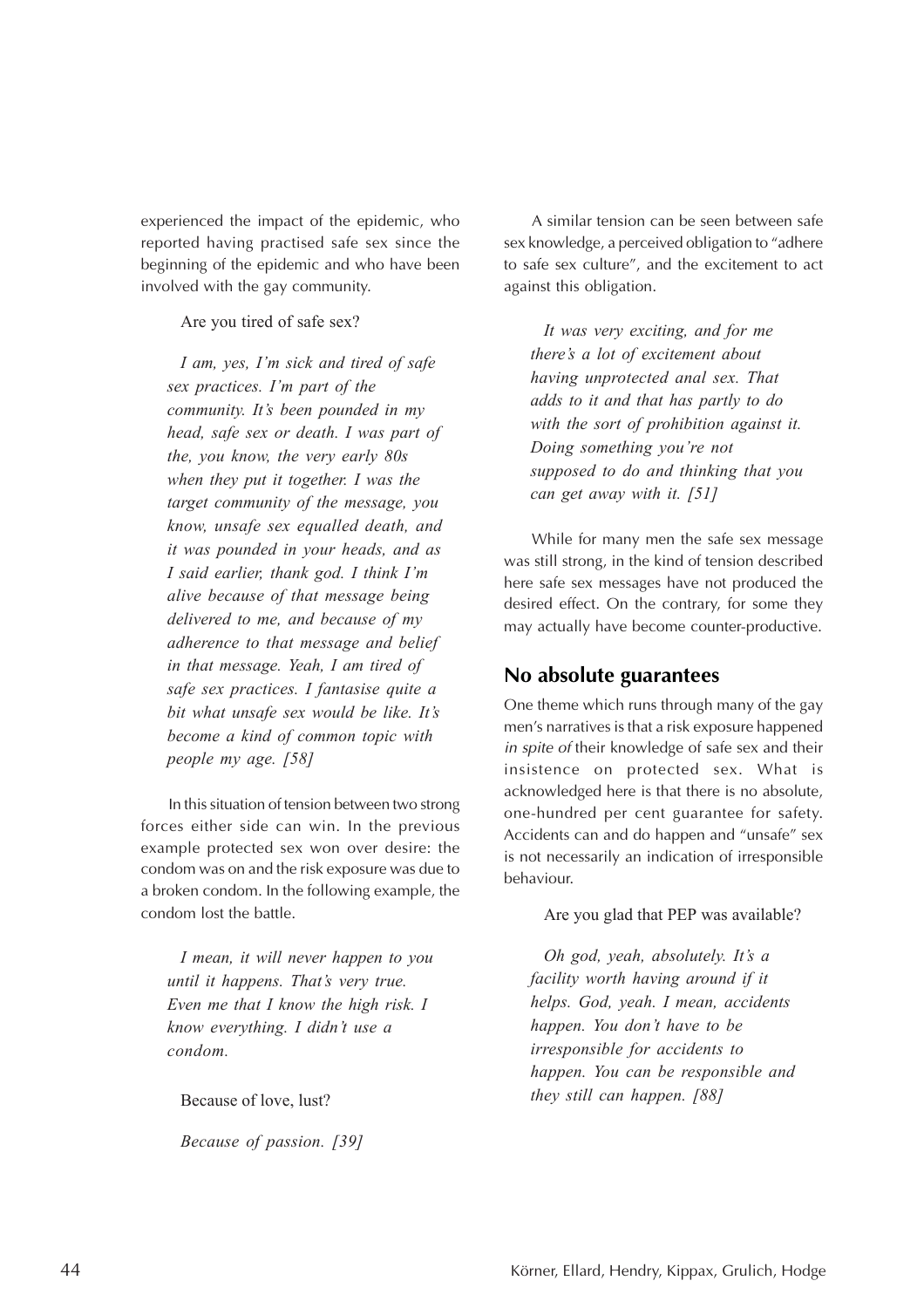experienced the impact of the epidemic, who reported having practised safe sex since the beginning of the epidemic and who have been involved with the gay community.

Are you tired of safe sex?

*I am, yes, I'm sick and tired of safe sex practices. I'm part of the community. It's been pounded in my head, safe sex or death. I was part of the, you know, the very early 80s when they put it together. I was the target community of the message, you know, unsafe sex equalled death, and it was pounded in your heads, and as I said earlier, thank god. I think I'm alive because of that message being delivered to me, and because of my adherence to that message and belief in that message. Yeah, I am tired of safe sex practices. I fantasise quite a bit what unsafe sex would be like. It's become a kind of common topic with people my age. [58]*

In this situation of tension between two strong forces either side can win. In the previous example protected sex won over desire: the condom was on and the risk exposure was due to a broken condom. In the following example, the condom lost the battle.

*I mean, it will never happen to you until it happens. That's very true. Even me that I know the high risk. I know everything. I didn't use a condom.*

Because of love, lust?

*Because of passion. [39]*

A similar tension can be seen between safe sex knowledge, a perceived obligation to "adhere to safe sex culture", and the excitement to act against this obligation.

*It was very exciting, and for me there's a lot of excitement about having unprotected anal sex. That adds to it and that has partly to do with the sort of prohibition against it. Doing something you're not supposed to do and thinking that you can get away with it. [51]*

While for many men the safe sex message was still strong, in the kind of tension described here safe sex messages have not produced the desired effect. On the contrary, for some they may actually have become counter-productive.

## No absolute guarantees

One theme which runs through many of the gay men's narratives is that a risk exposure happened *in spite of* their knowledge of safe sex and their insistence on protected sex. What is acknowledged here is that there is no absolute, one-hundred per cent guarantee for safety. Accidents can and do happen and "unsafe" sex is not necessarily an indication of irresponsible behaviour.

Are you glad that PEP was available?

*Oh god, yeah, absolutely. It's a facility worth having around if it helps. God, yeah. I mean, accidents happen. You don't have to be irresponsible for accidents to happen. You can be responsible and they still can happen. [88]*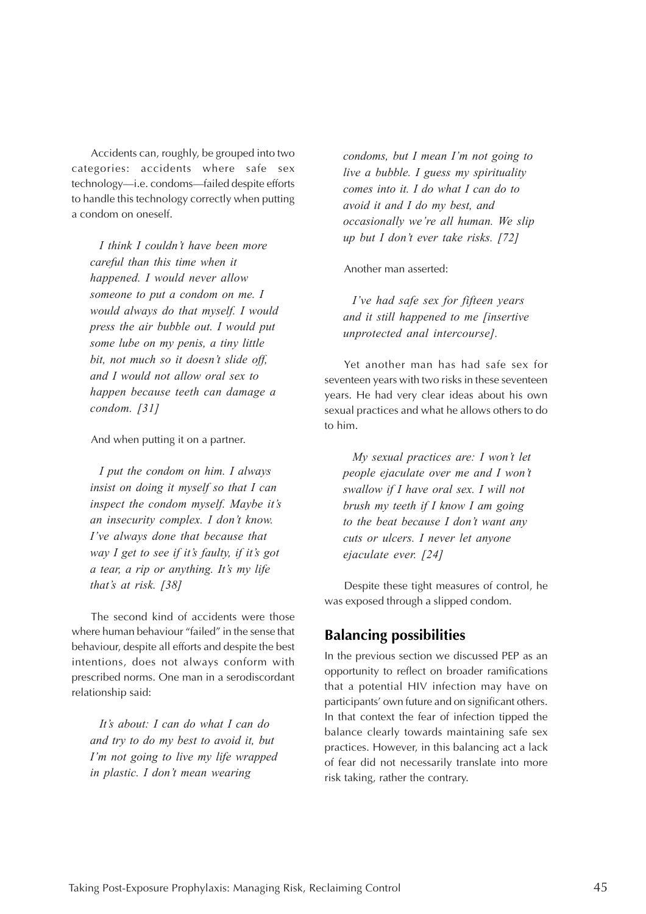Accidents can, roughly, be grouped into two categories: accidents where safe sex technology—i.e. condoms—failed despite efforts to handle this technology correctly when putting a condom on oneself.

> *I think I couldn't have been more careful than this time when it happened. I would never allow someone to put a condom on me. I would always do that myself. I would press the air bubble out. I would put some lube on my penis, a tiny little bit, not much so it doesn't slide off, and I would not allow oral sex to happen because teeth can damage a condom. [31]*

And when putting it on a partner.

> *I put the condom on him. I always insist on doing it myself so that I can inspect the condom myself. Maybe it's an insecurity complex. I don't know. I've always done that because that way I get to see if it's faulty, if it's got a tear, a rip or anything. It's my life that's at risk. [38]*

The second kind of accidents were those where human behaviour "failed" in the sense that behaviour, despite all efforts and despite the best intentions, does not always conform with prescribed norms. One man in a serodiscordant relationship said:

> *It's about: I can do what I can do and try to do my best to avoid it, but I'm not going to live my life wrapped in plastic. I don't mean wearing condoms, but I mean I'm not going to live a bubble. I guess my spirituality comes into it. I do what I can do to avoid it and I do my best, and occasionally we're all human. We slip up but I don't ever take risks. [72]*

Another man asserted:

> *I've had safe sex for fifteen years and it still happened to me [insertive unprotected anal intercourse].*

Yet another man has had safe sex for seventeen years with two risks in these seventeen years. He had very clear ideas about his own sexual practices and what he allows others to do to him.

> *My sexual practices are: I won't let people ejaculate over me and I won't swallow if I have oral sex. I will not brush my teeth if I know I am going to the beat because I don't want any cuts or ulcers. I never let anyone ejaculate ever. [24]*

Despite these tight measures of control, he was exposed through a slipped condom.

## Balancing possibilities

In the previous section we discussed PEP as an opportunity to reflect on broader ramifications that a potential HIV infection may have on participants' own future and on significant others. In that context the fear of infection tipped the balance clearly towards maintaining safe sex practices. However, in this balancing act a lack of fear did not necessarily translate into more risk taking, rather the contrary.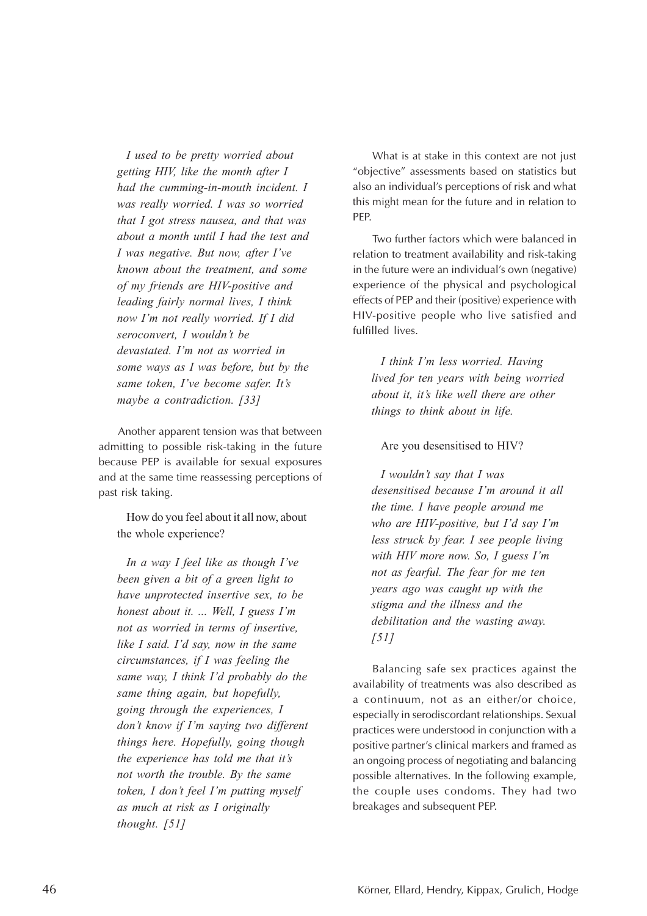*I used to be pretty worried about getting HIV, like the month after I had the cumming-in-mouth incident. I was really worried. I was so worried that I got stress nausea, and that was about a month until I had the test and I was negative. But now, after I've known about the treatment, and some of my friends are HIV-positive and leading fairly normal lives, I think now I'm not really worried. If I did seroconvert, I wouldn't be devastated. I'm not as worried in some ways as I was before, but by the same token, I've become safer. It's maybe a contradiction. [33]*

Another apparent tension was that between admitting to possible risk-taking in the future because PEP is available for sexual exposures and at the same time reassessing perceptions of past risk taking.

How do you feel about it all now, about the whole experience?

*In a way I feel like as though I've been given a bit of a green light to have unprotected insertive sex, to be honest about it. ... Well, I guess I'm not as worried in terms of insertive, like I said. I'd say, now in the same circumstances, if I was feeling the same way, I think I'd probably do the same thing again, but hopefully, going through the experiences, I don't know if I'm saying two different things here. Hopefully, going though the experience has told me that it's not worth the trouble. By the same token, I don't feel I'm putting myself as much at risk as I originally thought. [51]*

What is at stake in this context are not just "objective" assessments based on statistics but also an individual's perceptions of risk and what this might mean for the future and in relation to PEP.

Two further factors which were balanced in relation to treatment availability and risk-taking in the future were an individual's own (negative) experience of the physical and psychological effects of PEP and their (positive) experience with HIV-positive people who live satisfied and fulfilled lives.

*I think I'm less worried. Having lived for ten years with being worried about it, it's like well there are other things to think about in life.*

Are you desensitised to HIV?

*I wouldn't say that I was desensitised because I'm around it all the time. I have people around me who are HIV-positive, but I'd say I'm less struck by fear. I see people living with HIV more now. So, I guess I'm not as fearful. The fear for me ten years ago was caught up with the stigma and the illness and the debilitation and the wasting away. [51]*

Balancing safe sex practices against the availability of treatments was also described as a continuum, not as an either/or choice, especially in serodiscordant relationships. Sexual practices were understood in conjunction with a positive partner's clinical markers and framed as an ongoing process of negotiating and balancing possible alternatives. In the following example, the couple uses condoms. They had two breakages and subsequent PEP.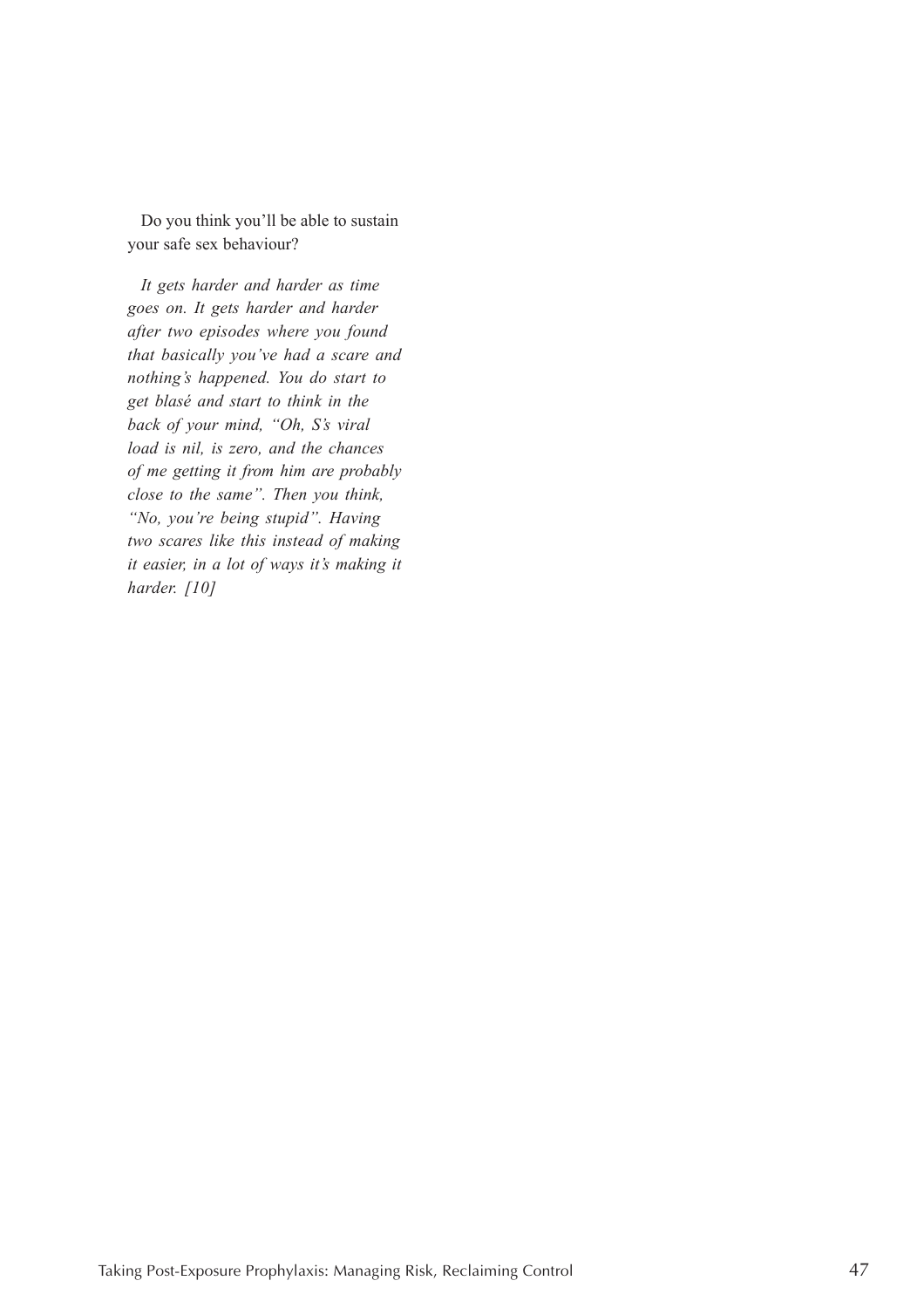Do you think you'll be able to sustain your safe sex behaviour?

*It gets harder and harder as time goes on. It gets harder and harder after two episodes where you found that basically you've had a scare and nothing's happened. You do start to get blasé and start to think in the back of your mind, "Oh, S's viral load is nil, is zero, and the chances of me getting it from him are probably close to the same". Then you think, "No, you're being stupid". Having two scares like this instead of making it easier, in a lot of ways it's making it harder. [10]*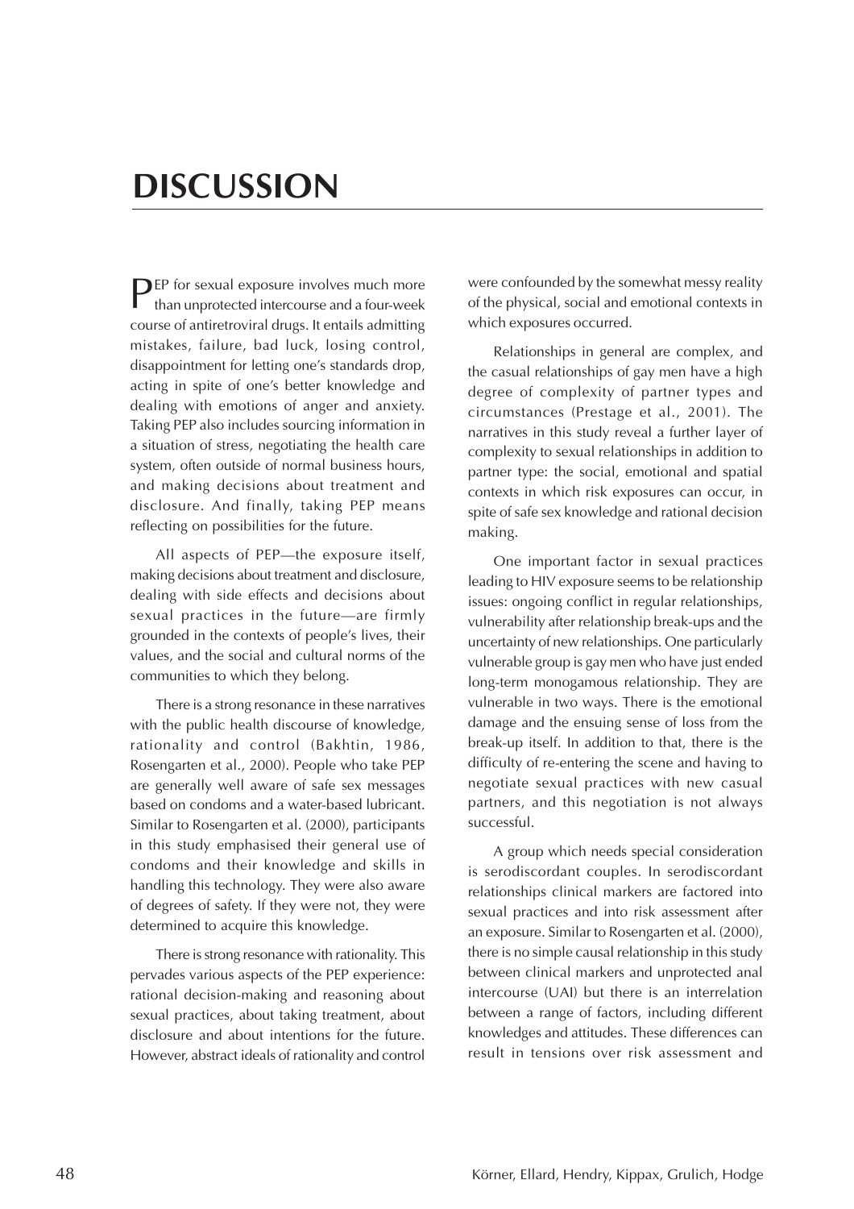# DISCUSSION

PEP for sexual exposure involves much more than unprotected intercourse and a four-week course of antiretroviral drugs. It entails admitting mistakes, failure, bad luck, losing control, disappointment for letting one's standards drop, acting in spite of one's better knowledge and dealing with emotions of anger and anxiety. Taking PEP also includes sourcing information in a situation of stress, negotiating the health care system, often outside of normal business hours, and making decisions about treatment and disclosure. And finally, taking PEP means reflecting on possibilities for the future.

All aspects of PEP—the exposure itself, making decisions about treatment and disclosure, dealing with side effects and decisions about sexual practices in the future—are firmly grounded in the contexts of people's lives, their values, and the social and cultural norms of the communities to which they belong.

There is a strong resonance in these narratives with the public health discourse of knowledge, rationality and control (Bakhtin, 1986, Rosengarten et al., 2000). People who take PEP are generally well aware of safe sex messages based on condoms and a water-based lubricant. Similar to Rosengarten et al. (2000), participants in this study emphasised their general use of condoms and their knowledge and skills in handling this technology. They were also aware of degrees of safety. If they were not, they were determined to acquire this knowledge.

There is strong resonance with rationality. This pervades various aspects of the PEP experience: rational decision-making and reasoning about sexual practices, about taking treatment, about disclosure and about intentions for the future. However, abstract ideals of rationality and control were confounded by the somewhat messy reality of the physical, social and emotional contexts in which exposures occurred.

Relationships in general are complex, and the casual relationships of gay men have a high degree of complexity of partner types and circumstances (Prestage et al., 2001). The narratives in this study reveal a further layer of complexity to sexual relationships in addition to partner type: the social, emotional and spatial contexts in which risk exposures can occur, in spite of safe sex knowledge and rational decision making.

One important factor in sexual practices leading to HIV exposure seems to be relationship issues: ongoing conflict in regular relationships, vulnerability after relationship break-ups and the uncertainty of new relationships. One particularly vulnerable group is gay men who have just ended long-term monogamous relationship. They are vulnerable in two ways. There is the emotional damage and the ensuing sense of loss from the break-up itself. In addition to that, there is the difficulty of re-entering the scene and having to negotiate sexual practices with new casual partners, and this negotiation is not always successful.

A group which needs special consideration is serodiscordant couples. In serodiscordant relationships clinical markers are factored into sexual practices and into risk assessment after an exposure. Similar to Rosengarten et al. (2000), there is no simple causal relationship in this study between clinical markers and unprotected anal intercourse (UAI) but there is an interrelation between a range of factors, including different knowledges and attitudes. These differences can result in tensions over risk assessment and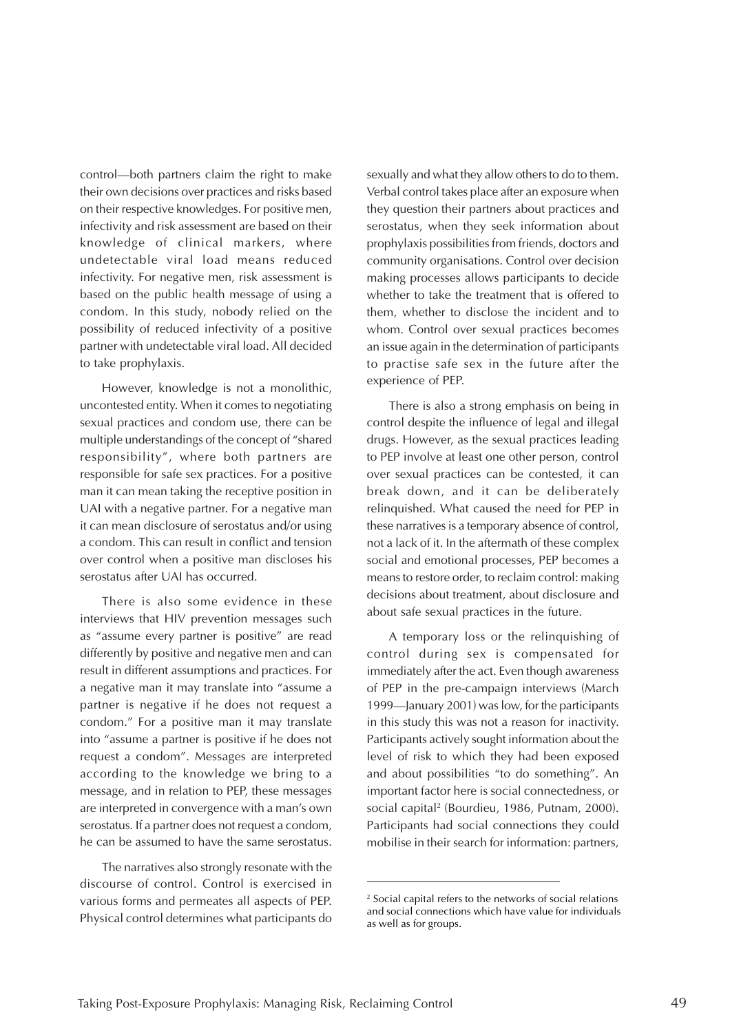control—both partners claim the right to make their own decisions over practices and risks based on their respective knowledges. For positive men, infectivity and risk assessment are based on their knowledge of clinical markers, where undetectable viral load means reduced infectivity. For negative men, risk assessment is based on the public health message of using a condom. In this study, nobody relied on the possibility of reduced infectivity of a positive partner with undetectable viral load. All decided to take prophylaxis.

However, knowledge is not a monolithic, uncontested entity. When it comes to negotiating sexual practices and condom use, there can be multiple understandings of the concept of "shared responsibility", where both partners are responsible for safe sex practices. For a positive man it can mean taking the receptive position in UAI with a negative partner. For a negative man it can mean disclosure of serostatus and/or using a condom. This can result in conflict and tension over control when a positive man discloses his serostatus after UAI has occurred.

There is also some evidence in these interviews that HIV prevention messages such as "assume every partner is positive" are read differently by positive and negative men and can result in different assumptions and practices. For a negative man it may translate into "assume a partner is negative if he does not request a condom." For a positive man it may translate into "assume a partner is positive if he does not request a condom". Messages are interpreted according to the knowledge we bring to a message, and in relation to PEP, these messages are interpreted in convergence with a man's own serostatus. If a partner does not request a condom, he can be assumed to have the same serostatus.

The narratives also strongly resonate with the discourse of control. Control is exercised in various forms and permeates all aspects of PEP. Physical control determines what participants do sexually and what they allow others to do to them. Verbal control takes place after an exposure when they question their partners about practices and serostatus, when they seek information about prophylaxis possibilities from friends, doctors and community organisations. Control over decision making processes allows participants to decide whether to take the treatment that is offered to them, whether to disclose the incident and to whom. Control over sexual practices becomes an issue again in the determination of participants to practise safe sex in the future after the experience of PEP.

There is also a strong emphasis on being in control despite the influence of legal and illegal drugs. However, as the sexual practices leading to PEP involve at least one other person, control over sexual practices can be contested, it can break down, and it can be deliberately relinquished. What caused the need for PEP in these narratives is a temporary absence of control, not a lack of it. In the aftermath of these complex social and emotional processes, PEP becomes a means to restore order, to reclaim control: making decisions about treatment, about disclosure and about safe sexual practices in the future.

A temporary loss or the relinquishing of control during sex is compensated for immediately after the act. Even though awareness of PEP in the pre-campaign interviews (March 1999—January 2001) was low, for the participants in this study this was not a reason for inactivity. Participants actively sought information about the level of risk to which they had been exposed and about possibilities "to do something". An important factor here is social connectedness, or social capital[2] (Bourdieu, 1986, Putnam, 2000). Participants had social connections they could mobilise in their search for information: partners,

[2] Social capital refers to the networks of social relations and social connections which have value for individuals as well as for groups.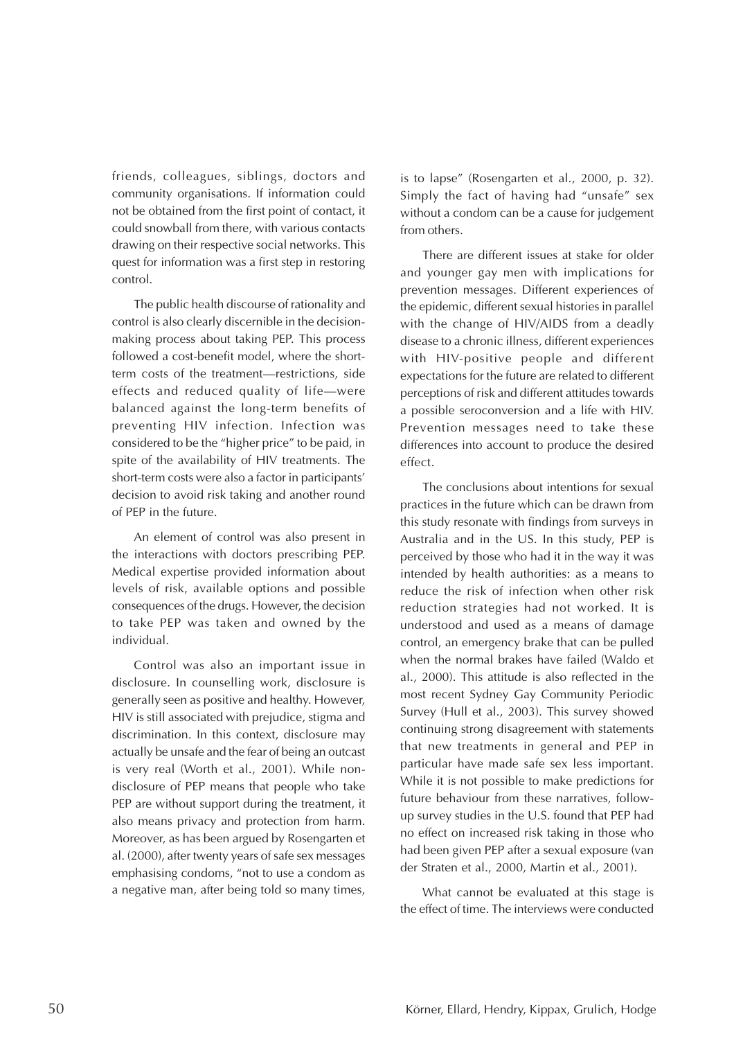friends, colleagues, siblings, doctors and community organisations. If information could not be obtained from the first point of contact, it could snowball from there, with various contacts drawing on their respective social networks. This quest for information was a first step in restoring control.

The public health discourse of rationality and control is also clearly discernible in the decision-making process about taking PEP. This process followed a cost-benefit model, where the short-term costs of the treatment—restrictions, side effects and reduced quality of life—were balanced against the long-term benefits of preventing HIV infection. Infection was considered to be the "higher price" to be paid, in spite of the availability of HIV treatments. The short-term costs were also a factor in participants' decision to avoid risk taking and another round of PEP in the future.

An element of control was also present in the interactions with doctors prescribing PEP. Medical expertise provided information about levels of risk, available options and possible consequences of the drugs. However, the decision to take PEP was taken and owned by the individual.

Control was also an important issue in disclosure. In counselling work, disclosure is generally seen as positive and healthy. However, HIV is still associated with prejudice, stigma and discrimination. In this context, disclosure may actually be unsafe and the fear of being an outcast is very real (Worth et al., 2001). While non-disclosure of PEP means that people who take PEP are without support during the treatment, it also means privacy and protection from harm. Moreover, as has been argued by Rosengarten et al. (2000), after twenty years of safe sex messages emphasising condoms, "not to use a condom as a negative man, after being told so many times, is to lapse" (Rosengarten et al., 2000, p. 32). Simply the fact of having had "unsafe" sex without a condom can be a cause for judgement from others.

There are different issues at stake for older and younger gay men with implications for prevention messages. Different experiences of the epidemic, different sexual histories in parallel with the change of HIV/AIDS from a deadly disease to a chronic illness, different experiences with HIV-positive people and different expectations for the future are related to different perceptions of risk and different attitudes towards a possible seroconversion and a life with HIV. Prevention messages need to take these differences into account to produce the desired effect.

The conclusions about intentions for sexual practices in the future which can be drawn from this study resonate with findings from surveys in Australia and in the US. In this study, PEP is perceived by those who had it in the way it was intended by health authorities: as a means to reduce the risk of infection when other risk reduction strategies had not worked. It is understood and used as a means of damage control, an emergency brake that can be pulled when the normal brakes have failed (Waldo et al., 2000). This attitude is also reflected in the most recent Sydney Gay Community Periodic Survey (Hull et al., 2003). This survey showed continuing strong disagreement with statements that new treatments in general and PEP in particular have made safe sex less important. While it is not possible to make predictions for future behaviour from these narratives, follow-up survey studies in the U.S. found that PEP had no effect on increased risk taking in those who had been given PEP after a sexual exposure (van der Straten et al., 2000, Martin et al., 2001).

What cannot be evaluated at this stage is the effect of time. The interviews were conducted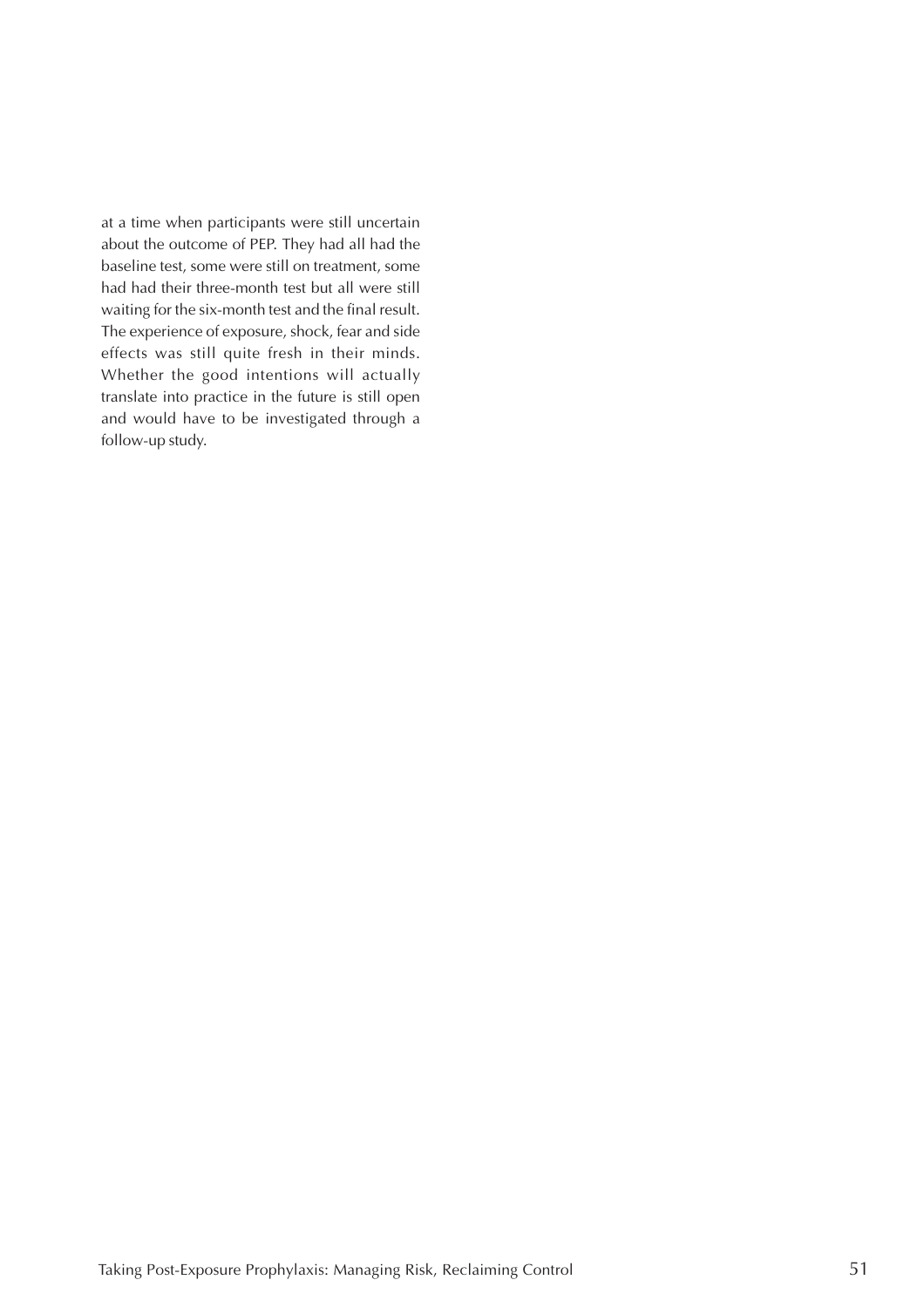at a time when participants were still uncertain about the outcome of PEP. They had all had the baseline test, some were still on treatment, some had had their three-month test but all were still waiting for the six-month test and the final result. The experience of exposure, shock, fear and side effects was still quite fresh in their minds. Whether the good intentions will actually translate into practice in the future is still open and would have to be investigated through a follow-up study.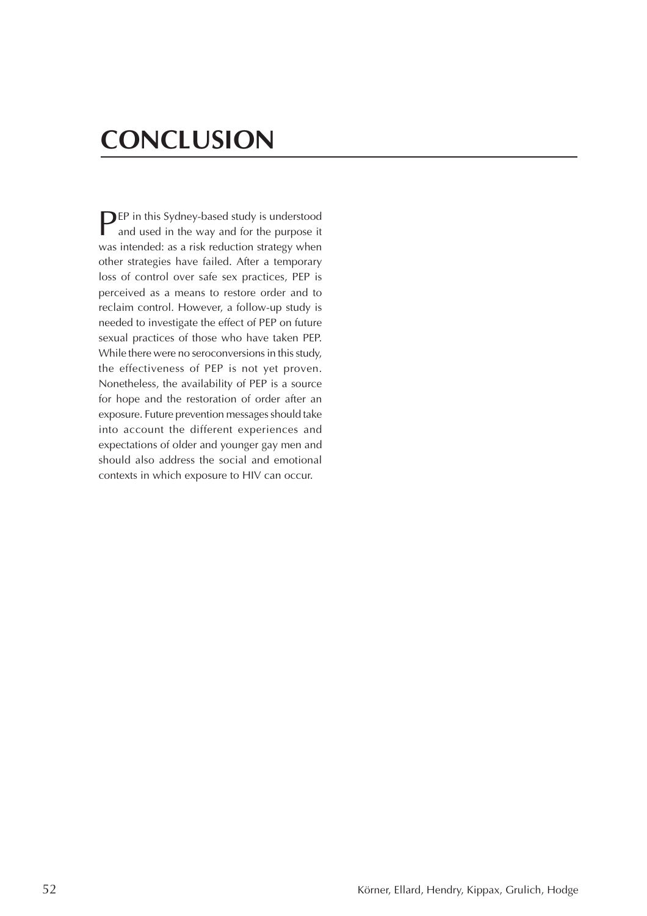# CONCLUSION

PEP in this Sydney-based study is understood and used in the way and for the purpose it was intended: as a risk reduction strategy when other strategies have failed. After a temporary loss of control over safe sex practices, PEP is perceived as a means to restore order and to reclaim control. However, a follow-up study is needed to investigate the effect of PEP on future sexual practices of those who have taken PEP. While there were no seroconversions in this study, the effectiveness of PEP is not yet proven. Nonetheless, the availability of PEP is a source for hope and the restoration of order after an exposure. Future prevention messages should take into account the different experiences and expectations of older and younger gay men and should also address the social and emotional contexts in which exposure to HIV can occur.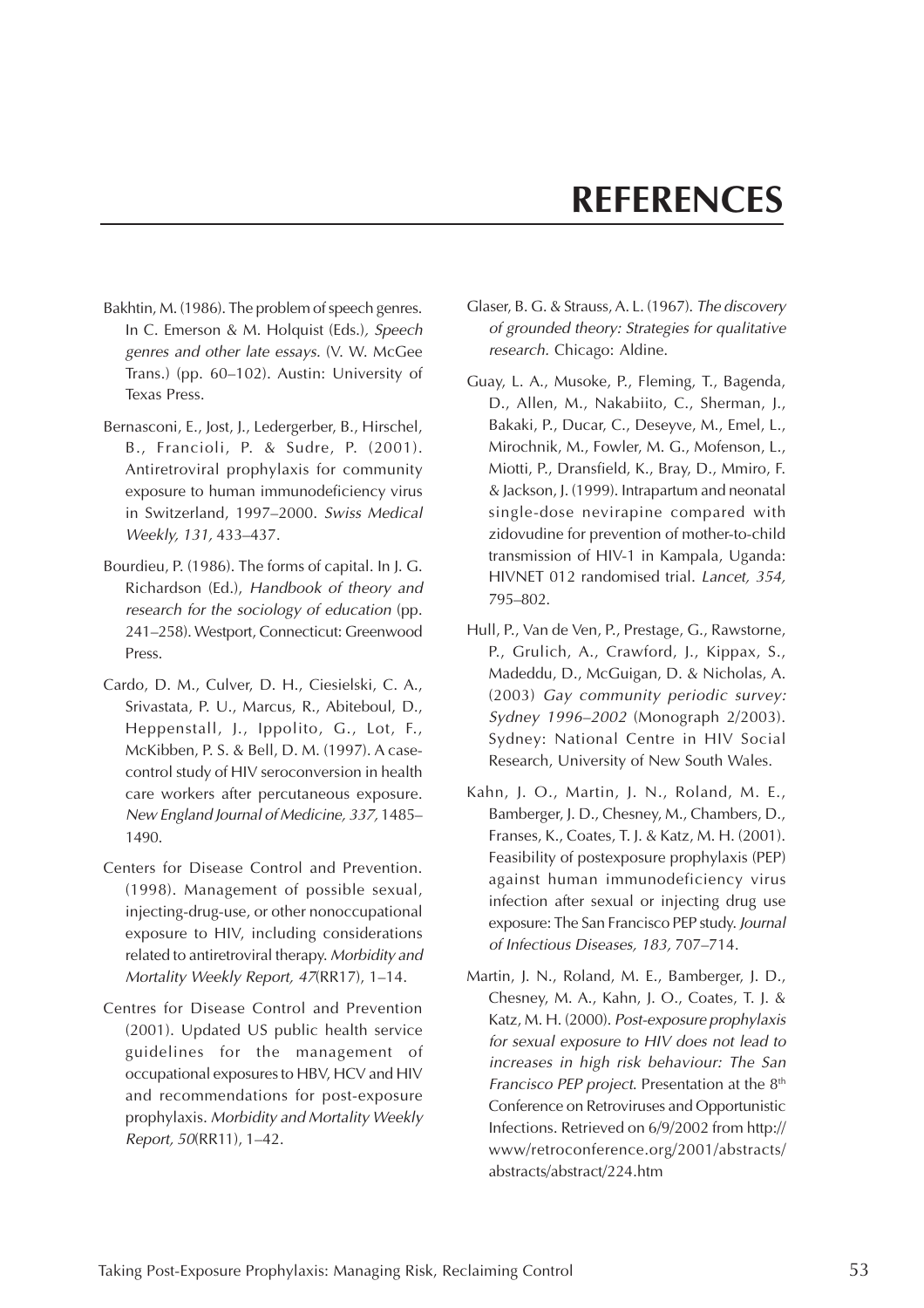# REFERENCES

Bakhtin, M. (1986). The problem of speech genres. In C. Emerson & M. Holquist (Eds.), *Speech genres and other late essays.* (V. W. McGee Trans.) (pp. 60–102). Austin: University of Texas Press.

Bernasconi, E., Jost, J., Ledergerber, B., Hirschel, B., Francioli, P. & Sudre, P. (2001). Antiretroviral prophylaxis for community exposure to human immunodeficiency virus in Switzerland, 1997–2000. *Swiss Medical Weekly, 131,* 433–437.

Bourdieu, P. (1986). The forms of capital. In J. G. Richardson (Ed.), *Handbook of theory and research for the sociology of education* (pp. 241–258). Westport, Connecticut: Greenwood Press.

Cardo, D. M., Culver, D. H., Ciesielski, C. A., Srivastata, P. U., Marcus, R., Abiteboul, D., Heppenstall, J., Ippolito, G., Lot, F., McKibben, P. S. & Bell, D. M. (1997). A case-control study of HIV seroconversion in health care workers after percutaneous exposure. *New England Journal of Medicine, 337,* 1485–1490.

Centers for Disease Control and Prevention. (1998). Management of possible sexual, injecting-drug-use, or other nonoccupational exposure to HIV, including considerations related to antiretroviral therapy. *Morbidity and Mortality Weekly Report, 47*(RR17), 1–14.

Centres for Disease Control and Prevention (2001). Updated US public health service guidelines for the management of occupational exposures to HBV, HCV and HIV and recommendations for post-exposure prophylaxis. *Morbidity and Mortality Weekly Report, 50*(RR11), 1–42.

Glaser, B. G. & Strauss, A. L. (1967). *The discovery of grounded theory: Strategies for qualitative research.* Chicago: Aldine.

Guay, L. A., Musoke, P., Fleming, T., Bagenda, D., Allen, M., Nakabiito, C., Sherman, J., Bakaki, P., Ducar, C., Deseyve, M., Emel, L., Mirochnik, M., Fowler, M. G., Mofenson, L., Miotti, P., Dransfield, K., Bray, D., Mmiro, F. & Jackson, J. (1999). Intrapartum and neonatal single-dose nevirapine compared with zidovudine for prevention of mother-to-child transmission of HIV-1 in Kampala, Uganda: HIVNET 012 randomised trial. *Lancet, 354,* 795–802.

Hull, P., Van de Ven, P., Prestage, G., Rawstorne, P., Grulich, A., Crawford, J., Kippax, S., Madeddu, D., McGuigan, D. & Nicholas, A. (2003) *Gay community periodic survey: Sydney 1996–2002* (Monograph 2/2003). Sydney: National Centre in HIV Social Research, University of New South Wales.

Kahn, J. O., Martin, J. N., Roland, M. E., Bamberger, J. D., Chesney, M., Chambers, D., Franses, K., Coates, T. J. & Katz, M. H. (2001). Feasibility of postexposure prophylaxis (PEP) against human immunodeficiency virus infection after sexual or injecting drug use exposure: The San Francisco PEP study. *Journal of Infectious Diseases, 183,* 707–714.

Martin, J. N., Roland, M. E., Bamberger, J. D., Chesney, M. A., Kahn, J. O., Coates, T. J. & Katz, M. H. (2000). *Post-exposure prophylaxis for sexual exposure to HIV does not lead to increases in high risk behaviour: The San Francisco PEP project.* Presentation at the 8th Conference on Retroviruses and Opportunistic Infections. Retrieved on 6/9/2002 from http://www/retroconference.org/2001/abstracts/abstracts/abstract/224.htm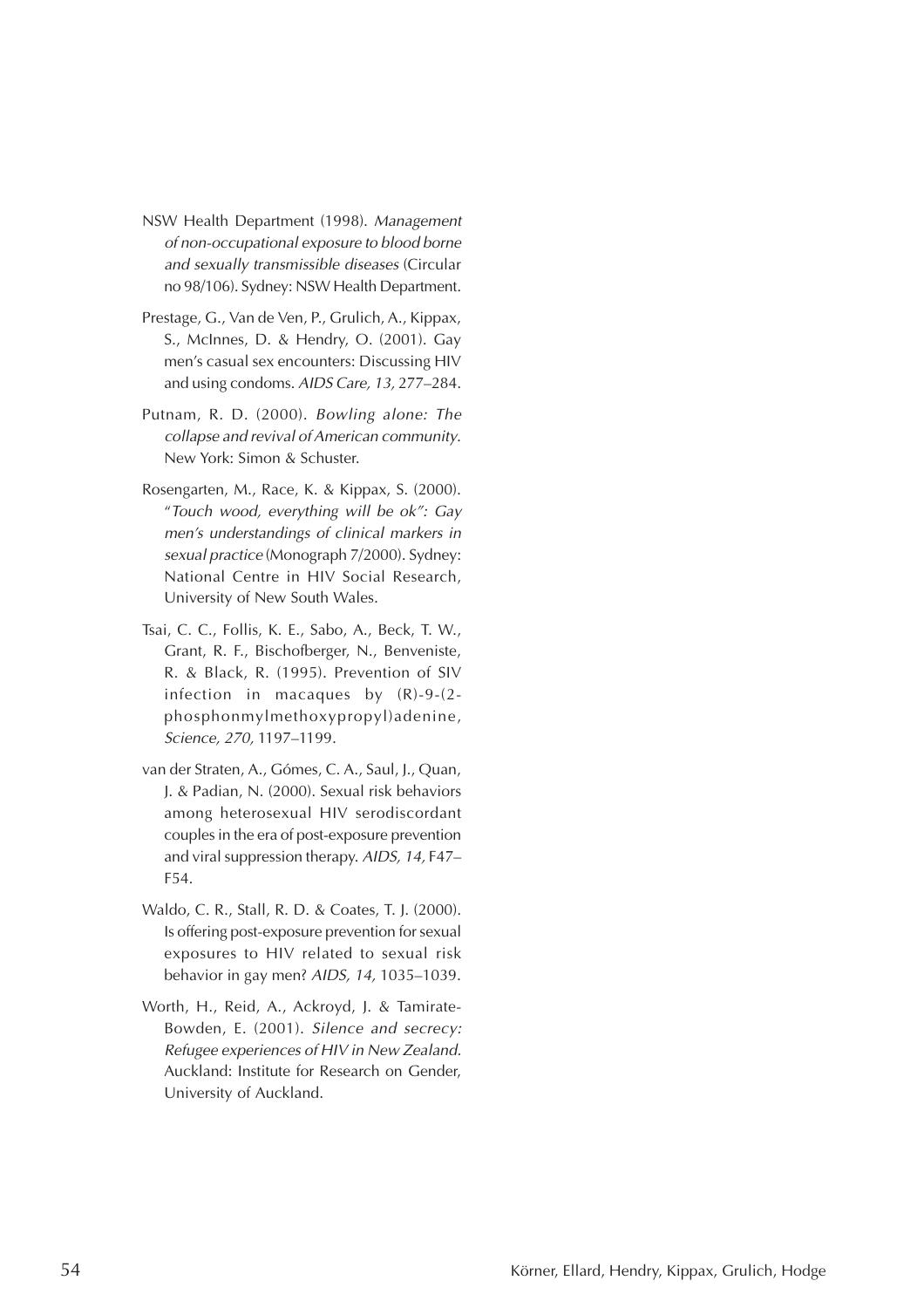NSW Health Department (1998). *Management of non-occupational exposure to blood borne and sexually transmissible diseases* (Circular no 98/106). Sydney: NSW Health Department.

Prestage, G., Van de Ven, P., Grulich, A., Kippax, S., McInnes, D. & Hendry, O. (2001). Gay men's casual sex encounters: Discussing HIV and using condoms. *AIDS Care, 13,* 277–284.

Putnam, R. D. (2000). *Bowling alone: The collapse and revival of American community.* New York: Simon & Schuster.

Rosengarten, M., Race, K. & Kippax, S. (2000). "*Touch wood, everything will be ok": Gay men's understandings of clinical markers in sexual practice* (Monograph 7/2000). Sydney: National Centre in HIV Social Research, University of New South Wales.

Tsai, C. C., Follis, K. E., Sabo, A., Beck, T. W., Grant, R. F., Bischofberger, N., Benveniste, R. & Black, R. (1995). Prevention of SIV infection in macaques by (R)-9-(2-phosphonmylmethoxypropyl)adenine, *Science, 270,* 1197–1199.

van der Straten, A., Gómes, C. A., Saul, J., Quan, J. & Padian, N. (2000). Sexual risk behaviors among heterosexual HIV serodiscordant couples in the era of post-exposure prevention and viral suppression therapy. *AIDS, 14,* F47–F54.

Waldo, C. R., Stall, R. D. & Coates, T. J. (2000). Is offering post-exposure prevention for sexual exposures to HIV related to sexual risk behavior in gay men? *AIDS, 14,* 1035–1039.

Worth, H., Reid, A., Ackroyd, J. & Tamirate-Bowden, E. (2001). *Silence and secrecy: Refugee experiences of HIV in New Zealand.* Auckland: Institute for Research on Gender, University of Auckland.